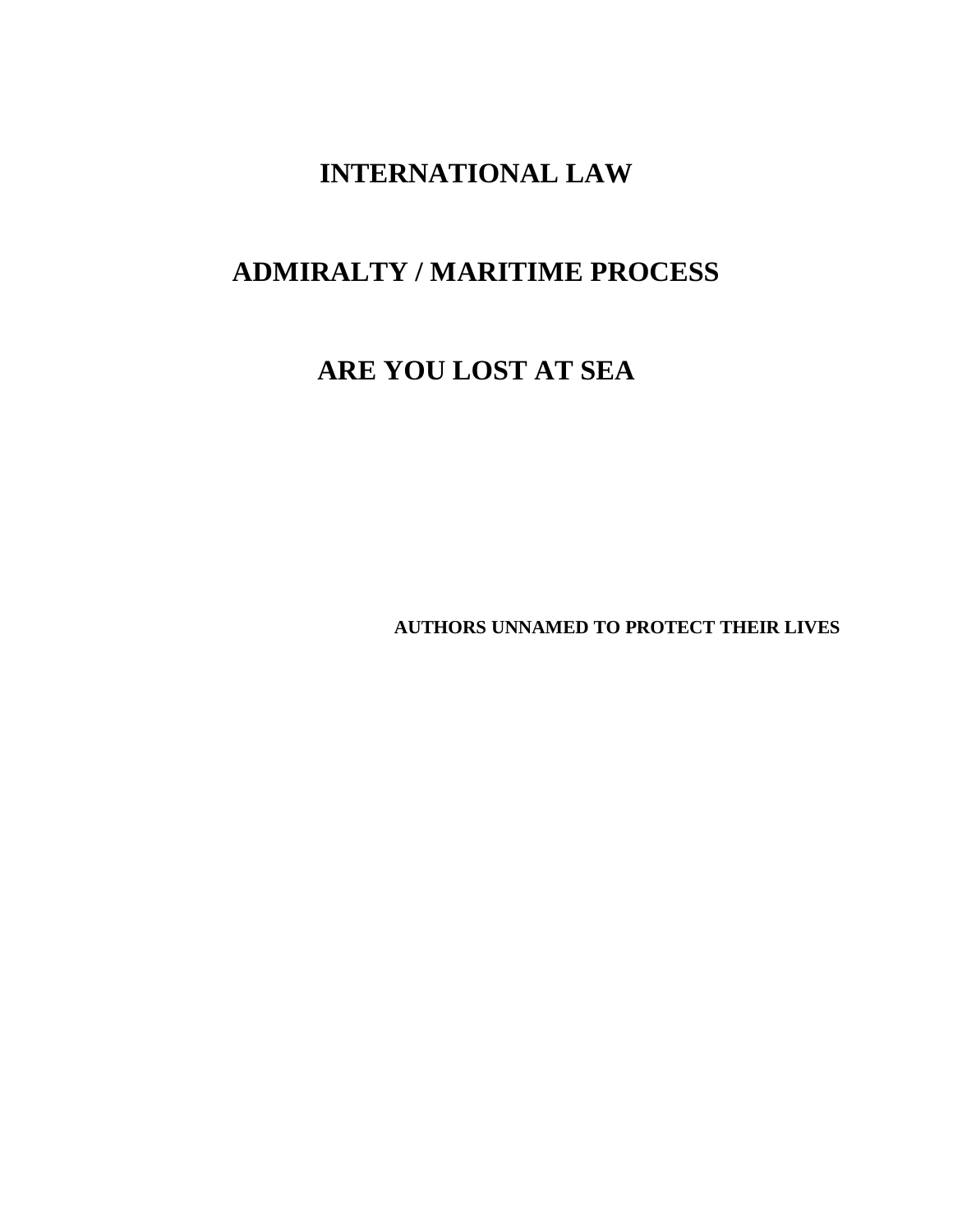# INTERNATIONAL LAW

# ADMIRALTY / MARITIME PROCESS

# ARE YOU LOST AT SEA

**AUTHORS UNNAMED TO PROTECT THEIR LIVES**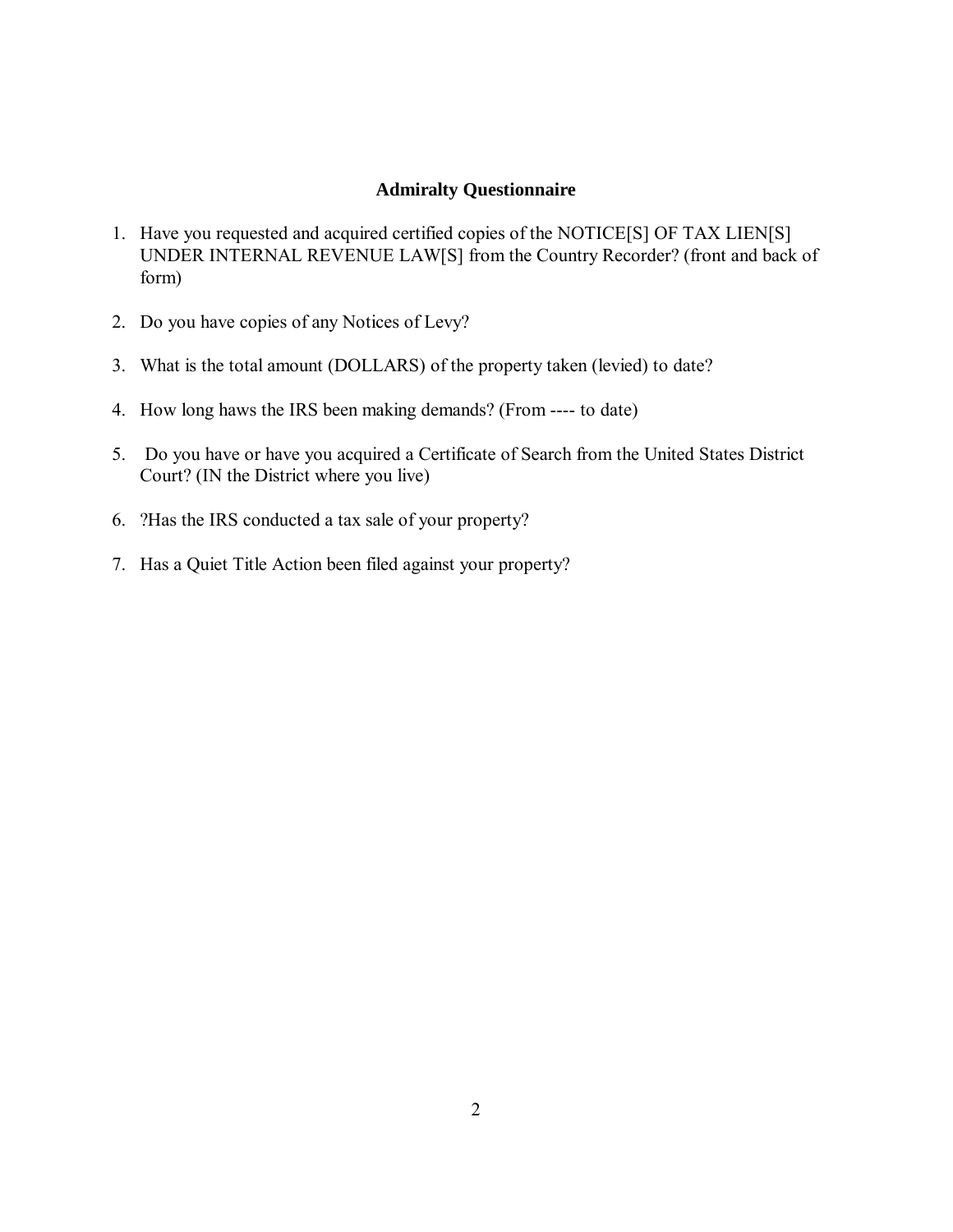## Admiralty Questionnaire

1. Have you requested and acquired certified copies of the NOTICE[S] OF TAX LIEN[S] UNDER INTERNAL REVENUE LAW[S] from the Country Recorder? (front and back of form)

2. Do you have copies of any Notices of Levy?

3. What is the total amount (DOLLARS) of the property taken (levied) to date?

4. How long haws the IRS been making demands? (From ---- to date)

5. Do you have or have you acquired a Certificate of Search from the United States District Court? (IN the District where you live)

6. ?Has the IRS conducted a tax sale of your property?

7. Has a Quiet Title Action been filed against your property?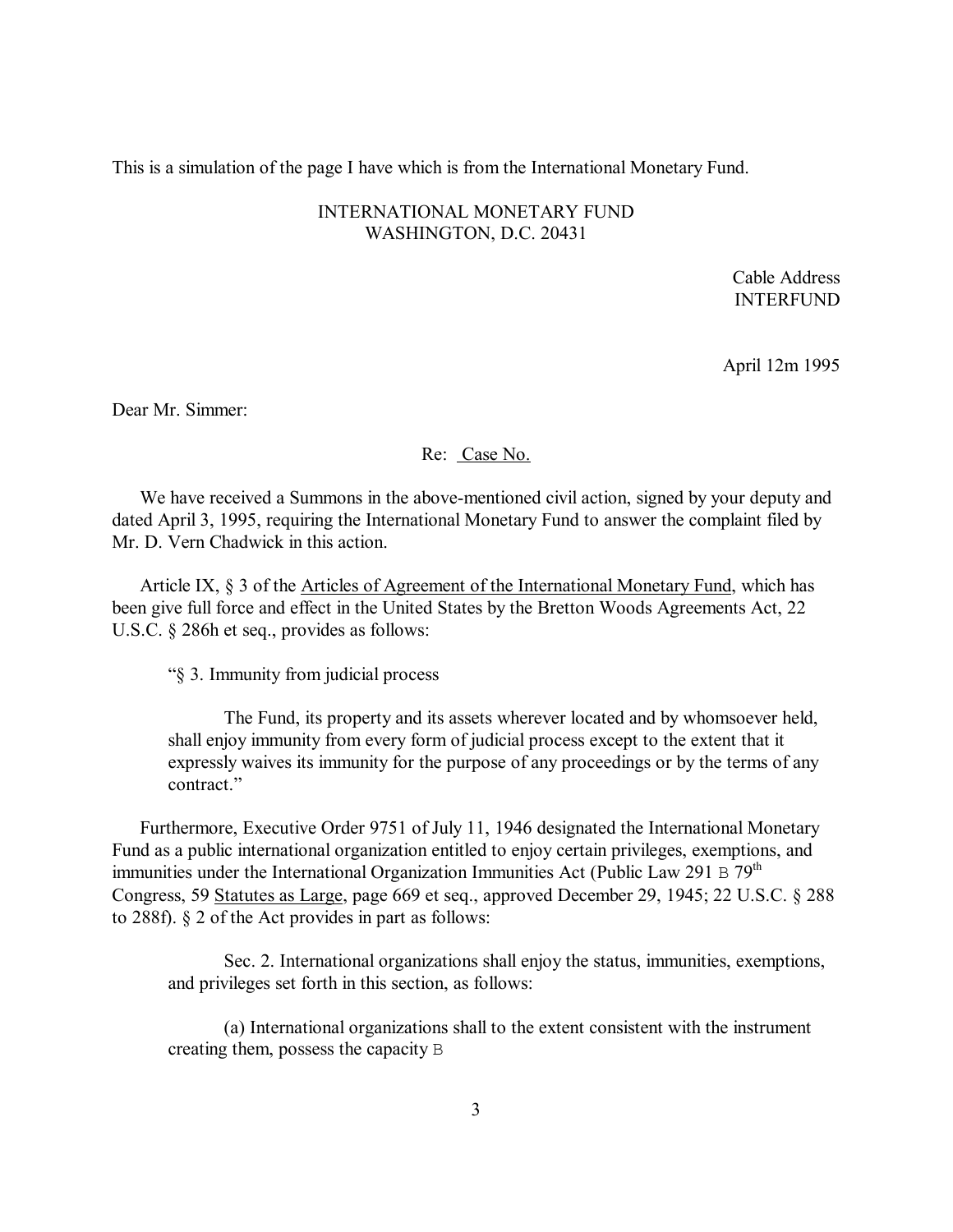This is a simulation of the page I have which is from the International Monetary Fund.

INTERNATIONAL MONETARY FUND
WASHINGTON, D.C. 20431

Cable Address
INTERFUND

April 12m 1995

Dear Mr. Simmer:

Re: Case No.

We have received a Summons in the above-mentioned civil action, signed by your deputy and dated April 3, 1995, requiring the International Monetary Fund to answer the complaint filed by Mr. D. Vern Chadwick in this action.

Article IX, § 3 of the Articles of Agreement of the International Monetary Fund, which has been give full force and effect in the United States by the Bretton Woods Agreements Act, 22 U.S.C. § 286h et seq., provides as follows:

> "§ 3. Immunity from judicial process
>
> The Fund, its property and its assets wherever located and by whomsoever held, shall enjoy immunity from every form of judicial process except to the extent that it expressly waives its immunity for the purpose of any proceedings or by the terms of any contract."

Furthermore, Executive Order 9751 of July 11, 1946 designated the International Monetary Fund as a public international organization entitled to enjoy certain privileges, exemptions, and immunities under the International Organization Immunities Act (Public Law 291 B 79th Congress, 59 Statutes as Large, page 669 et seq., approved December 29, 1945; 22 U.S.C. § 288 to 288f). § 2 of the Act provides in part as follows:

> Sec. 2. International organizations shall enjoy the status, immunities, exemptions, and privileges set forth in this section, as follows:
>
> (a) International organizations shall to the extent consistent with the instrument creating them, possess the capacity B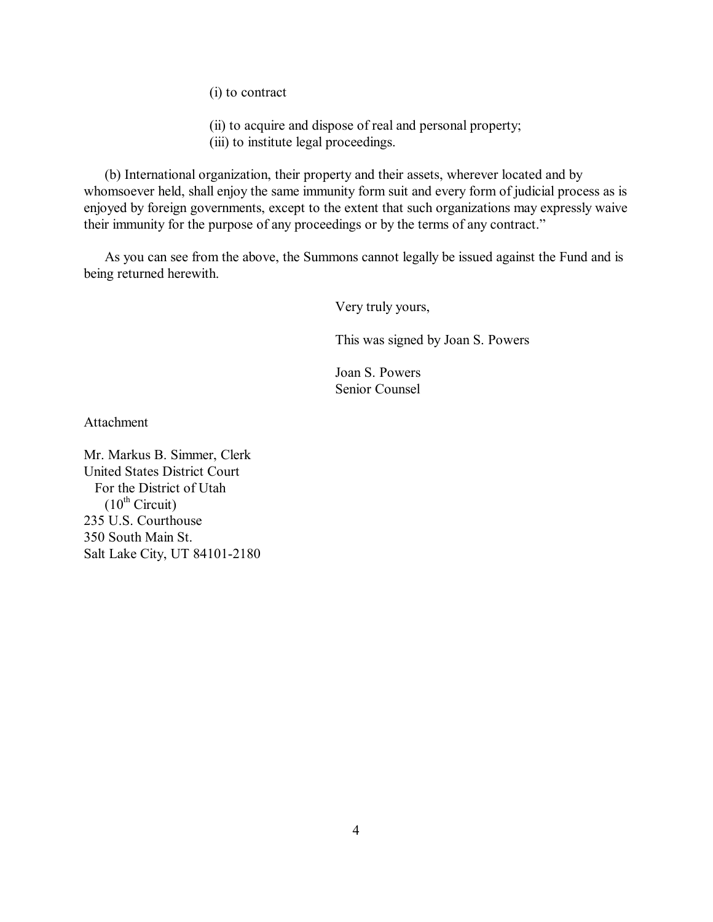(i) to contract

(ii) to acquire and dispose of real and personal property;
(iii) to institute legal proceedings.

(b) International organization, their property and their assets, wherever located and by whomsoever held, shall enjoy the same immunity form suit and every form of judicial process as is enjoyed by foreign governments, except to the extent that such organizations may expressly waive their immunity for the purpose of any proceedings or by the terms of any contract."

As you can see from the above, the Summons cannot legally be issued against the Fund and is being returned herewith.

Very truly yours,

This was signed by Joan S. Powers

Joan S. Powers
Senior Counsel

Attachment

Mr. Markus B. Simmer, Clerk
United States District Court
For the District of Utah
($10^{th}$ Circuit)
235 U.S. Courthouse
350 South Main St.
Salt Lake City, UT 84101-2180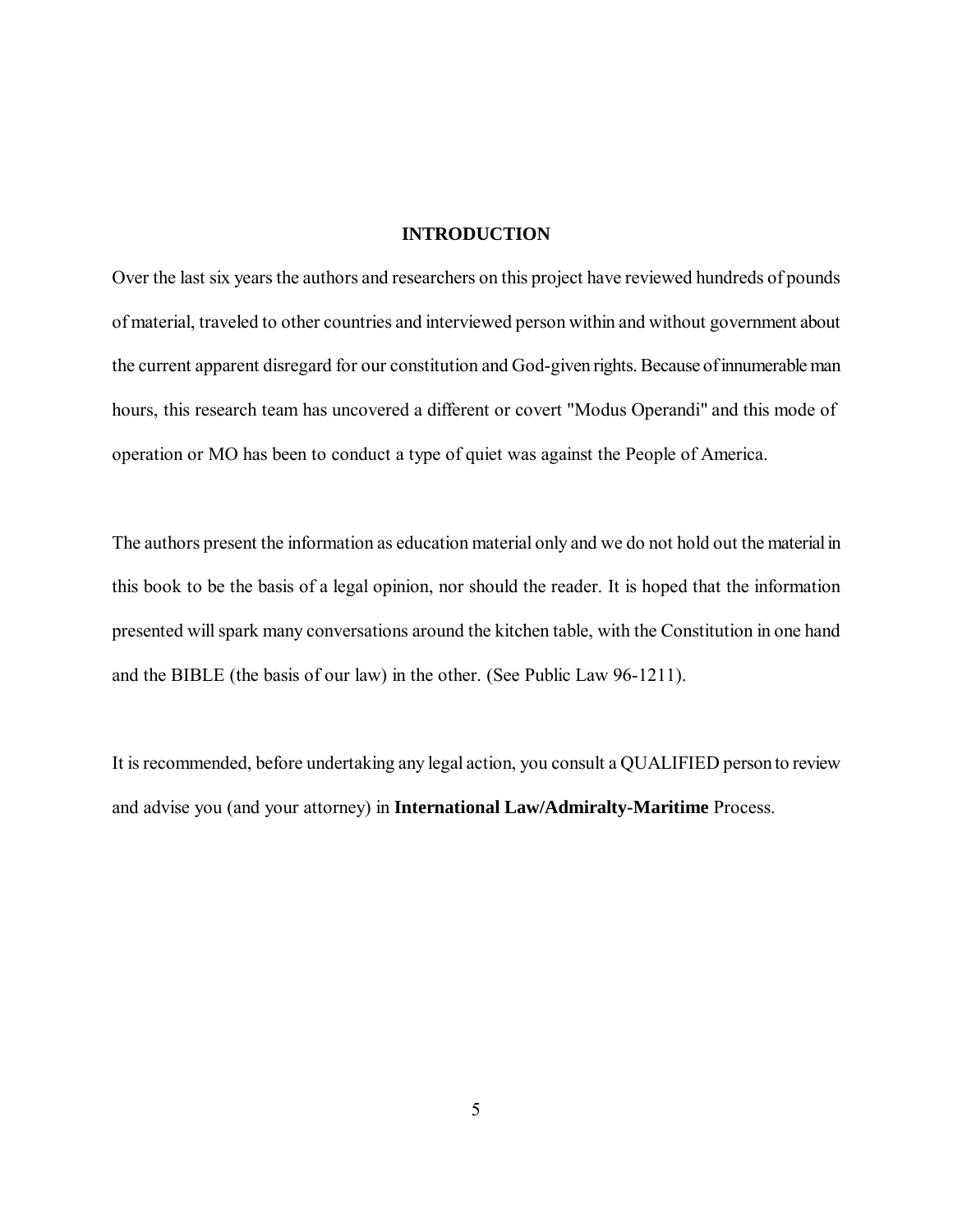# INTRODUCTION

Over the last six years the authors and researchers on this project have reviewed hundreds of pounds of material, traveled to other countries and interviewed person within and without government about the current apparent disregard for our constitution and God-given rights. Because of innumerable man hours, this research team has uncovered a different or covert "Modus Operandi" and this mode of operation or MO has been to conduct a type of quiet was against the People of America.

The authors present the information as education material only and we do not hold out the material in this book to be the basis of a legal opinion, nor should the reader. It is hoped that the information presented will spark many conversations around the kitchen table, with the Constitution in one hand and the BIBLE (the basis of our law) in the other. (See Public Law 96-1211).

It is recommended, before undertaking any legal action, you consult a QUALIFIED person to review and advise you (and your attorney) in **International Law/Admiralty-Maritime** Process.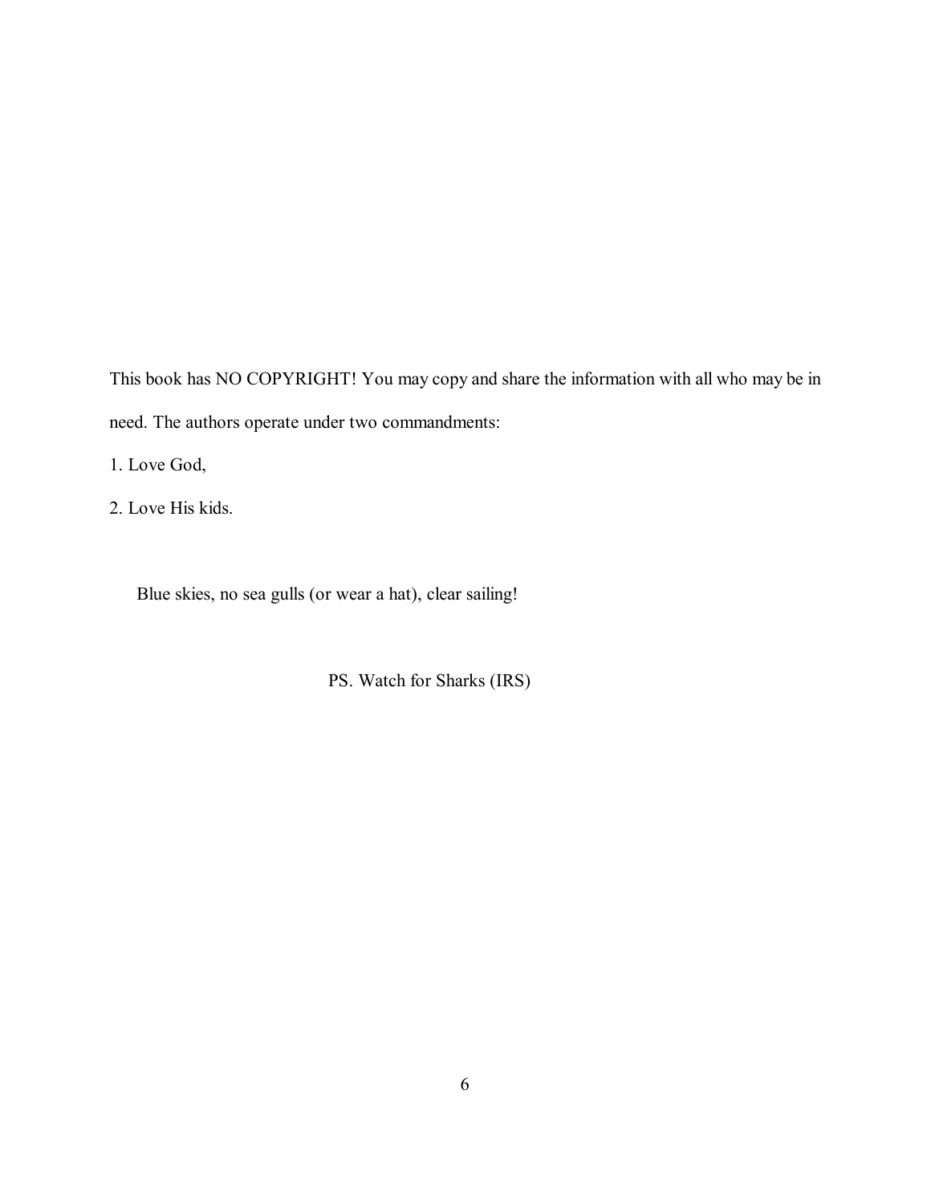This book has NO COPYRIGHT! You may copy and share the information with all who may be in need. The authors operate under two commandments:

1. Love God,
2. Love His kids.

Blue skies, no sea gulls (or wear a hat), clear sailing!

PS. Watch for Sharks (IRS)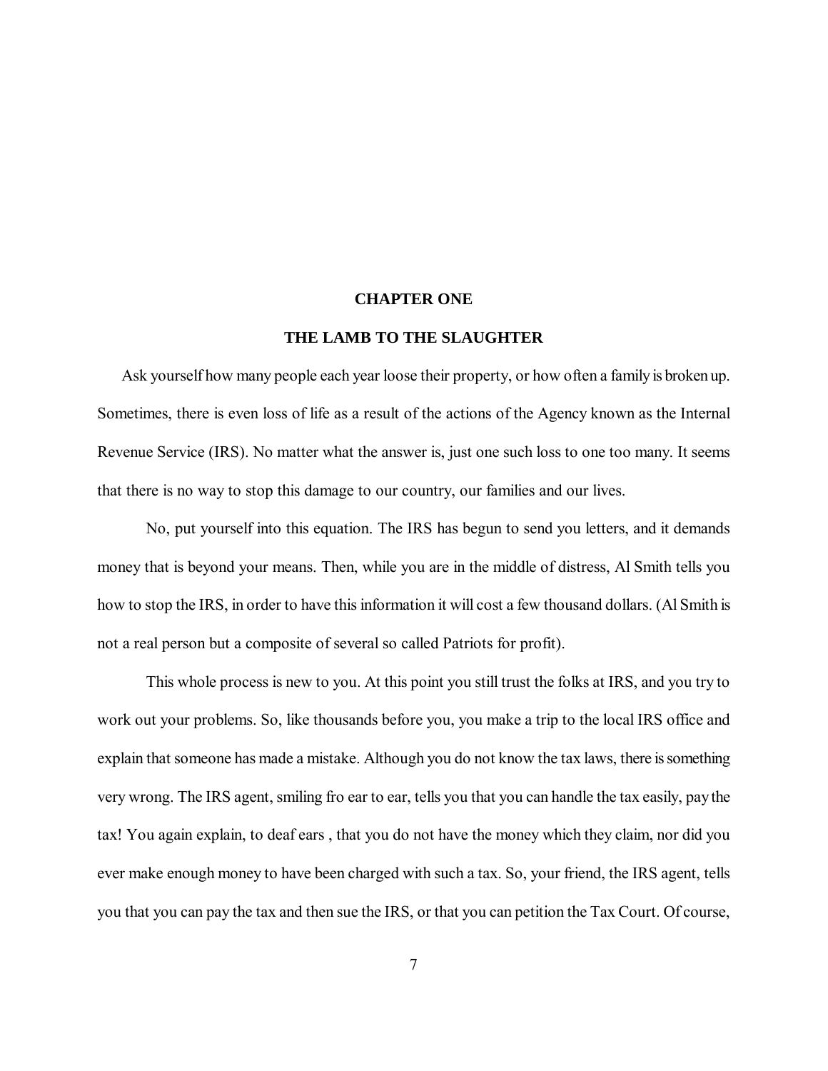# CHAPTER ONE

## THE LAMB TO THE SLAUGHTER

Ask yourself how many people each year loose their property, or how often a family is broken up. Sometimes, there is even loss of life as a result of the actions of the Agency known as the Internal Revenue Service (IRS). No matter what the answer is, just one such loss to one too many. It seems that there is no way to stop this damage to our country, our families and our lives.

No, put yourself into this equation. The IRS has begun to send you letters, and it demands money that is beyond your means. Then, while you are in the middle of distress, Al Smith tells you how to stop the IRS, in order to have this information it will cost a few thousand dollars. (Al Smith is not a real person but a composite of several so called Patriots for profit).

This whole process is new to you. At this point you still trust the folks at IRS, and you try to work out your problems. So, like thousands before you, you make a trip to the local IRS office and explain that someone has made a mistake. Although you do not know the tax laws, there is something very wrong. The IRS agent, smiling fro ear to ear, tells you that you can handle the tax easily, pay the tax! You again explain, to deaf ears , that you do not have the money which they claim, nor did you ever make enough money to have been charged with such a tax. So, your friend, the IRS agent, tells you that you can pay the tax and then sue the IRS, or that you can petition the Tax Court. Of course,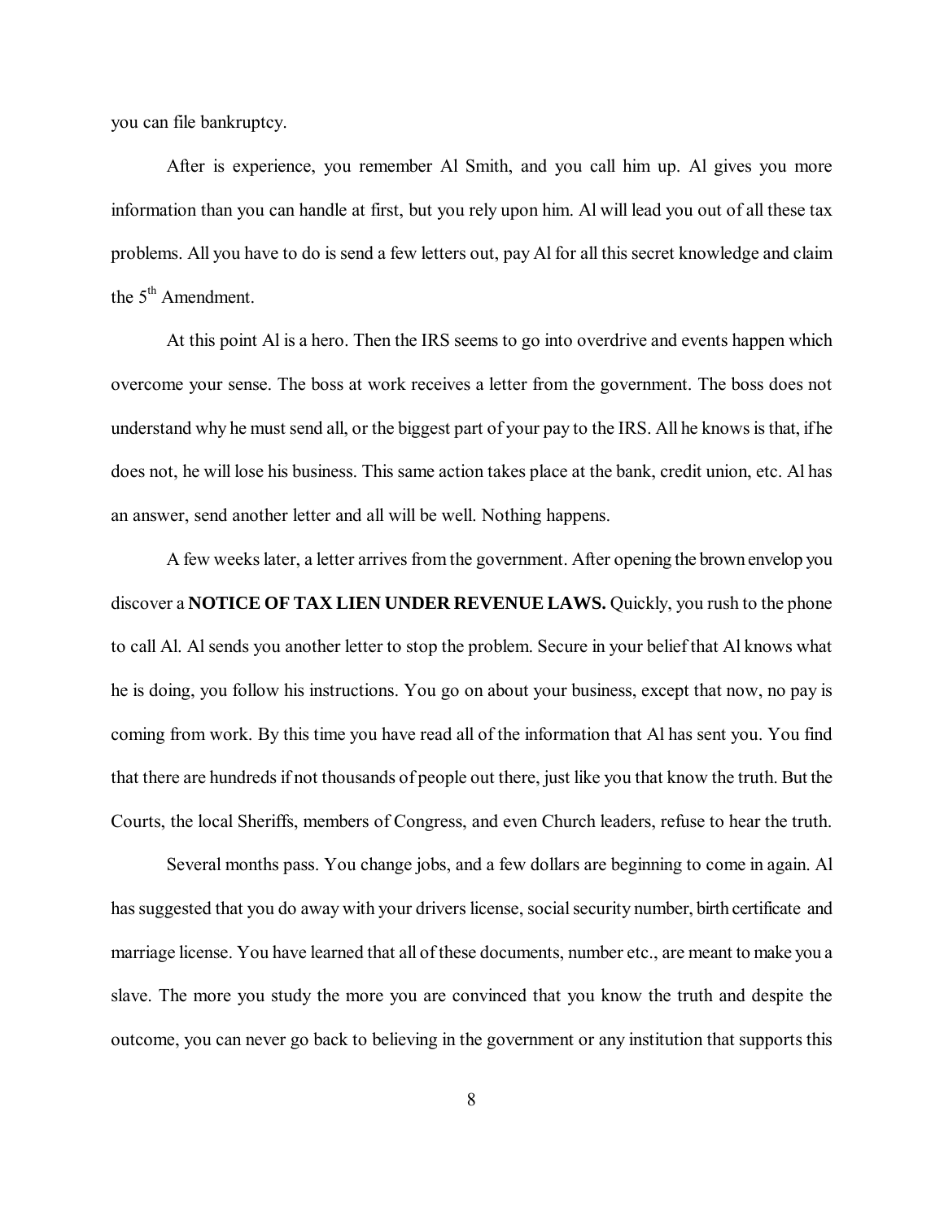you can file bankruptcy.

After is experience, you remember Al Smith, and you call him up. Al gives you more information than you can handle at first, but you rely upon him. Al will lead you out of all these tax problems. All you have to do is send a few letters out, pay Al for all this secret knowledge and claim the 5th Amendment.

At this point Al is a hero. Then the IRS seems to go into overdrive and events happen which overcome your sense. The boss at work receives a letter from the government. The boss does not understand why he must send all, or the biggest part of your pay to the IRS. All he knows is that, if he does not, he will lose his business. This same action takes place at the bank, credit union, etc. Al has an answer, send another letter and all will be well. Nothing happens.

A few weeks later, a letter arrives from the government. After opening the brown envelop you discover a **NOTICE OF TAX LIEN UNDER REVENUE LAWS.** Quickly, you rush to the phone to call Al. Al sends you another letter to stop the problem. Secure in your belief that Al knows what he is doing, you follow his instructions. You go on about your business, except that now, no pay is coming from work. By this time you have read all of the information that Al has sent you. You find that there are hundreds if not thousands of people out there, just like you that know the truth. But the Courts, the local Sheriffs, members of Congress, and even Church leaders, refuse to hear the truth.

Several months pass. You change jobs, and a few dollars are beginning to come in again. Al has suggested that you do away with your drivers license, social security number, birth certificate and marriage license. You have learned that all of these documents, number etc., are meant to make you a slave. The more you study the more you are convinced that you know the truth and despite the outcome, you can never go back to believing in the government or any institution that supports this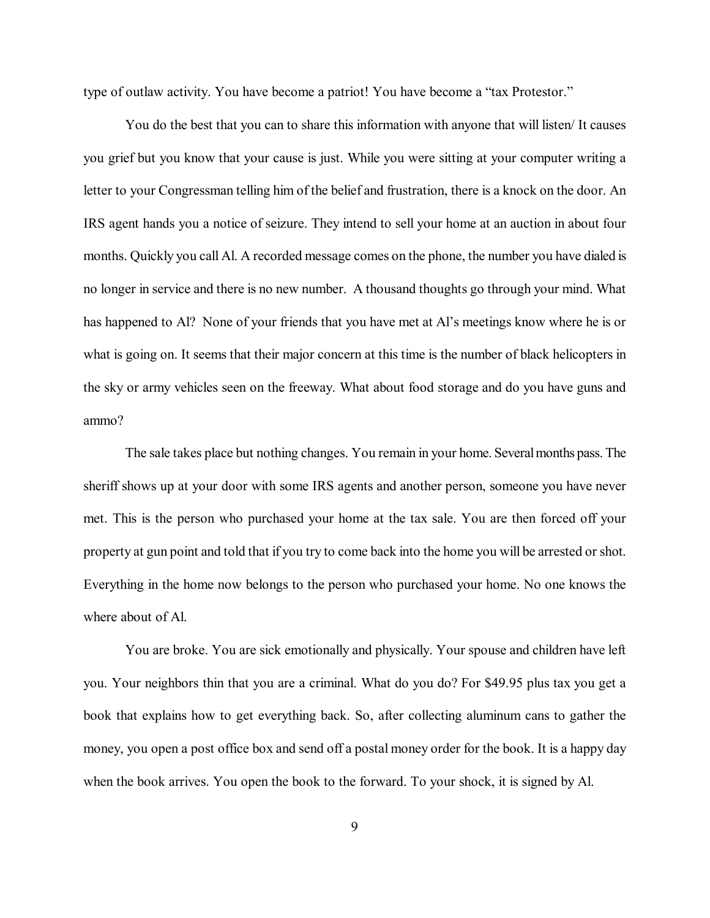type of outlaw activity. You have become a patriot! You have become a "tax Protestor."

You do the best that you can to share this information with anyone that will listen/ It causes you grief but you know that your cause is just. While you were sitting at your computer writing a letter to your Congressman telling him of the belief and frustration, there is a knock on the door. An IRS agent hands you a notice of seizure. They intend to sell your home at an auction in about four months. Quickly you call Al. A recorded message comes on the phone, the number you have dialed is no longer in service and there is no new number. A thousand thoughts go through your mind. What has happened to Al? None of your friends that you have met at Al's meetings know where he is or what is going on. It seems that their major concern at this time is the number of black helicopters in the sky or army vehicles seen on the freeway. What about food storage and do you have guns and ammo?

The sale takes place but nothing changes. You remain in your home. Several months pass. The sheriff shows up at your door with some IRS agents and another person, someone you have never met. This is the person who purchased your home at the tax sale. You are then forced off your property at gun point and told that if you try to come back into the home you will be arrested or shot. Everything in the home now belongs to the person who purchased your home. No one knows the where about of Al.

You are broke. You are sick emotionally and physically. Your spouse and children have left you. Your neighbors thin that you are a criminal. What do you do? For $49.95 plus tax you get a book that explains how to get everything back. So, after collecting aluminum cans to gather the money, you open a post office box and send off a postal money order for the book. It is a happy day when the book arrives. You open the book to the forward. To your shock, it is signed by Al.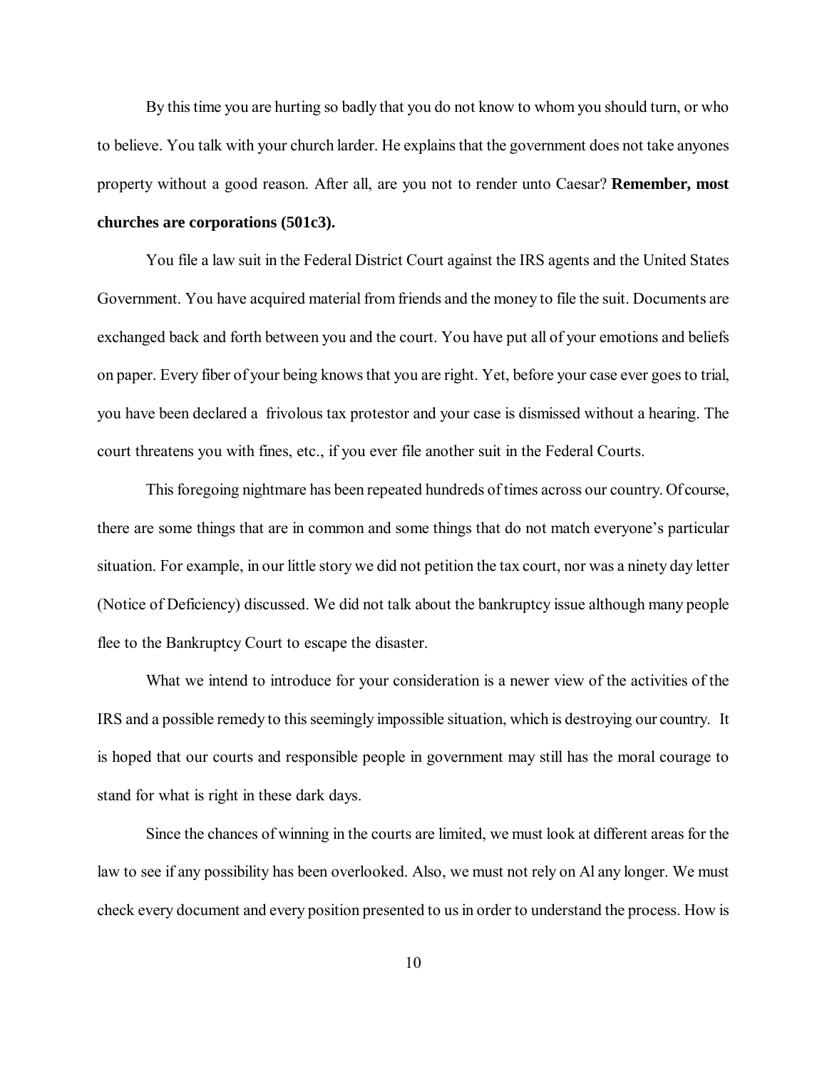By this time you are hurting so badly that you do not know to whom you should turn, or who to believe. You talk with your church larder. He explains that the government does not take anyones property without a good reason. After all, are you not to render unto Caesar? **Remember, most churches are corporations (501c3).**

You file a law suit in the Federal District Court against the IRS agents and the United States Government. You have acquired material from friends and the money to file the suit. Documents are exchanged back and forth between you and the court. You have put all of your emotions and beliefs on paper. Every fiber of your being knows that you are right. Yet, before your case ever goes to trial, you have been declared a  frivolous tax protestor and your case is dismissed without a hearing. The court threatens you with fines, etc., if you ever file another suit in the Federal Courts.

This foregoing nightmare has been repeated hundreds of times across our country. Of course, there are some things that are in common and some things that do not match everyone's particular situation. For example, in our little story we did not petition the tax court, nor was a ninety day letter (Notice of Deficiency) discussed. We did not talk about the bankruptcy issue although many people flee to the Bankruptcy Court to escape the disaster.

What we intend to introduce for your consideration is a newer view of the activities of the IRS and a possible remedy to this seemingly impossible situation, which is destroying our country.  It is hoped that our courts and responsible people in government may still has the moral courage to stand for what is right in these dark days.

Since the chances of winning in the courts are limited, we must look at different areas for the law to see if any possibility has been overlooked. Also, we must not rely on Al any longer. We must check every document and every position presented to us in order to understand the process. How is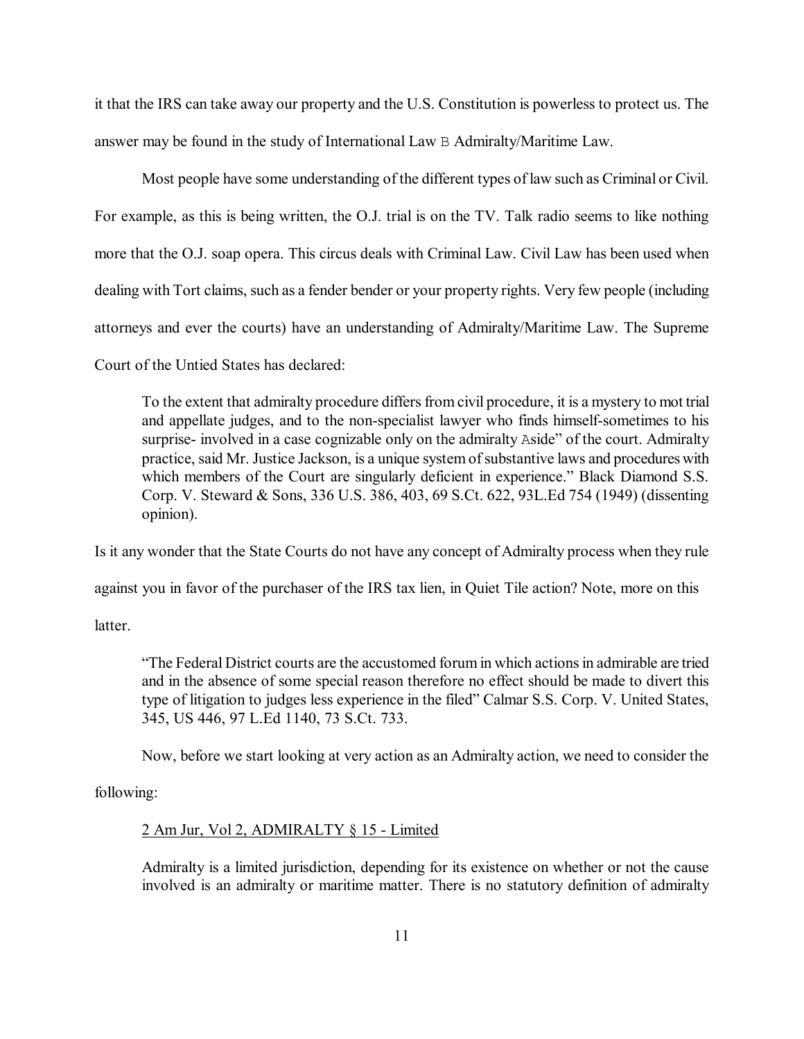it that the IRS can take away our property and the U.S. Constitution is powerless to protect us. The answer may be found in the study of International Law B Admiralty/Maritime Law.

Most people have some understanding of the different types of law such as Criminal or Civil. For example, as this is being written, the O.J. trial is on the TV. Talk radio seems to like nothing more that the O.J. soap opera. This circus deals with Criminal Law. Civil Law has been used when dealing with Tort claims, such as a fender bender or your property rights. Very few people (including attorneys and ever the courts) have an understanding of Admiralty/Maritime Law. The Supreme Court of the Untied States has declared:

> To the extent that admiralty procedure differs from civil procedure, it is a mystery to mot trial and appellate judges, and to the non-specialist lawyer who finds himself-sometimes to his surprise- involved in a case cognizable only on the admiralty Aside" of the court. Admiralty practice, said Mr. Justice Jackson, is a unique system of substantive laws and procedures with which members of the Court are singularly deficient in experience." Black Diamond S.S. Corp. V. Steward & Sons, 336 U.S. 386, 403, 69 S.Ct. 622, 93L.Ed 754 (1949) (dissenting opinion).

Is it any wonder that the State Courts do not have any concept of Admiralty process when they rule against you in favor of the purchaser of the IRS tax lien, in Quiet Tile action? Note, more on this latter.

> "The Federal District courts are the accustomed forum in which actions in admirable are tried and in the absence of some special reason therefore no effect should be made to divert this type of litigation to judges less experience in the filed" Calmar S.S. Corp. V. United States, 345, US 446, 97 L.Ed 1140, 73 S.Ct. 733.

Now, before we start looking at very action as an Admiralty action, we need to consider the following:

> <u>2 Am Jur, Vol 2, ADMIRALTY § 15 - Limited</u>
>
> Admiralty is a limited jurisdiction, depending for its existence on whether or not the cause involved is an admiralty or maritime matter. There is no statutory definition of admiralty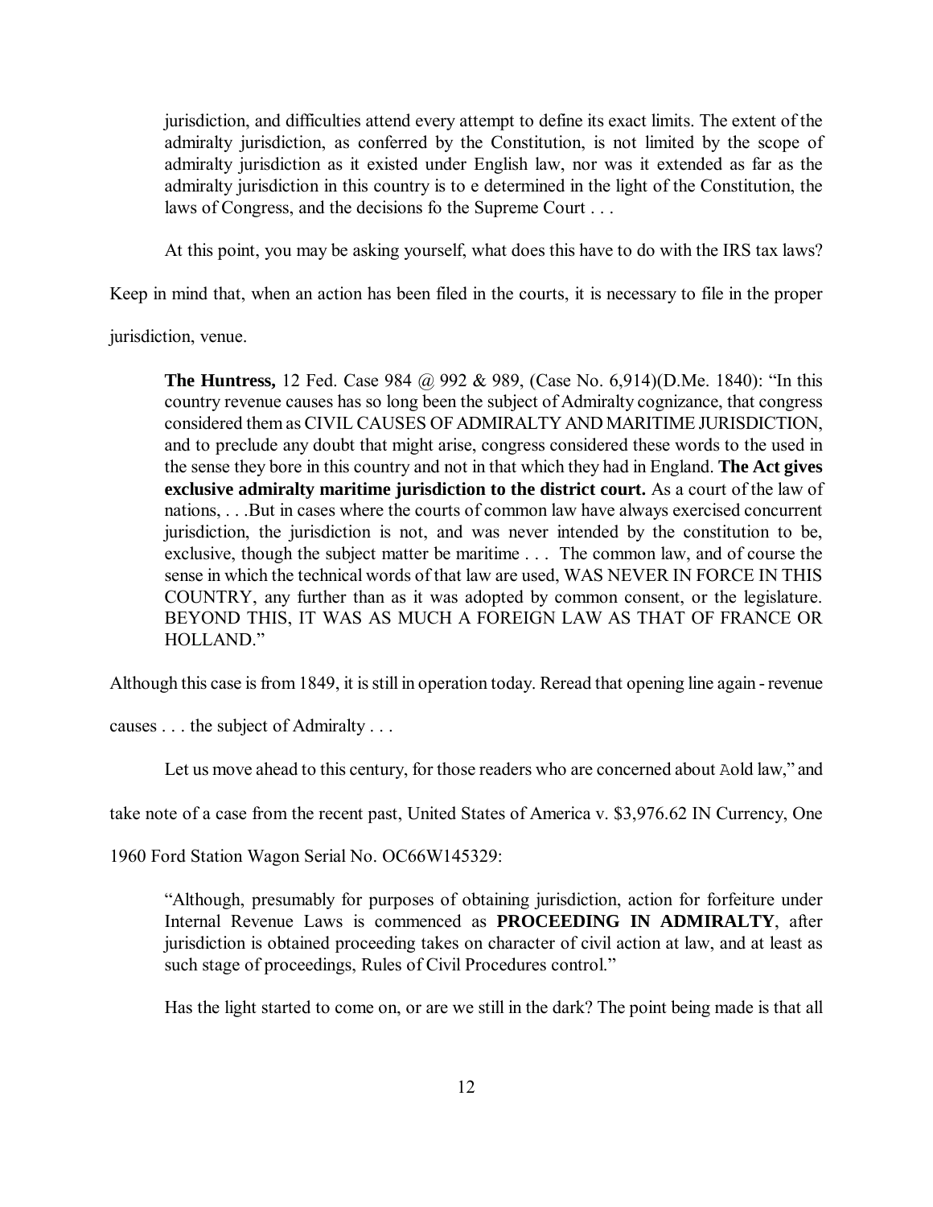> jurisdiction, and difficulties attend every attempt to define its exact limits. The extent of the admiralty jurisdiction, as conferred by the Constitution, is not limited by the scope of admiralty jurisdiction as it existed under English law, nor was it extended as far as the admiralty jurisdiction in this country is to e determined in the light of the Constitution, the laws of Congress, and the decisions fo the Supreme Court . . .

At this point, you may be asking yourself, what does this have to do with the IRS tax laws? Keep in mind that, when an action has been filed in the courts, it is necessary to file in the proper jurisdiction, venue.

> **The Huntress,** 12 Fed. Case 984 @ 992 & 989, (Case No. 6,914)(D.Me. 1840): "In this country revenue causes has so long been the subject of Admiralty cognizance, that congress considered them as CIVIL CAUSES OF ADMIRALTY AND MARITIME JURISDICTION, and to preclude any doubt that might arise, congress considered these words to the used in the sense they bore in this country and not in that which they had in England. **The Act gives exclusive admiralty maritime jurisdiction to the district court.** As a court of the law of nations, . . .But in cases where the courts of common law have always exercised concurrent jurisdiction, the jurisdiction is not, and was never intended by the constitution to be, exclusive, though the subject matter be maritime . . . The common law, and of course the sense in which the technical words of that law are used, WAS NEVER IN FORCE IN THIS COUNTRY, any further than as it was adopted by common consent, or the legislature. BEYOND THIS, IT WAS AS MUCH A FOREIGN LAW AS THAT OF FRANCE OR HOLLAND."

Although this case is from 1849, it is still in operation today. Reread that opening line again - revenue causes . . . the subject of Admiralty . . .

Let us move ahead to this century, for those readers who are concerned about Aold law," and take note of a case from the recent past, United States of America v. $3,976.62 IN Currency, One 1960 Ford Station Wagon Serial No. OC66W145329:

> "Although, presumably for purposes of obtaining jurisdiction, action for forfeiture under Internal Revenue Laws is commenced as **PROCEEDING IN ADMIRALTY**, after jurisdiction is obtained proceeding takes on character of civil action at law, and at least as such stage of proceedings, Rules of Civil Procedures control."

Has the light started to come on, or are we still in the dark? The point being made is that all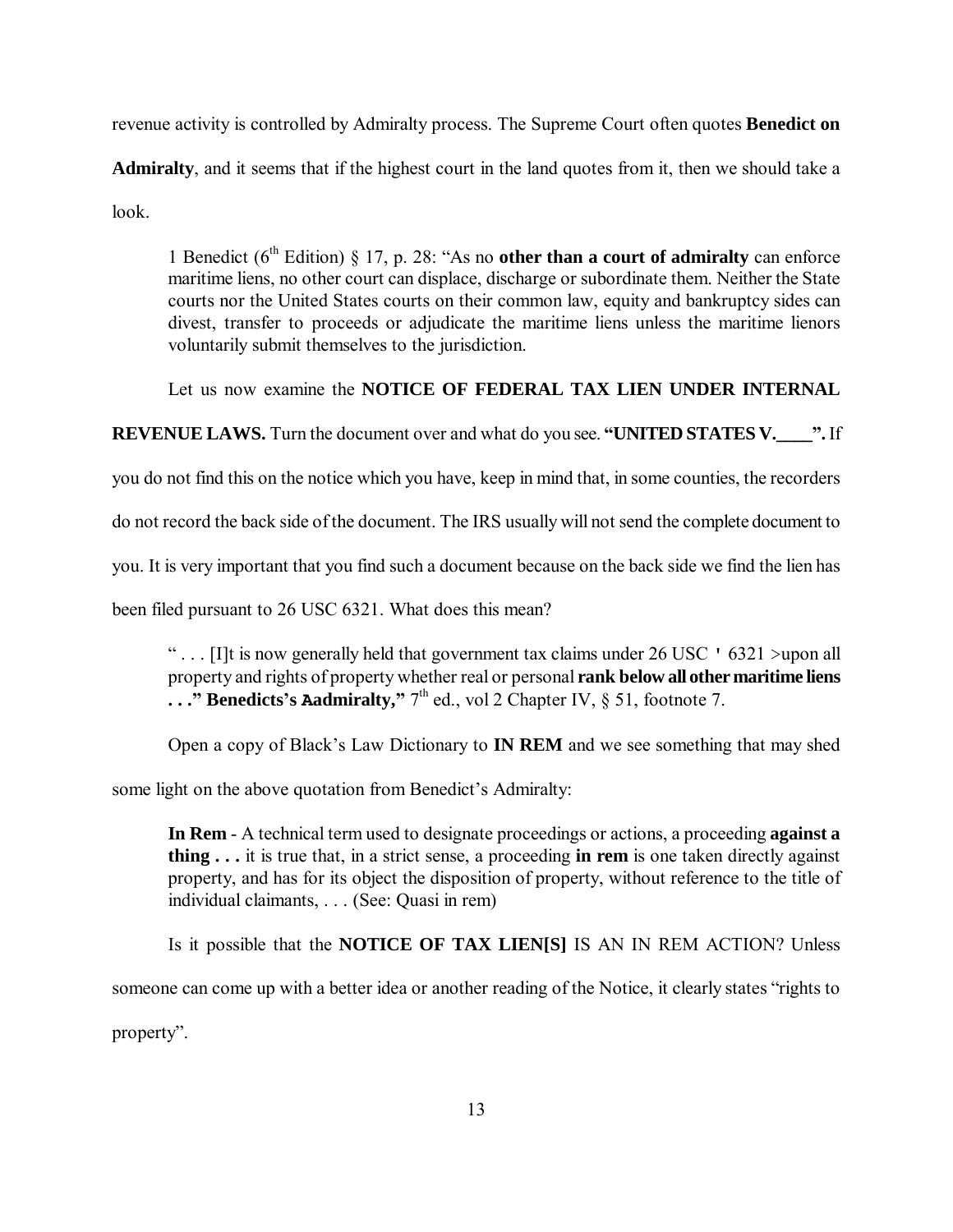revenue activity is controlled by Admiralty process. The Supreme Court often quotes **Benedict on Admiralty**, and it seems that if the highest court in the land quotes from it, then we should take a look.

> 1 Benedict (6th Edition) § 17, p. 28: "As no **other than a court of admiralty** can enforce maritime liens, no other court can displace, discharge or subordinate them. Neither the State courts nor the United States courts on their common law, equity and bankruptcy sides can divest, transfer to proceeds or adjudicate the maritime liens unless the maritime lienors voluntarily submit themselves to the jurisdiction.

Let us now examine the **NOTICE OF FEDERAL TAX LIEN UNDER INTERNAL REVENUE LAWS.** Turn the document over and what do you see. **"UNITED STATES V.____".** If you do not find this on the notice which you have, keep in mind that, in some counties, the recorders do not record the back side of the document. The IRS usually will not send the complete document to you. It is very important that you find such a document because on the back side we find the lien has been filed pursuant to 26 USC 6321. What does this mean?

> " . . . [I]t is now generally held that government tax claims under 26 USC ' 6321 >upon all property and rights of property whether real or personal **rank below all other maritime liens . . ." Benedicts's Aadmiralty,"** 7th ed., vol 2 Chapter IV, § 51, footnote 7.

Open a copy of Black's Law Dictionary to **IN REM** and we see something that may shed some light on the above quotation from Benedict's Admiralty:

> **In Rem** - A technical term used to designate proceedings or actions, a proceeding **against a thing . . .** it is true that, in a strict sense, a proceeding **in rem** is one taken directly against property, and has for its object the disposition of property, without reference to the title of individual claimants, . . . (See: Quasi in rem)

Is it possible that the **NOTICE OF TAX LIEN[S]** IS AN IN REM ACTION? Unless someone can come up with a better idea or another reading of the Notice, it clearly states "rights to property".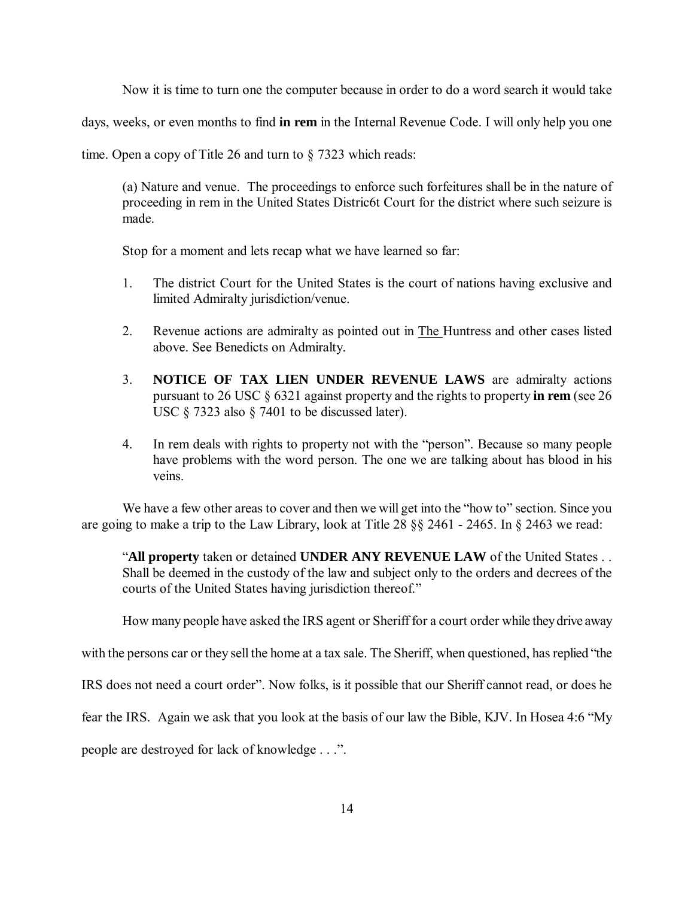Now it is time to turn one the computer because in order to do a word search it would take days, weeks, or even months to find **in rem** in the Internal Revenue Code. I will only help you one time. Open a copy of Title 26 and turn to § 7323 which reads:

> (a) Nature and venue. The proceedings to enforce such forfeitures shall be in the nature of proceeding in rem in the United States Distric6t Court for the district where such seizure is made.

Stop for a moment and lets recap what we have learned so far:

1. The district Court for the United States is the court of nations having exclusive and limited Admiralty jurisdiction/venue.

2. Revenue actions are admiralty as pointed out in <u>The </u>Huntress and other cases listed above. See Benedicts on Admiralty.

3. **NOTICE OF TAX LIEN UNDER REVENUE LAWS** are admiralty actions pursuant to 26 USC § 6321 against property and the rights to property **in rem** (see 26 USC § 7323 also § 7401 to be discussed later).

4. In rem deals with rights to property not with the "person". Because so many people have problems with the word person. The one we are talking about has blood in his veins.

We have a few other areas to cover and then we will get into the "how to" section. Since you are going to make a trip to the Law Library, look at Title 28 §§ 2461 - 2465. In § 2463 we read:

> "**All property** taken or detained **UNDER ANY REVENUE LAW** of the United States . . Shall be deemed in the custody of the law and subject only to the orders and decrees of the courts of the United States having jurisdiction thereof."

How many people have asked the IRS agent or Sheriff for a court order while they drive away with the persons car or they sell the home at a tax sale. The Sheriff, when questioned, has replied "the IRS does not need a court order". Now folks, is it possible that our Sheriff cannot read, or does he fear the IRS. Again we ask that you look at the basis of our law the Bible, KJV. In Hosea 4:6 "My people are destroyed for lack of knowledge . . .".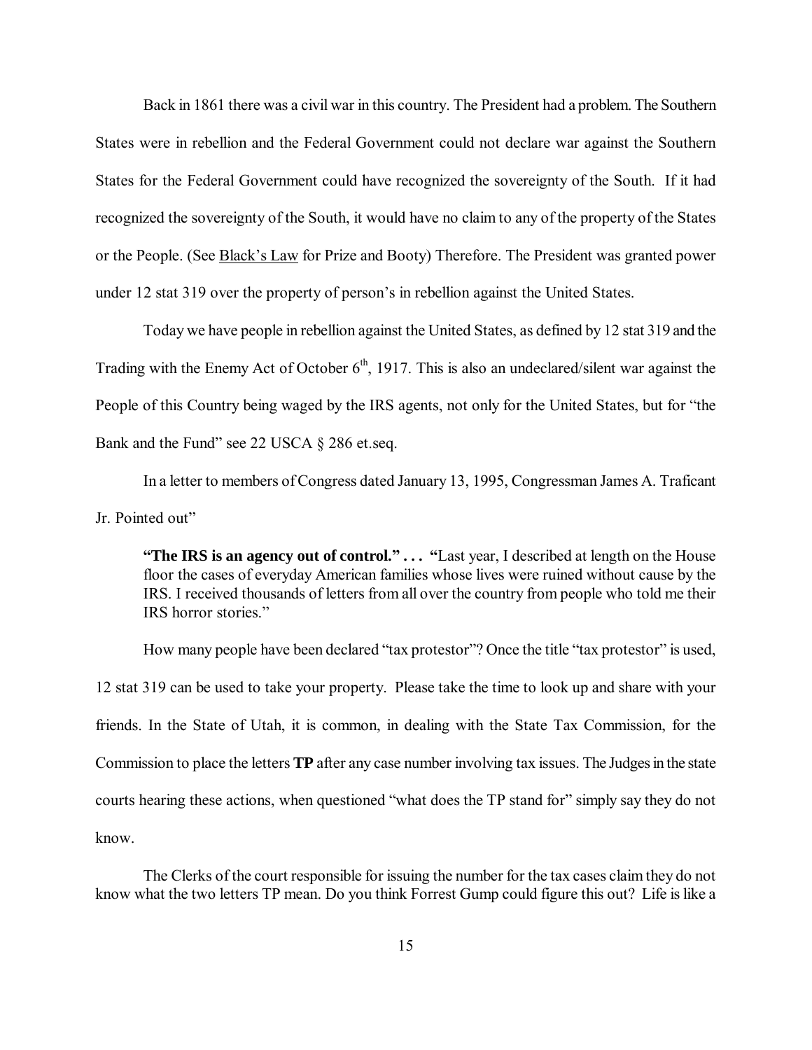Back in 1861 there was a civil war in this country. The President had a problem. The Southern States were in rebellion and the Federal Government could not declare war against the Southern States for the Federal Government could have recognized the sovereignty of the South. If it had recognized the sovereignty of the South, it would have no claim to any of the property of the States or the People. (See Black's Law for Prize and Booty) Therefore. The President was granted power under 12 stat 319 over the property of person's in rebellion against the United States.

Today we have people in rebellion against the United States, as defined by 12 stat 319 and the Trading with the Enemy Act of October 6th, 1917. This is also an undeclared/silent war against the People of this Country being waged by the IRS agents, not only for the United States, but for "the Bank and the Fund" see 22 USCA § 286 et.seq.

In a letter to members of Congress dated January 13, 1995, Congressman James A. Traficant Jr. Pointed out"

> **"The IRS is an agency out of control." . . .** "Last year, I described at length on the House floor the cases of everyday American families whose lives were ruined without cause by the IRS. I received thousands of letters from all over the country from people who told me their IRS horror stories."

How many people have been declared "tax protestor"? Once the title "tax protestor" is used, 12 stat 319 can be used to take your property. Please take the time to look up and share with your friends. In the State of Utah, it is common, in dealing with the State Tax Commission, for the Commission to place the letters **TP** after any case number involving tax issues. The Judges in the state courts hearing these actions, when questioned "what does the TP stand for" simply say they do not know.

The Clerks of the court responsible for issuing the number for the tax cases claim they do not know what the two letters TP mean. Do you think Forrest Gump could figure this out? Life is like a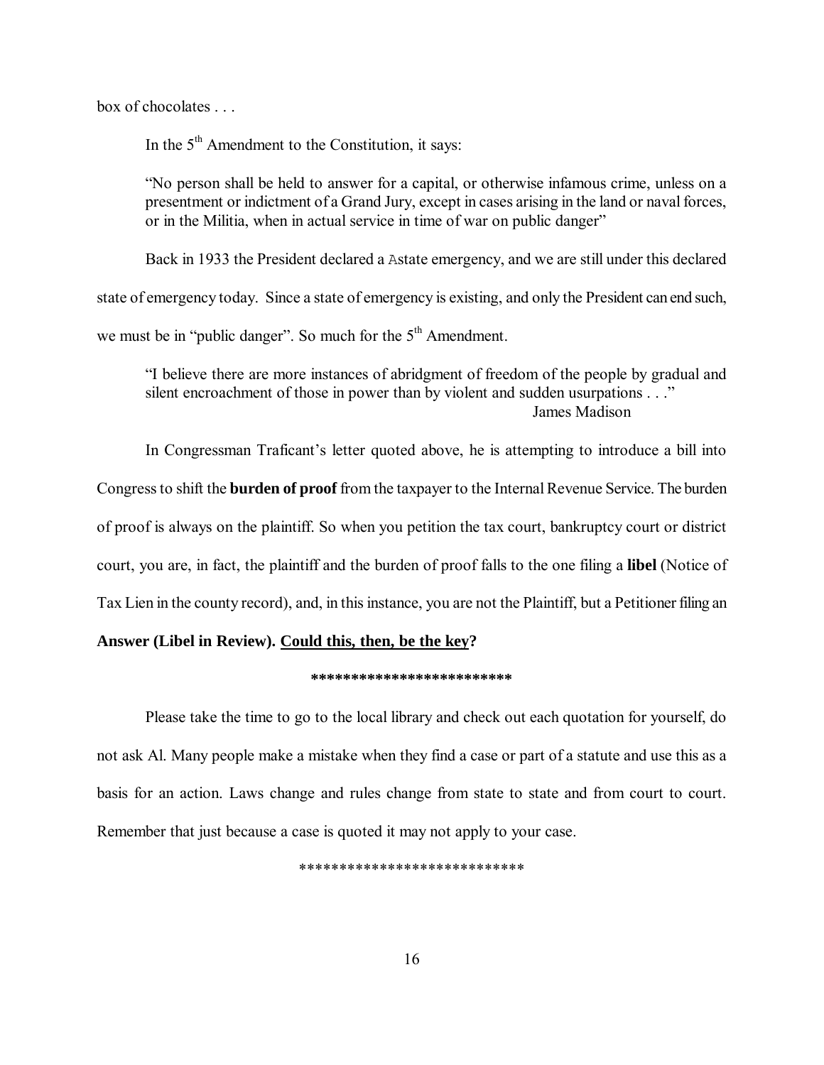box of chocolates . . .

In the 5th Amendment to the Constitution, it says:

> "No person shall be held to answer for a capital, or otherwise infamous crime, unless on a presentment or indictment of a Grand Jury, except in cases arising in the land or naval forces, or in the Militia, when in actual service in time of war on public danger"

Back in 1933 the President declared a Astate emergency, and we are still under this declared state of emergency today. Since a state of emergency is existing, and only the President can end such, we must be in "public danger". So much for the 5th Amendment.

> "I believe there are more instances of abridgment of freedom of the people by gradual and silent encroachment of those in power than by violent and sudden usurpations . . ."
>
> James Madison

In Congressman Traficant's letter quoted above, he is attempting to introduce a bill into Congress to shift the **burden of proof** from the taxpayer to the Internal Revenue Service. The burden of proof is always on the plaintiff. So when you petition the tax court, bankruptcy court or district court, you are, in fact, the plaintiff and the burden of proof falls to the one filing a **libel** (Notice of Tax Lien in the county record), and, in this instance, you are not the Plaintiff, but a Petitioner filing an **Answer (Libel in Review). <u>Could this, then, be the key</u>?**

*************************

Please take the time to go to the local library and check out each quotation for yourself, do not ask Al. Many people make a mistake when they find a case or part of a statute and use this as a basis for an action. Laws change and rules change from state to state and from court to court. Remember that just because a case is quoted it may not apply to your case.

****************************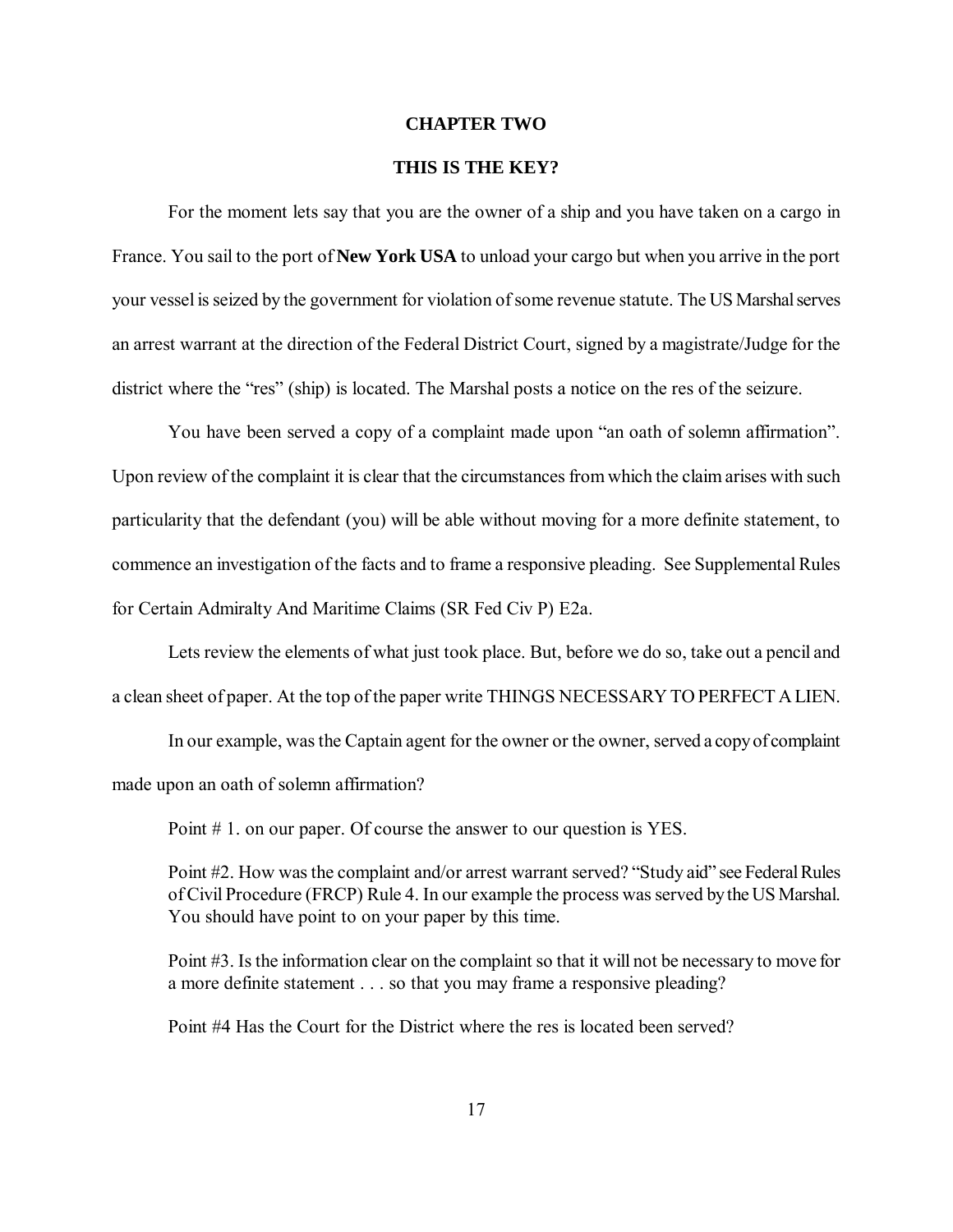## CHAPTER TWO

## THIS IS THE KEY?

For the moment lets say that you are the owner of a ship and you have taken on a cargo in France. You sail to the port of **New York USA** to unload your cargo but when you arrive in the port your vessel is seized by the government for violation of some revenue statute. The US Marshal serves an arrest warrant at the direction of the Federal District Court, signed by a magistrate/Judge for the district where the "res" (ship) is located. The Marshal posts a notice on the res of the seizure.

You have been served a copy of a complaint made upon "an oath of solemn affirmation". Upon review of the complaint it is clear that the circumstances from which the claim arises with such particularity that the defendant (you) will be able without moving for a more definite statement, to commence an investigation of the facts and to frame a responsive pleading. See Supplemental Rules for Certain Admiralty And Maritime Claims (SR Fed Civ P) E2a.

Lets review the elements of what just took place. But, before we do so, take out a pencil and a clean sheet of paper. At the top of the paper write THINGS NECESSARY TO PERFECT A LIEN.

In our example, was the Captain agent for the owner or the owner, served a copy of complaint made upon an oath of solemn affirmation?

Point # 1. on our paper. Of course the answer to our question is YES.

> Point #2. How was the complaint and/or arrest warrant served? "Study aid" see Federal Rules of Civil Procedure (FRCP) Rule 4. In our example the process was served by the US Marshal. You should have point to on your paper by this time.
>
> Point #3. Is the information clear on the complaint so that it will not be necessary to move for a more definite statement . . . so that you may frame a responsive pleading?
>
> Point #4 Has the Court for the District where the res is located been served?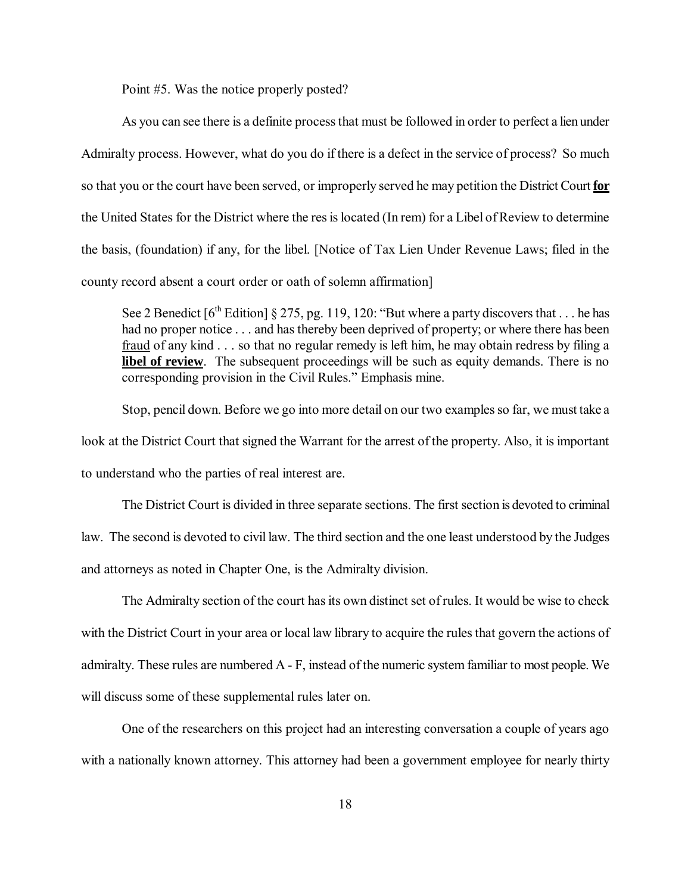Point #5. Was the notice properly posted?

As you can see there is a definite process that must be followed in order to perfect a lien under Admiralty process. However, what do you do if there is a defect in the service of process? So much so that you or the court have been served, or improperly served he may petition the District Court **<u>for</u>** the United States for the District where the res is located (In rem) for a Libel of Review to determine the basis, (foundation) if any, for the libel. [Notice of Tax Lien Under Revenue Laws; filed in the county record absent a court order or oath of solemn affirmation]

> See 2 Benedict [6th Edition] § 275, pg. 119, 120: "But where a party discovers that . . . he has had no proper notice . . . and has thereby been deprived of property; or where there has been <u>fraud</u> of any kind . . . so that no regular remedy is left him, he may obtain redress by filing a **<u>libel of review</u>**. The subsequent proceedings will be such as equity demands. There is no corresponding provision in the Civil Rules." Emphasis mine.

Stop, pencil down. Before we go into more detail on our two examples so far, we must take a look at the District Court that signed the Warrant for the arrest of the property. Also, it is important to understand who the parties of real interest are.

The District Court is divided in three separate sections. The first section is devoted to criminal law. The second is devoted to civil law. The third section and the one least understood by the Judges and attorneys as noted in Chapter One, is the Admiralty division.

The Admiralty section of the court has its own distinct set of rules. It would be wise to check with the District Court in your area or local law library to acquire the rules that govern the actions of admiralty. These rules are numbered A - F, instead of the numeric system familiar to most people. We will discuss some of these supplemental rules later on.

One of the researchers on this project had an interesting conversation a couple of years ago with a nationally known attorney. This attorney had been a government employee for nearly thirty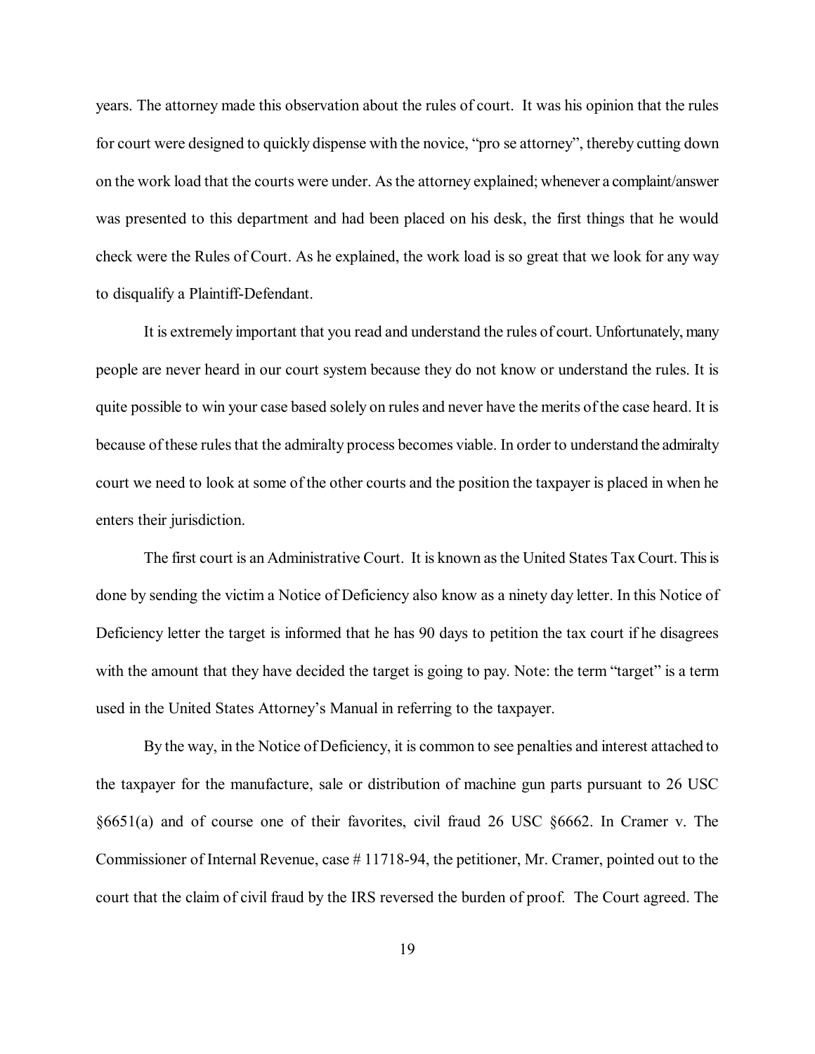years. The attorney made this observation about the rules of court. It was his opinion that the rules for court were designed to quickly dispense with the novice, "pro se attorney", thereby cutting down on the work load that the courts were under. As the attorney explained; whenever a complaint/answer was presented to this department and had been placed on his desk, the first things that he would check were the Rules of Court. As he explained, the work load is so great that we look for any way to disqualify a Plaintiff-Defendant.

It is extremely important that you read and understand the rules of court. Unfortunately, many people are never heard in our court system because they do not know or understand the rules. It is quite possible to win your case based solely on rules and never have the merits of the case heard. It is because of these rules that the admiralty process becomes viable. In order to understand the admiralty court we need to look at some of the other courts and the position the taxpayer is placed in when he enters their jurisdiction.

The first court is an Administrative Court. It is known as the United States Tax Court. This is done by sending the victim a Notice of Deficiency also know as a ninety day letter. In this Notice of Deficiency letter the target is informed that he has 90 days to petition the tax court if he disagrees with the amount that they have decided the target is going to pay. Note: the term "target" is a term used in the United States Attorney's Manual in referring to the taxpayer.

By the way, in the Notice of Deficiency, it is common to see penalties and interest attached to the taxpayer for the manufacture, sale or distribution of machine gun parts pursuant to 26 USC §6651(a) and of course one of their favorites, civil fraud 26 USC §6662. In Cramer v. The Commissioner of Internal Revenue, case # 11718-94, the petitioner, Mr. Cramer, pointed out to the court that the claim of civil fraud by the IRS reversed the burden of proof. The Court agreed. The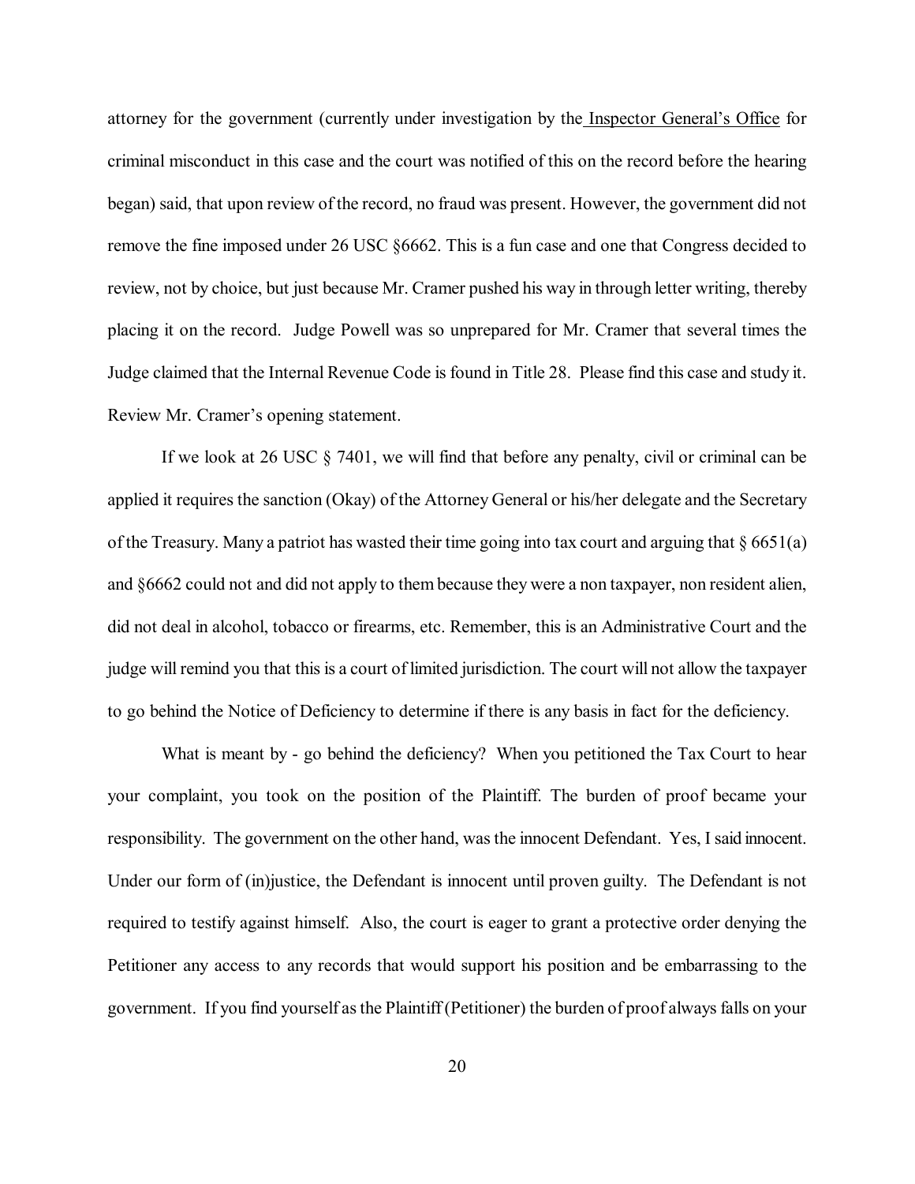attorney for the government (currently under investigation by the Inspector General's Office for criminal misconduct in this case and the court was notified of this on the record before the hearing began) said, that upon review of the record, no fraud was present. However, the government did not remove the fine imposed under 26 USC §6662. This is a fun case and one that Congress decided to review, not by choice, but just because Mr. Cramer pushed his way in through letter writing, thereby placing it on the record. Judge Powell was so unprepared for Mr. Cramer that several times the Judge claimed that the Internal Revenue Code is found in Title 28. Please find this case and study it. Review Mr. Cramer's opening statement.

If we look at 26 USC § 7401, we will find that before any penalty, civil or criminal can be applied it requires the sanction (Okay) of the Attorney General or his/her delegate and the Secretary of the Treasury. Many a patriot has wasted their time going into tax court and arguing that § 6651(a) and §6662 could not and did not apply to them because they were a non taxpayer, non resident alien, did not deal in alcohol, tobacco or firearms, etc. Remember, this is an Administrative Court and the judge will remind you that this is a court of limited jurisdiction. The court will not allow the taxpayer to go behind the Notice of Deficiency to determine if there is any basis in fact for the deficiency.

What is meant by - go behind the deficiency? When you petitioned the Tax Court to hear your complaint, you took on the position of the Plaintiff. The burden of proof became your responsibility. The government on the other hand, was the innocent Defendant. Yes, I said innocent. Under our form of (in)justice, the Defendant is innocent until proven guilty. The Defendant is not required to testify against himself. Also, the court is eager to grant a protective order denying the Petitioner any access to any records that would support his position and be embarrassing to the government. If you find yourself as the Plaintiff (Petitioner) the burden of proof always falls on your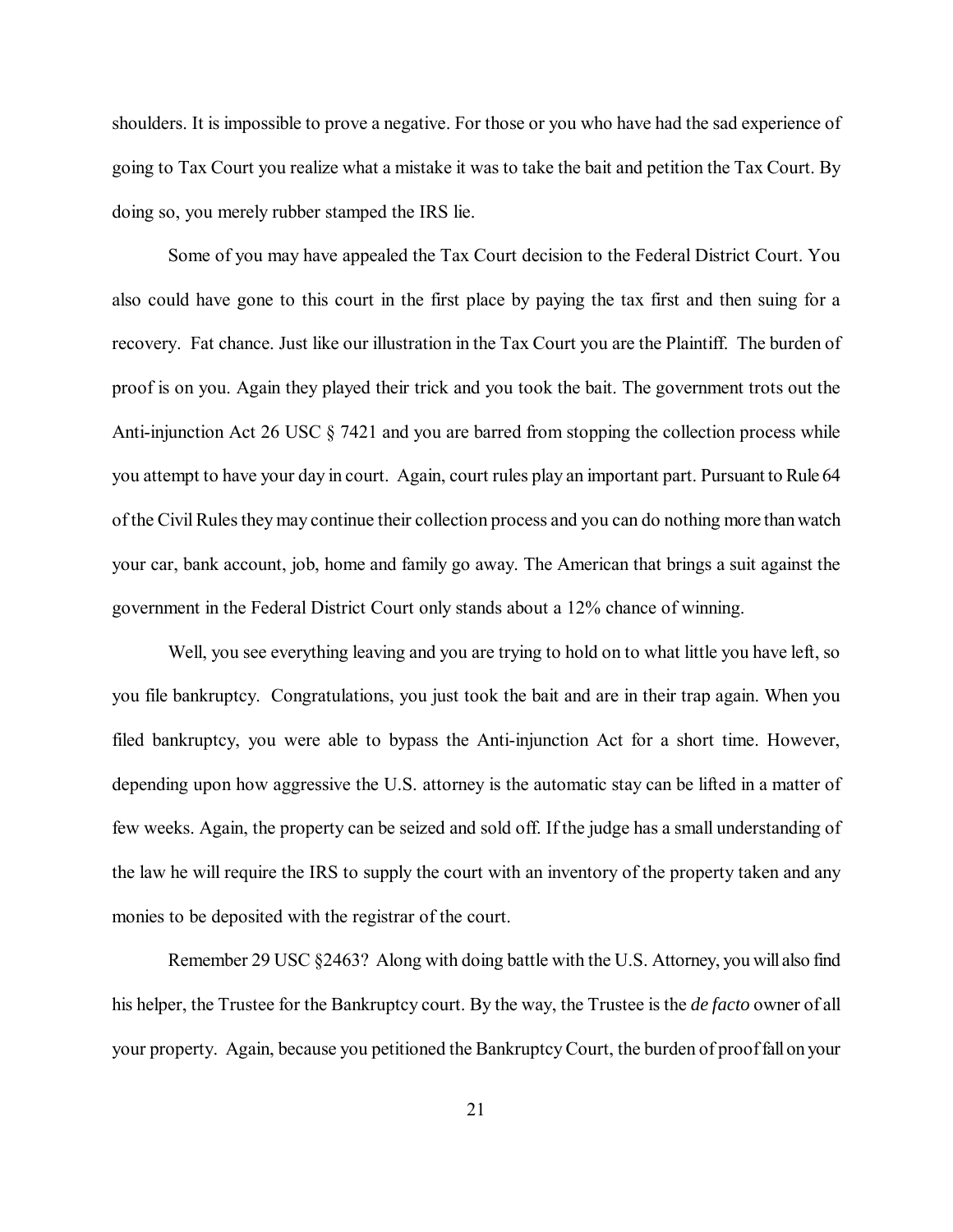shoulders. It is impossible to prove a negative. For those or you who have had the sad experience of going to Tax Court you realize what a mistake it was to take the bait and petition the Tax Court. By doing so, you merely rubber stamped the IRS lie.

Some of you may have appealed the Tax Court decision to the Federal District Court. You also could have gone to this court in the first place by paying the tax first and then suing for a recovery. Fat chance. Just like our illustration in the Tax Court you are the Plaintiff. The burden of proof is on you. Again they played their trick and you took the bait. The government trots out the Anti-injunction Act 26 USC § 7421 and you are barred from stopping the collection process while you attempt to have your day in court. Again, court rules play an important part. Pursuant to Rule 64 of the Civil Rules they may continue their collection process and you can do nothing more than watch your car, bank account, job, home and family go away. The American that brings a suit against the government in the Federal District Court only stands about a 12% chance of winning.

Well, you see everything leaving and you are trying to hold on to what little you have left, so you file bankruptcy. Congratulations, you just took the bait and are in their trap again. When you filed bankruptcy, you were able to bypass the Anti-injunction Act for a short time. However, depending upon how aggressive the U.S. attorney is the automatic stay can be lifted in a matter of few weeks. Again, the property can be seized and sold off. If the judge has a small understanding of the law he will require the IRS to supply the court with an inventory of the property taken and any monies to be deposited with the registrar of the court.

Remember 29 USC §2463? Along with doing battle with the U.S. Attorney, you will also find his helper, the Trustee for the Bankruptcy court. By the way, the Trustee is the *de facto* owner of all your property. Again, because you petitioned the Bankruptcy Court, the burden of proof fall on your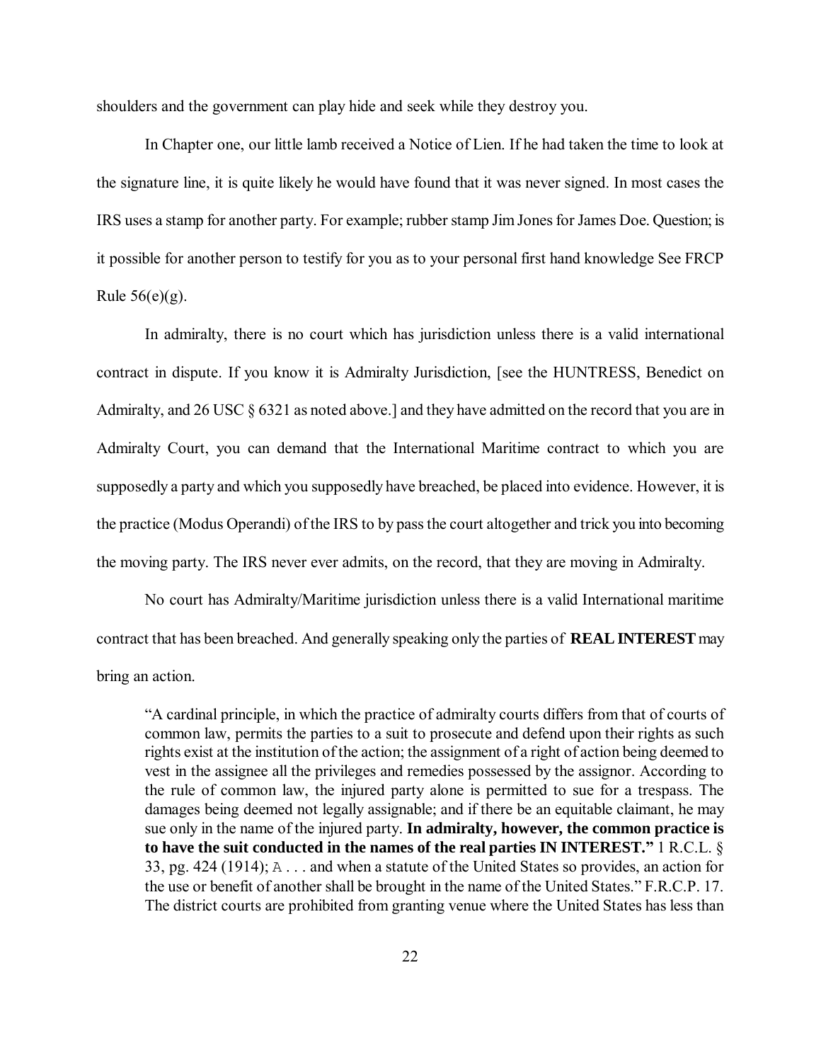shoulders and the government can play hide and seek while they destroy you.

In Chapter one, our little lamb received a Notice of Lien. If he had taken the time to look at the signature line, it is quite likely he would have found that it was never signed. In most cases the IRS uses a stamp for another party. For example; rubber stamp Jim Jones for James Doe. Question; is it possible for another person to testify for you as to your personal first hand knowledge See FRCP Rule 56(e)(g).

In admiralty, there is no court which has jurisdiction unless there is a valid international contract in dispute. If you know it is Admiralty Jurisdiction, [see the HUNTRESS, Benedict on Admiralty, and 26 USC § 6321 as noted above.] and they have admitted on the record that you are in Admiralty Court, you can demand that the International Maritime contract to which you are supposedly a party and which you supposedly have breached, be placed into evidence. However, it is the practice (Modus Operandi) of the IRS to by pass the court altogether and trick you into becoming the moving party. The IRS never ever admits, on the record, that they are moving in Admiralty.

No court has Admiralty/Maritime jurisdiction unless there is a valid International maritime contract that has been breached. And generally speaking only the parties of **REAL INTEREST** may bring an action.

> "A cardinal principle, in which the practice of admiralty courts differs from that of courts of common law, permits the parties to a suit to prosecute and defend upon their rights as such rights exist at the institution of the action; the assignment of a right of action being deemed to vest in the assignee all the privileges and remedies possessed by the assignor. According to the rule of common law, the injured party alone is permitted to sue for a trespass. The damages being deemed not legally assignable; and if there be an equitable claimant, he may sue only in the name of the injured party. **In admiralty, however, the common practice is to have the suit conducted in the names of the real parties IN INTEREST."** 1 R.C.L. § 33, pg. 424 (1914); A . . . and when a statute of the United States so provides, an action for the use or benefit of another shall be brought in the name of the United States." F.R.C.P. 17. The district courts are prohibited from granting venue where the United States has less than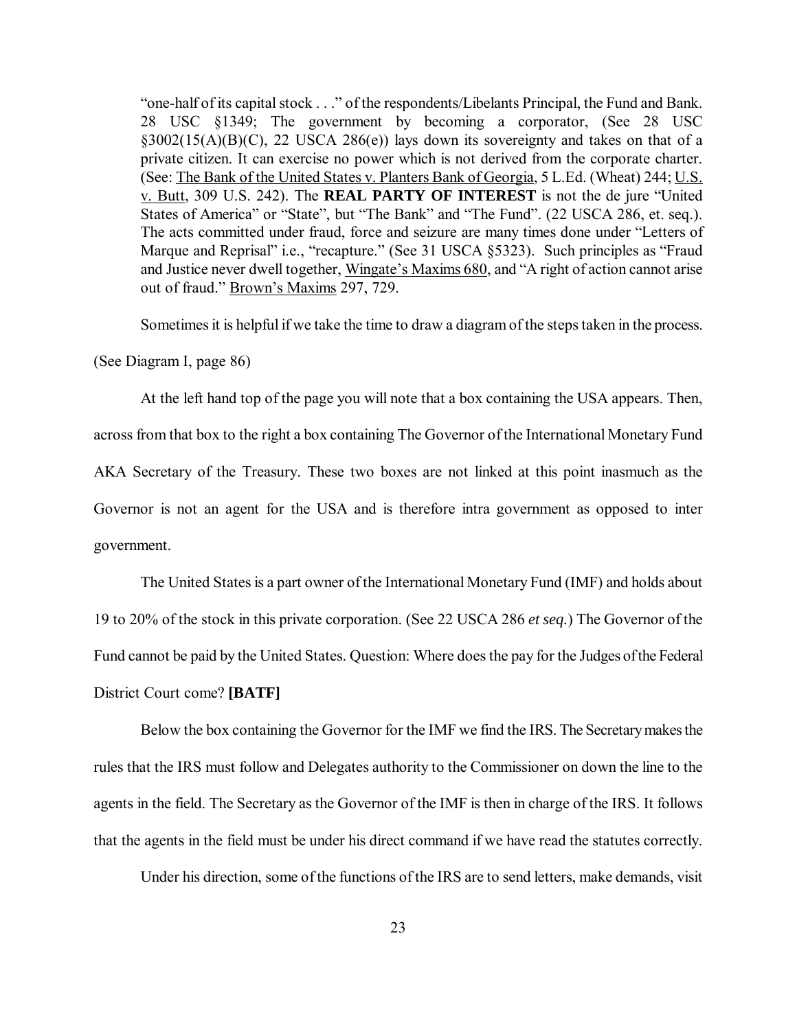"one-half of its capital stock . . ." of the respondents/Libelants Principal, the Fund and Bank. 28 USC §1349; The government by becoming a corporator, (See 28 USC §3002(15(A)(B)(C), 22 USCA 286(e)) lays down its sovereignty and takes on that of a private citizen. It can exercise no power which is not derived from the corporate charter. (See: The Bank of the United States v. Planters Bank of Georgia, 5 L.Ed. (Wheat) 244; U.S. v. Butt, 309 U.S. 242). The **REAL PARTY OF INTEREST** is not the de jure "United States of America" or "State", but "The Bank" and "The Fund". (22 USCA 286, et. seq.). The acts committed under fraud, force and seizure are many times done under "Letters of Marque and Reprisal" i.e., "recapture." (See 31 USCA §5323). Such principles as "Fraud and Justice never dwell together, Wingate's Maxims 680, and "A right of action cannot arise out of fraud." Brown's Maxims 297, 729.

Sometimes it is helpful if we take the time to draw a diagram of the steps taken in the process. (See Diagram I, page 86)

At the left hand top of the page you will note that a box containing the USA appears. Then, across from that box to the right a box containing The Governor of the International Monetary Fund AKA Secretary of the Treasury. These two boxes are not linked at this point inasmuch as the Governor is not an agent for the USA and is therefore intra government as opposed to inter government.

The United States is a part owner of the International Monetary Fund (IMF) and holds about 19 to 20% of the stock in this private corporation. (See 22 USCA 286 *et seq.*) The Governor of the Fund cannot be paid by the United States. Question: Where does the pay for the Judges of the Federal District Court come? **[BATF]**

Below the box containing the Governor for the IMF we find the IRS. The Secretary makes the rules that the IRS must follow and Delegates authority to the Commissioner on down the line to the agents in the field. The Secretary as the Governor of the IMF is then in charge of the IRS. It follows that the agents in the field must be under his direct command if we have read the statutes correctly.

Under his direction, some of the functions of the IRS are to send letters, make demands, visit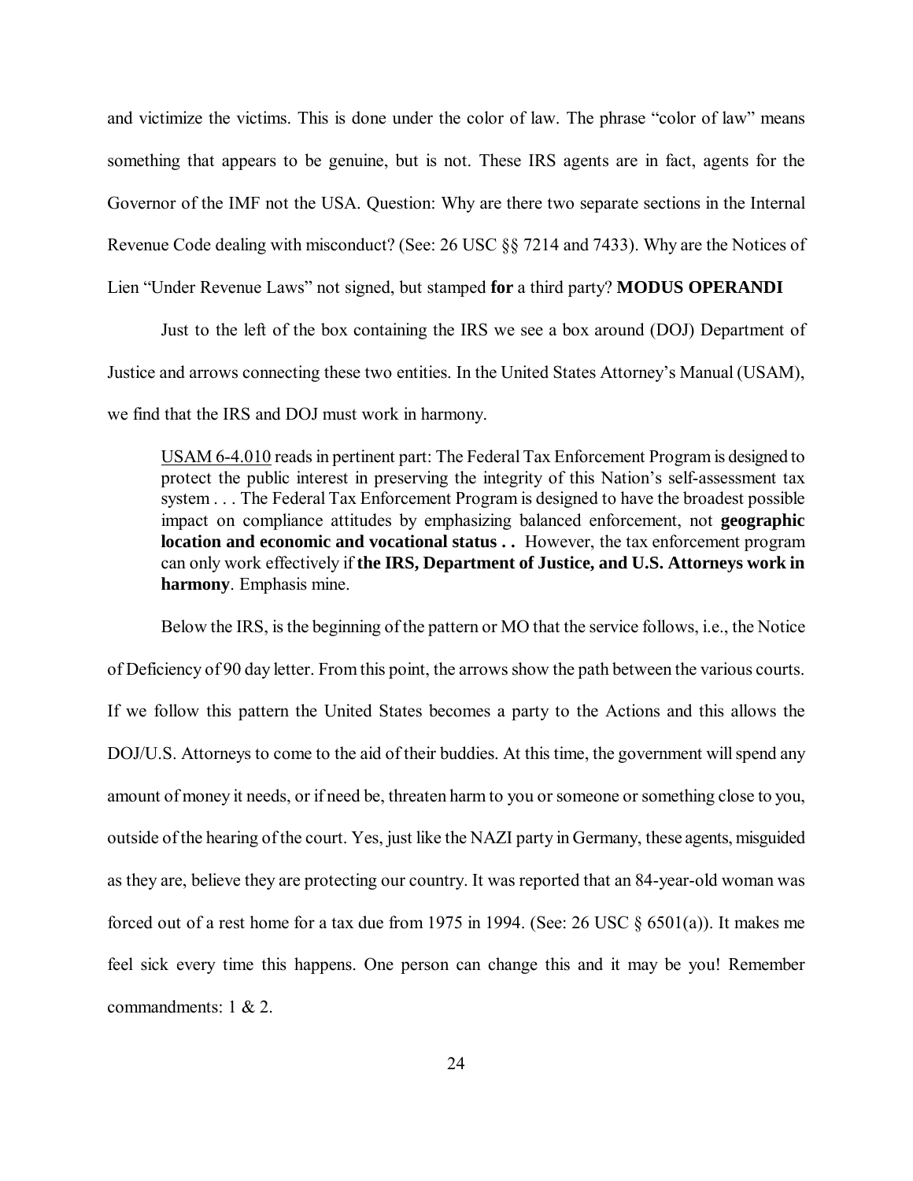and victimize the victims. This is done under the color of law. The phrase "color of law" means something that appears to be genuine, but is not. These IRS agents are in fact, agents for the Governor of the IMF not the USA. Question: Why are there two separate sections in the Internal Revenue Code dealing with misconduct? (See: 26 USC §§ 7214 and 7433). Why are the Notices of Lien "Under Revenue Laws" not signed, but stamped **for** a third party? **MODUS OPERANDI**

Just to the left of the box containing the IRS we see a box around (DOJ) Department of Justice and arrows connecting these two entities. In the United States Attorney's Manual (USAM), we find that the IRS and DOJ must work in harmony.

> USAM 6-4.010 reads in pertinent part: The Federal Tax Enforcement Program is designed to protect the public interest in preserving the integrity of this Nation's self-assessment tax system . . . The Federal Tax Enforcement Program is designed to have the broadest possible impact on compliance attitudes by emphasizing balanced enforcement, not **geographic location and economic and vocational status . .** However, the tax enforcement program can only work effectively if **the IRS, Department of Justice, and U.S. Attorneys work in harmony**. Emphasis mine.

Below the IRS, is the beginning of the pattern or MO that the service follows, i.e., the Notice of Deficiency of 90 day letter. From this point, the arrows show the path between the various courts. If we follow this pattern the United States becomes a party to the Actions and this allows the DOJ/U.S. Attorneys to come to the aid of their buddies. At this time, the government will spend any amount of money it needs, or if need be, threaten harm to you or someone or something close to you, outside of the hearing of the court. Yes, just like the NAZI party in Germany, these agents, misguided as they are, believe they are protecting our country. It was reported that an 84-year-old woman was forced out of a rest home for a tax due from 1975 in 1994. (See: 26 USC § 6501(a)). It makes me feel sick every time this happens. One person can change this and it may be you! Remember commandments: 1 & 2.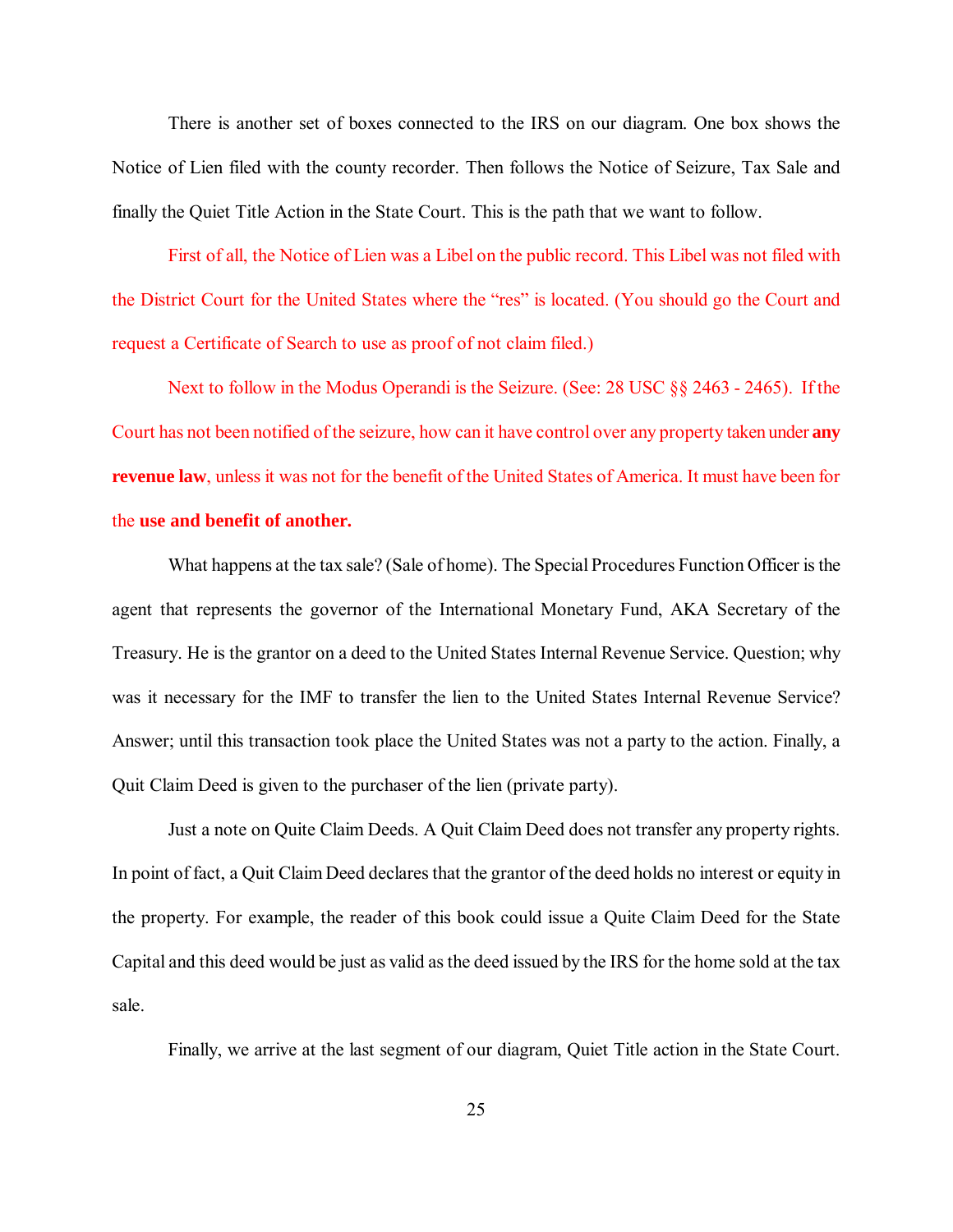There is another set of boxes connected to the IRS on our diagram. One box shows the Notice of Lien filed with the county recorder. Then follows the Notice of Seizure, Tax Sale and finally the Quiet Title Action in the State Court. This is the path that we want to follow.

First of all, the Notice of Lien was a Libel on the public record. This Libel was not filed with the District Court for the United States where the "res" is located. (You should go the Court and request a Certificate of Search to use as proof of not claim filed.)

Next to follow in the Modus Operandi is the Seizure. (See: 28 USC §§ 2463 - 2465). If the Court has not been notified of the seizure, how can it have control over any property taken under **any revenue law**, unless it was not for the benefit of the United States of America. It must have been for the **use and benefit of another.**

What happens at the tax sale? (Sale of home). The Special Procedures Function Officer is the agent that represents the governor of the International Monetary Fund, AKA Secretary of the Treasury. He is the grantor on a deed to the United States Internal Revenue Service. Question; why was it necessary for the IMF to transfer the lien to the United States Internal Revenue Service? Answer; until this transaction took place the United States was not a party to the action. Finally, a Quit Claim Deed is given to the purchaser of the lien (private party).

Just a note on Quite Claim Deeds. A Quit Claim Deed does not transfer any property rights. In point of fact, a Quit Claim Deed declares that the grantor of the deed holds no interest or equity in the property. For example, the reader of this book could issue a Quite Claim Deed for the State Capital and this deed would be just as valid as the deed issued by the IRS for the home sold at the tax sale.

Finally, we arrive at the last segment of our diagram, Quiet Title action in the State Court.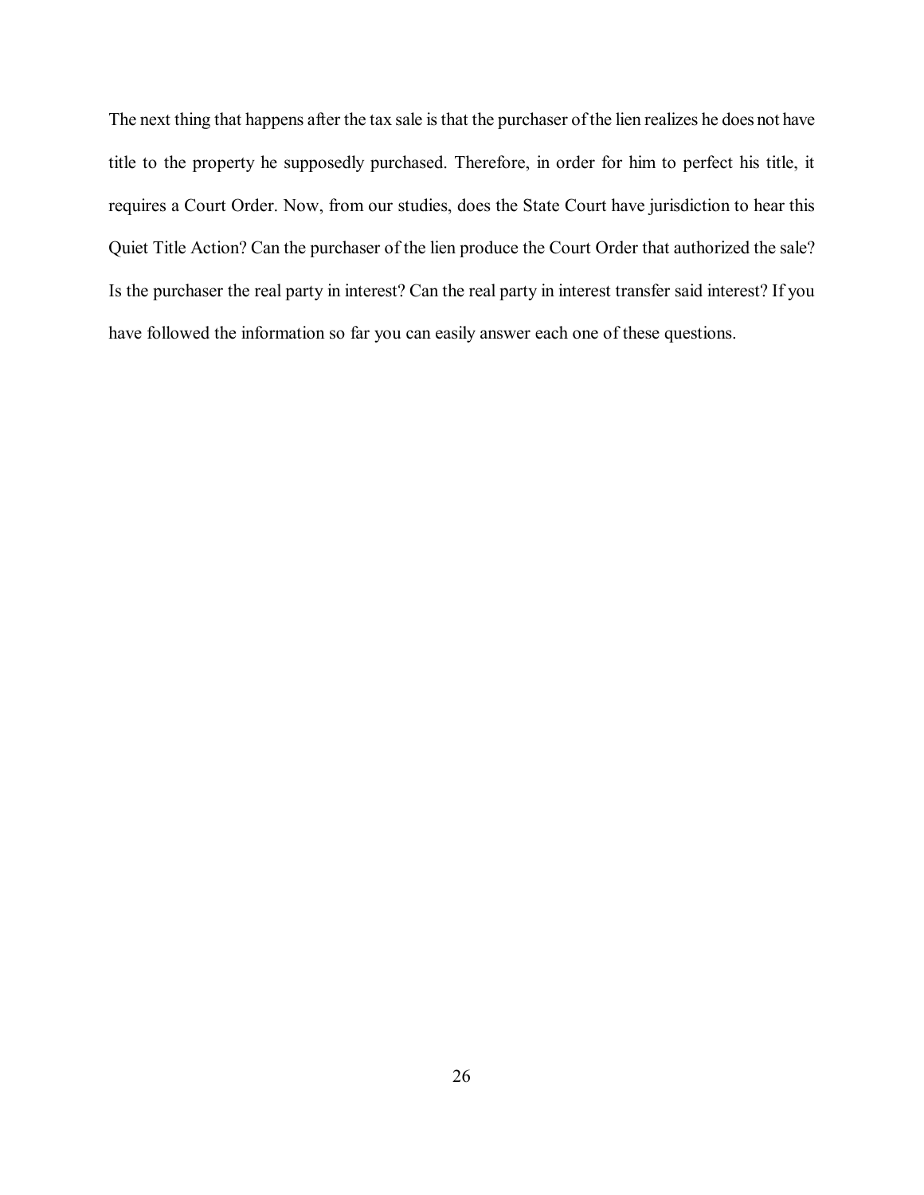The next thing that happens after the tax sale is that the purchaser of the lien realizes he does not have title to the property he supposedly purchased. Therefore, in order for him to perfect his title, it requires a Court Order. Now, from our studies, does the State Court have jurisdiction to hear this Quiet Title Action? Can the purchaser of the lien produce the Court Order that authorized the sale? Is the purchaser the real party in interest? Can the real party in interest transfer said interest? If you have followed the information so far you can easily answer each one of these questions.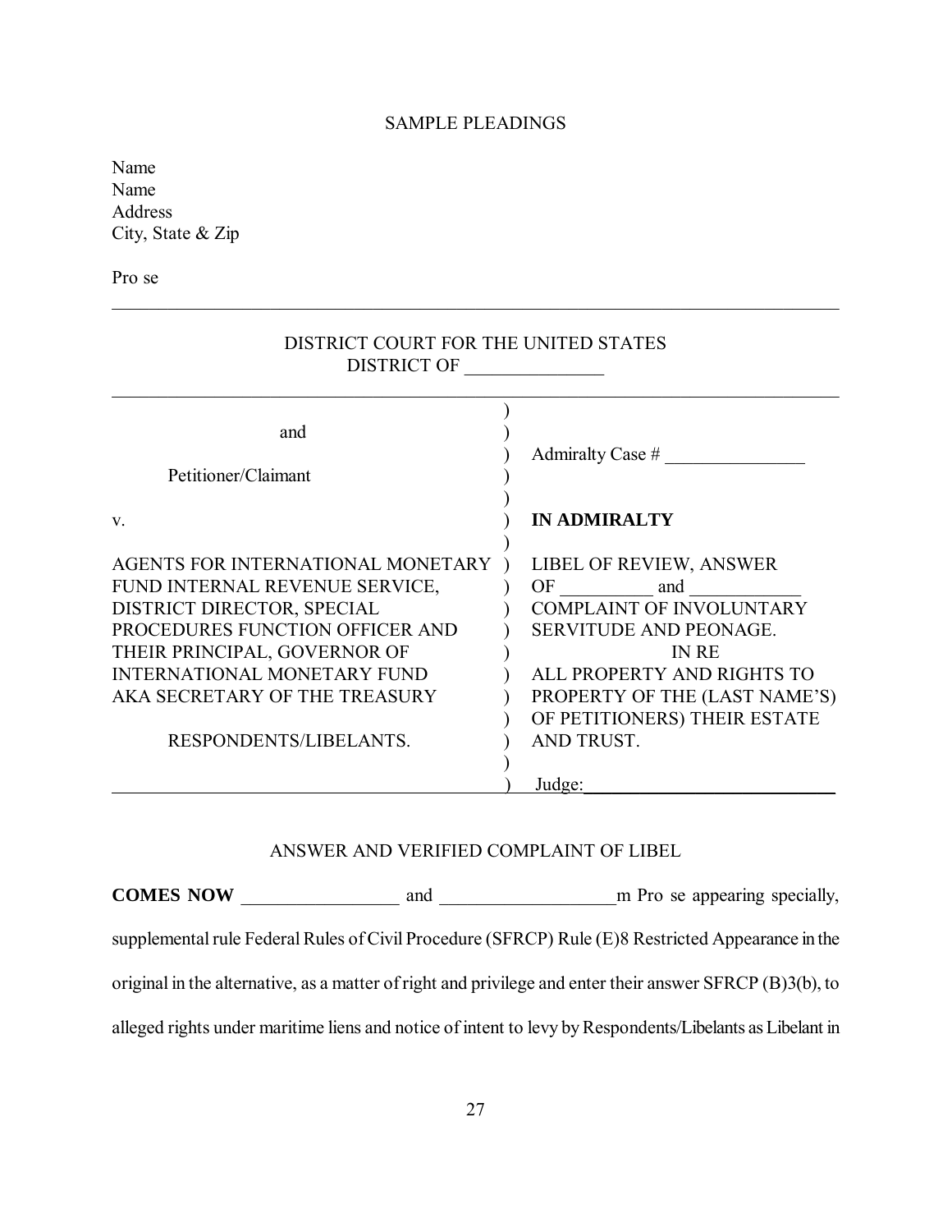SAMPLE PLEADINGS

Name
Name
Address
City, State & Zip

Pro se

---

DISTRICT COURT FOR THE UNITED STATES
DISTRICT OF _______________

---

| | |
|---|---|
| and | |
| | Admiralty Case # _______________ |
| Petitioner/Claimant | |
| v. | **IN ADMIRALTY** |
| AGENTS FOR INTERNATIONAL MONETARY FUND INTERNAL REVENUE SERVICE, DISTRICT DIRECTOR, SPECIAL PROCEDURES FUNCTION OFFICER AND THEIR PRINCIPAL, GOVERNOR OF INTERNATIONAL MONETARY FUND AKA SECRETARY OF THE TREASURY | LIBEL OF REVIEW, ANSWER OF __________ and ____________ COMPLAINT OF INVOLUNTARY SERVITUDE AND PEONAGE. IN RE ALL PROPERTY AND RIGHTS TO PROPERTY OF THE (LAST NAME'S) OF PETITIONERS) THEIR ESTATE AND TRUST. |
| RESPONDENTS/LIBELANTS. | |
| | Judge:___________________________ |

ANSWER AND VERIFIED COMPLAINT OF LIBEL

**COMES NOW** _________________ and ___________________m Pro se appearing specially, supplemental rule Federal Rules of Civil Procedure (SFRCP) Rule (E)8 Restricted Appearance in the original in the alternative, as a matter of right and privilege and enter their answer SFRCP (B)3(b), to alleged rights under maritime liens and notice of intent to levy by Respondents/Libelants as Libelant in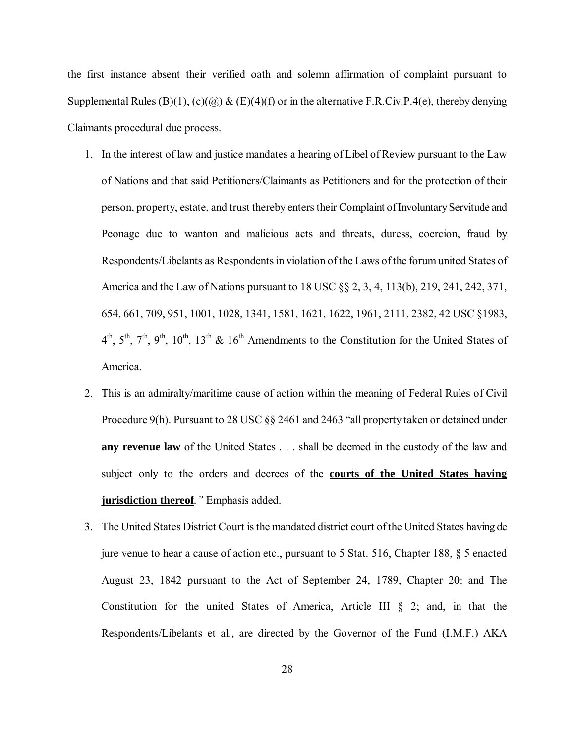the first instance absent their verified oath and solemn affirmation of complaint pursuant to Supplemental Rules (B)(1), (c)(@) & (E)(4)(f) or in the alternative F.R.Civ.P.4(e), thereby denying Claimants procedural due process.

1. In the interest of law and justice mandates a hearing of Libel of Review pursuant to the Law of Nations and that said Petitioners/Claimants as Petitioners and for the protection of their person, property, estate, and trust thereby enters their Complaint of Involuntary Servitude and Peonage due to wanton and malicious acts and threats, duress, coercion, fraud by Respondents/Libelants as Respondents in violation of the Laws of the forum united States of America and the Law of Nations pursuant to 18 USC §§ 2, 3, 4, 113(b), 219, 241, 242, 371, 654, 661, 709, 951, 1001, 1028, 1341, 1581, 1621, 1622, 1961, 2111, 2382, 42 USC §1983, 4th, 5th, 7th, 9th, 10th, 13th & 16th Amendments to the Constitution for the United States of America.
2. This is an admiralty/maritime cause of action within the meaning of Federal Rules of Civil Procedure 9(h). Pursuant to 28 USC §§ 2461 and 2463 "all property taken or detained under **any revenue law** of the United States . . . shall be deemed in the custody of the law and subject only to the orders and decrees of the **courts of the United States having jurisdiction thereof**." Emphasis added.
3. The United States District Court is the mandated district court of the United States having de jure venue to hear a cause of action etc., pursuant to 5 Stat. 516, Chapter 188, § 5 enacted August 23, 1842 pursuant to the Act of September 24, 1789, Chapter 20: and The Constitution for the united States of America, Article III § 2; and, in that the Respondents/Libelants et al., are directed by the Governor of the Fund (I.M.F.) AKA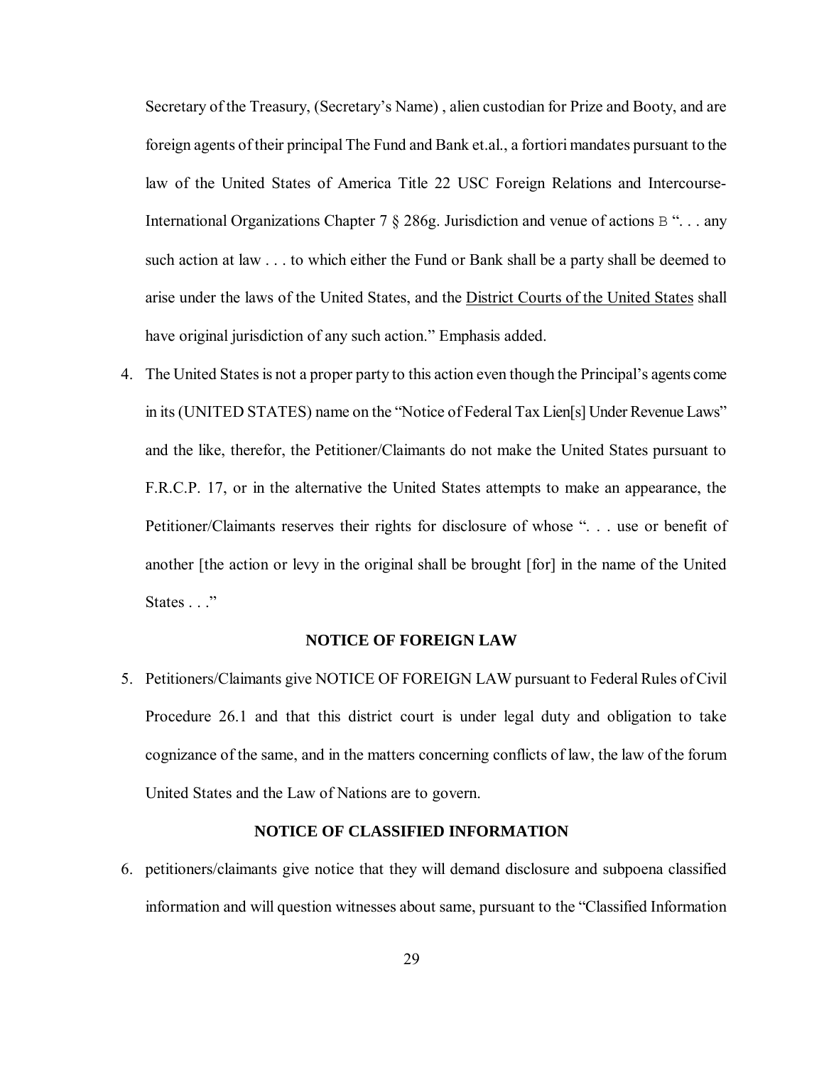Secretary of the Treasury, (Secretary's Name) , alien custodian for Prize and Booty, and are foreign agents of their principal The Fund and Bank et.al., a fortiori mandates pursuant to the law of the United States of America Title 22 USC Foreign Relations and Intercourse-International Organizations Chapter 7 § 286g. Jurisdiction and venue of actions B ". . . any such action at law . . . to which either the Fund or Bank shall be a party shall be deemed to arise under the laws of the United States, and the District Courts of the United States shall have original jurisdiction of any such action." Emphasis added.

4. The United States is not a proper party to this action even though the Principal's agents come in its (UNITED STATES) name on the "Notice of Federal Tax Lien[s] Under Revenue Laws" and the like, therefor, the Petitioner/Claimants do not make the United States pursuant to F.R.C.P. 17, or in the alternative the United States attempts to make an appearance, the Petitioner/Claimants reserves their rights for disclosure of whose ". . . use or benefit of another [the action or levy in the original shall be brought [for] in the name of the United States . . ."

**NOTICE OF FOREIGN LAW**

5. Petitioners/Claimants give NOTICE OF FOREIGN LAW pursuant to Federal Rules of Civil Procedure 26.1 and that this district court is under legal duty and obligation to take cognizance of the same, and in the matters concerning conflicts of law, the law of the forum United States and the Law of Nations are to govern.

**NOTICE OF CLASSIFIED INFORMATION**

6. petitioners/claimants give notice that they will demand disclosure and subpoena classified information and will question witnesses about same, pursuant to the "Classified Information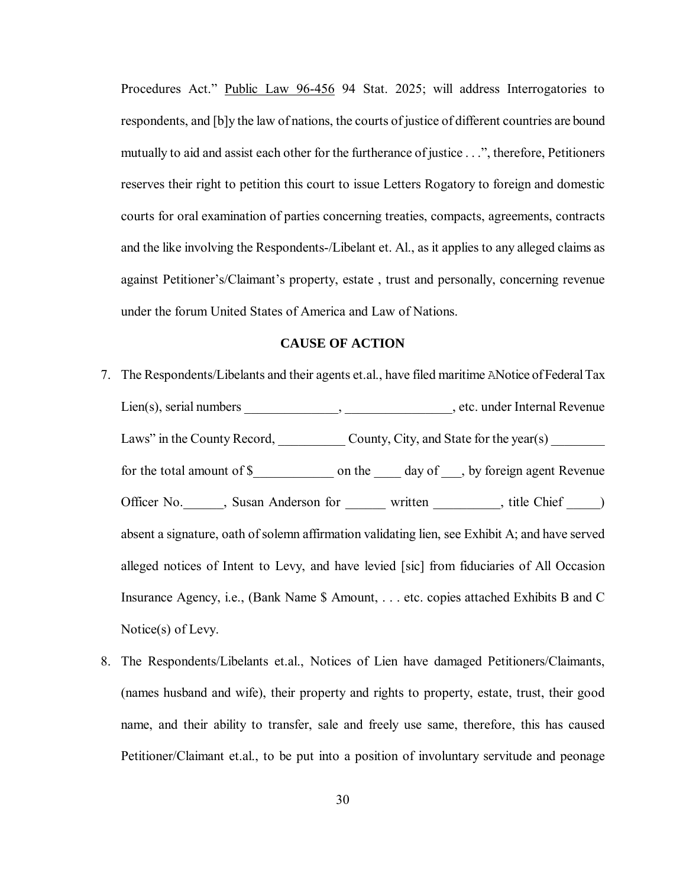Procedures Act." Public Law 96-456 94 Stat. 2025; will address Interrogatories to respondents, and [b]y the law of nations, the courts of justice of different countries are bound mutually to aid and assist each other for the furtherance of justice . . .", therefore, Petitioners reserves their right to petition this court to issue Letters Rogatory to foreign and domestic courts for oral examination of parties concerning treaties, compacts, agreements, contracts and the like involving the Respondents-/Libelant et. Al., as it applies to any alleged claims as against Petitioner's/Claimant's property, estate , trust and personally, concerning revenue under the forum United States of America and Law of Nations.

**CAUSE OF ACTION**

7. The Respondents/Libelants and their agents et.al., have filed maritime ANotice of Federal Tax Lien(s), serial numbers ______________, ________________, etc. under Internal Revenue Laws" in the County Record, __________ County, City, and State for the year(s) ________ for the total amount of $____________ on the ____ day of ___, by foreign agent Revenue Officer No.______, Susan Anderson for ______ written __________, title Chief _____) absent a signature, oath of solemn affirmation validating lien, see Exhibit A; and have served alleged notices of Intent to Levy, and have levied [sic] from fiduciaries of All Occasion Insurance Agency, i.e., (Bank Name $ Amount, . . . etc. copies attached Exhibits B and C Notice(s) of Levy.
8. The Respondents/Libelants et.al., Notices of Lien have damaged Petitioners/Claimants, (names husband and wife), their property and rights to property, estate, trust, their good name, and their ability to transfer, sale and freely use same, therefore, this has caused Petitioner/Claimant et.al., to be put into a position of involuntary servitude and peonage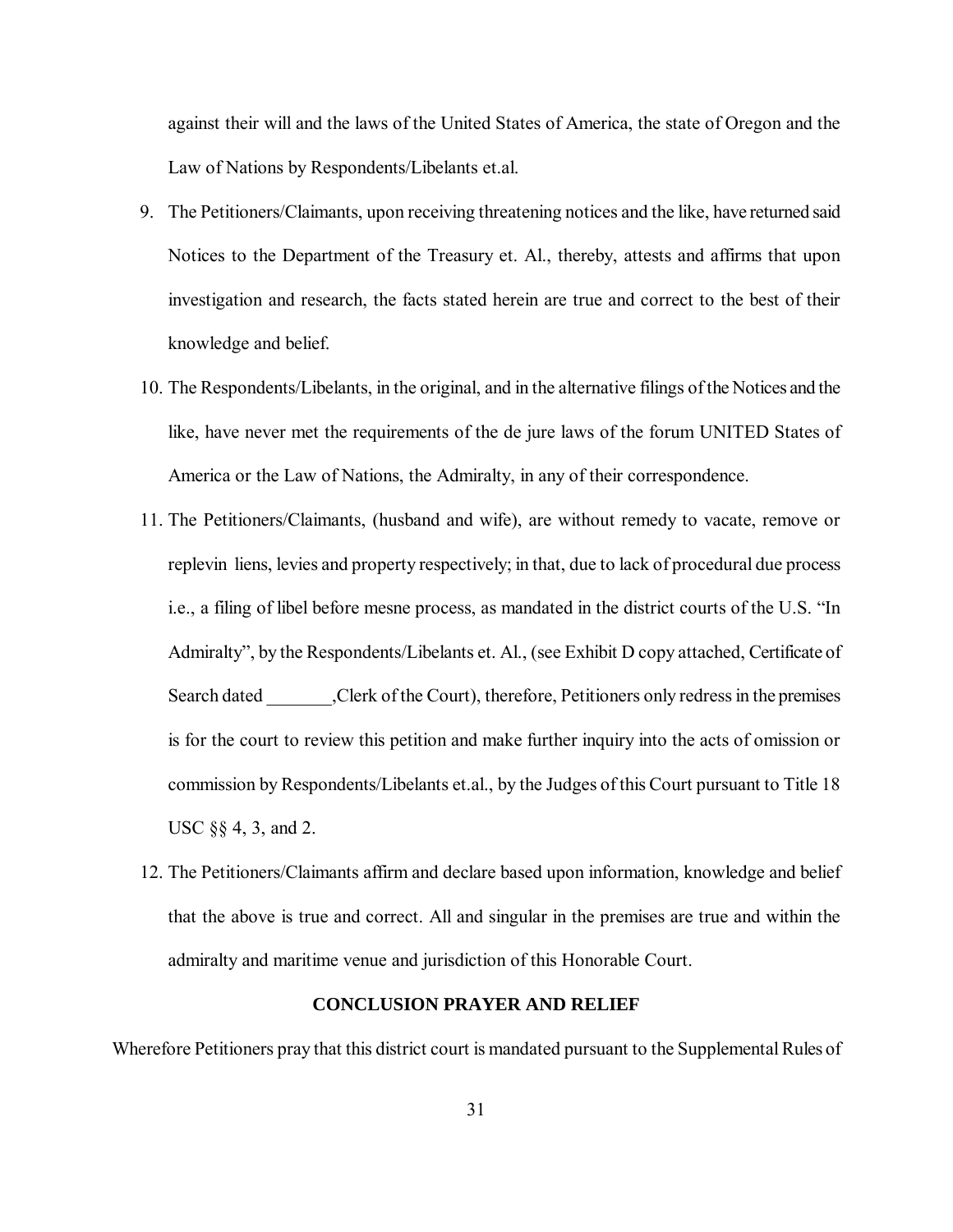against their will and the laws of the United States of America, the state of Oregon and the Law of Nations by Respondents/Libelants et.al.

9. The Petitioners/Claimants, upon receiving threatening notices and the like, have returned said Notices to the Department of the Treasury et. Al., thereby, attests and affirms that upon investigation and research, the facts stated herein are true and correct to the best of their knowledge and belief.

10. The Respondents/Libelants, in the original, and in the alternative filings of the Notices and the like, have never met the requirements of the de jure laws of the forum UNITED States of America or the Law of Nations, the Admiralty, in any of their correspondence.

11. The Petitioners/Claimants, (husband and wife), are without remedy to vacate, remove or replevin liens, levies and property respectively; in that, due to lack of procedural due process i.e., a filing of libel before mesne process, as mandated in the district courts of the U.S. "In Admiralty", by the Respondents/Libelants et. Al., (see Exhibit D copy attached, Certificate of Search dated _______,Clerk of the Court), therefore, Petitioners only redress in the premises is for the court to review this petition and make further inquiry into the acts of omission or commission by Respondents/Libelants et.al., by the Judges of this Court pursuant to Title 18 USC §§ 4, 3, and 2.

12. The Petitioners/Claimants affirm and declare based upon information, knowledge and belief that the above is true and correct. All and singular in the premises are true and within the admiralty and maritime venue and jurisdiction of this Honorable Court.

**CONCLUSION PRAYER AND RELIEF**

Wherefore Petitioners pray that this district court is mandated pursuant to the Supplemental Rules of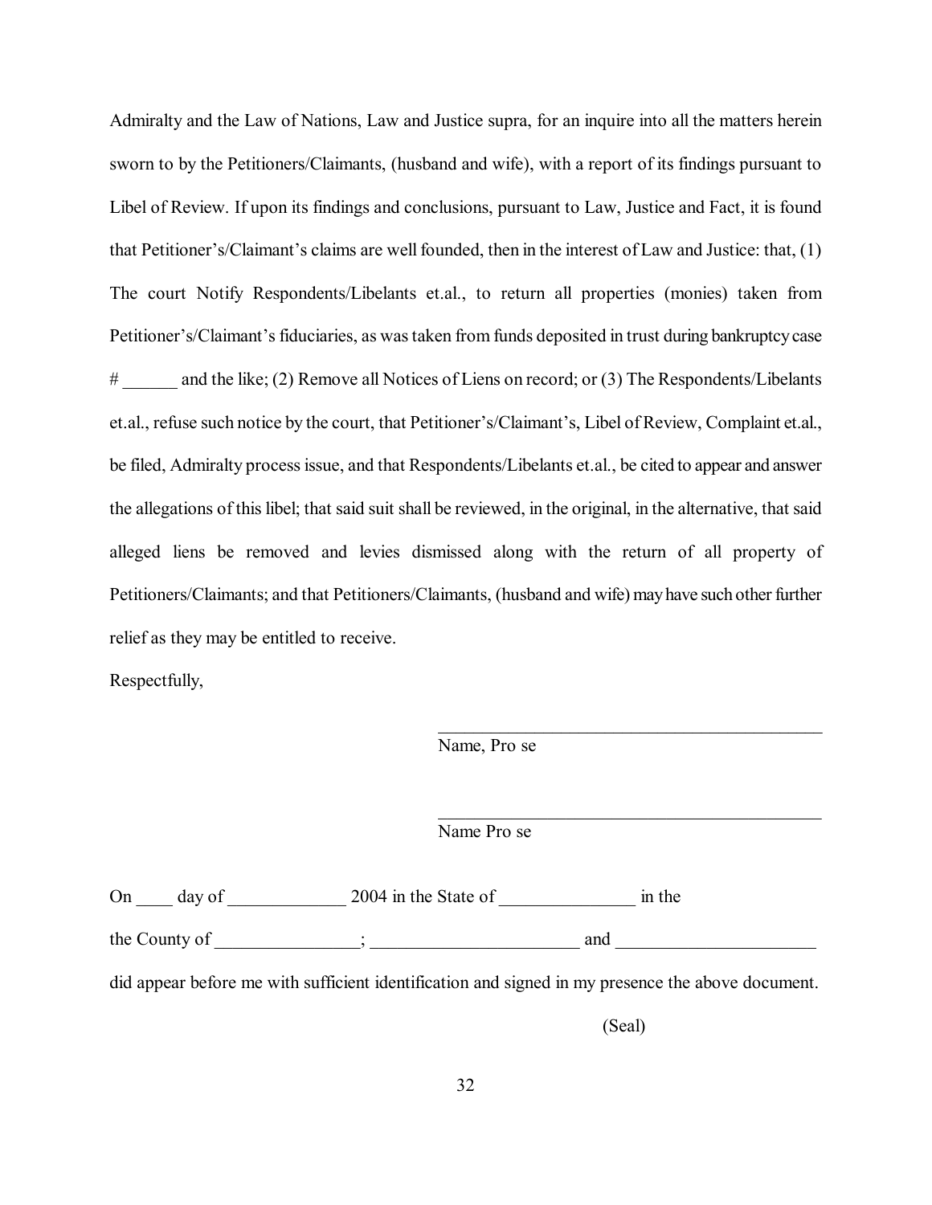Admiralty and the Law of Nations, Law and Justice supra, for an inquire into all the matters herein sworn to by the Petitioners/Claimants, (husband and wife), with a report of its findings pursuant to Libel of Review. If upon its findings and conclusions, pursuant to Law, Justice and Fact, it is found that Petitioner's/Claimant's claims are well founded, then in the interest of Law and Justice: that, (1) The court Notify Respondents/Libelants et.al., to return all properties (monies) taken from Petitioner's/Claimant's fiduciaries, as was taken from funds deposited in trust during bankruptcy case # ______ and the like; (2) Remove all Notices of Liens on record; or (3) The Respondents/Libelants et.al., refuse such notice by the court, that Petitioner's/Claimant's, Libel of Review, Complaint et.al., be filed, Admiralty process issue, and that Respondents/Libelants et.al., be cited to appear and answer the allegations of this libel; that said suit shall be reviewed, in the original, in the alternative, that said alleged liens be removed and levies dismissed along with the return of all property of Petitioners/Claimants; and that Petitioners/Claimants, (husband and wife) may have such other further relief as they may be entitled to receive.

Respectfully,

\_\_\_\_\_\_\_\_\_\_\_\_\_\_\_\_\_\_\_\_\_\_\_\_\_\_\_\_\_\_\_\_\_\_\_\_\_\_\_\_\_\_\_\_
Name, Pro se

\_\_\_\_\_\_\_\_\_\_\_\_\_\_\_\_\_\_\_\_\_\_\_\_\_\_\_\_\_\_\_\_\_\_\_\_\_\_\_\_\_\_\_\_
Name Pro se

On ____ day of _____________ 2004 in the State of _______________ in the the County of ________________; _______________________ and ______________________ did appear before me with sufficient identification and signed in my presence the above document.

(Seal)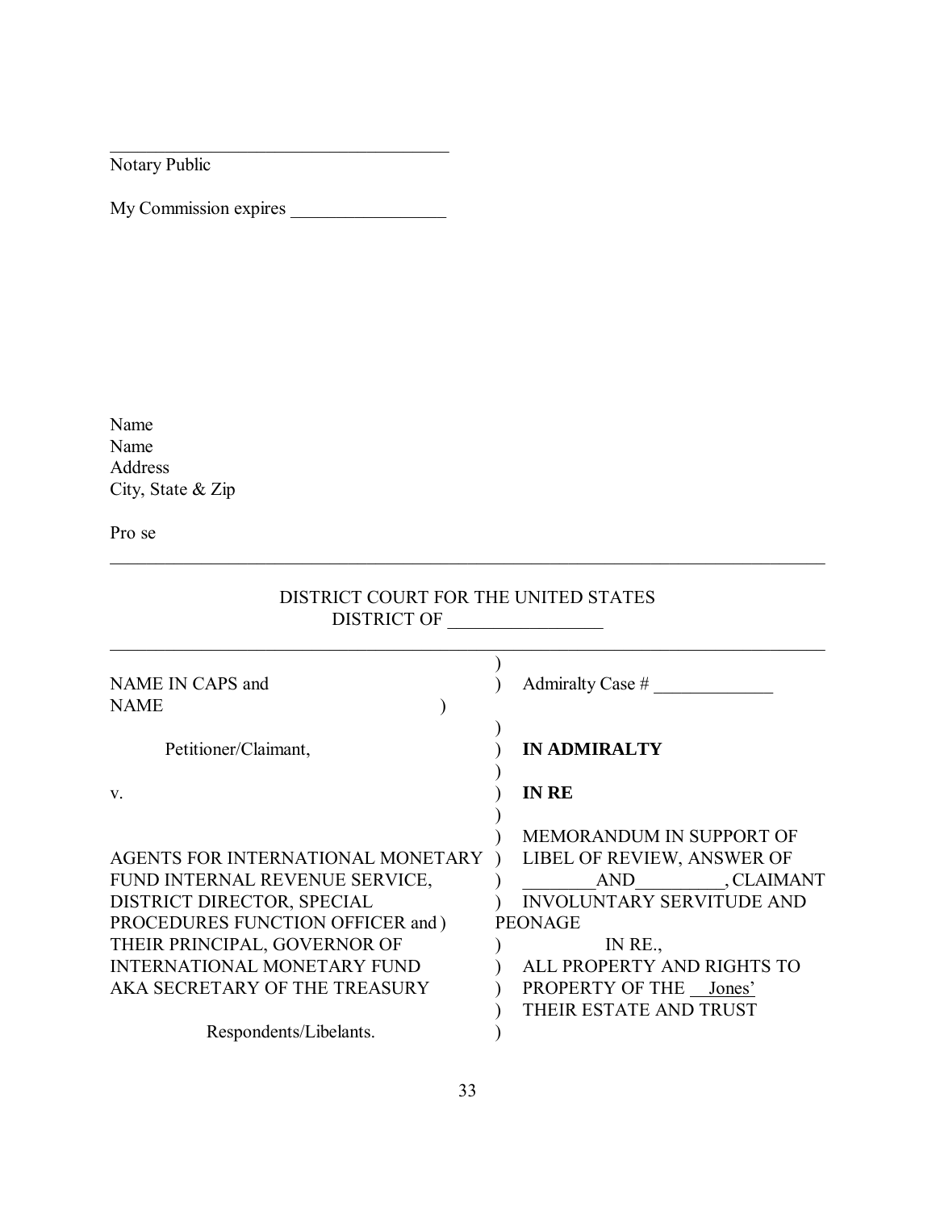\_\_\_\_\_\_\_\_\_\_\_\_\_\_\_\_\_\_\_\_\_\_\_\_\_\_\_\_\_\_\_\_\_\_\_\_\_\_
Notary Public

My Commission expires \_\_\_\_\_\_\_\_\_\_\_\_\_\_\_\_\_

Name
Name
Address
City, State & Zip

Pro se

---

DISTRICT COURT FOR THE UNITED STATES
DISTRICT OF \_\_\_\_\_\_\_\_\_\_\_\_\_\_\_\_\_

---

| | |
|---|---|
| NAME IN CAPS and NAME | Admiralty Case # \_\_\_\_\_\_\_\_\_\_\_\_\_ |
| Petitioner/Claimant, | **IN ADMIRALTY** |
| v. | **IN RE** |
| AGENTS FOR INTERNATIONAL MONETARY FUND INTERNAL REVENUE SERVICE, DISTRICT DIRECTOR, SPECIAL PROCEDURES FUNCTION OFFICER and THEIR PRINCIPAL, GOVERNOR OF INTERNATIONAL MONETARY FUND AKA SECRETARY OF THE TREASURY | MEMORANDUM IN SUPPORT OF LIBEL OF REVIEW, ANSWER OF \_\_\_\_\_\_\_\_AND\_\_\_\_\_\_\_\_\_\_, CLAIMANT INVOLUNTARY SERVITUDE AND PEONAGE IN RE., ALL PROPERTY AND RIGHTS TO PROPERTY OF THE Jones' THEIR ESTATE AND TRUST |
| Respondents/Libelants. | |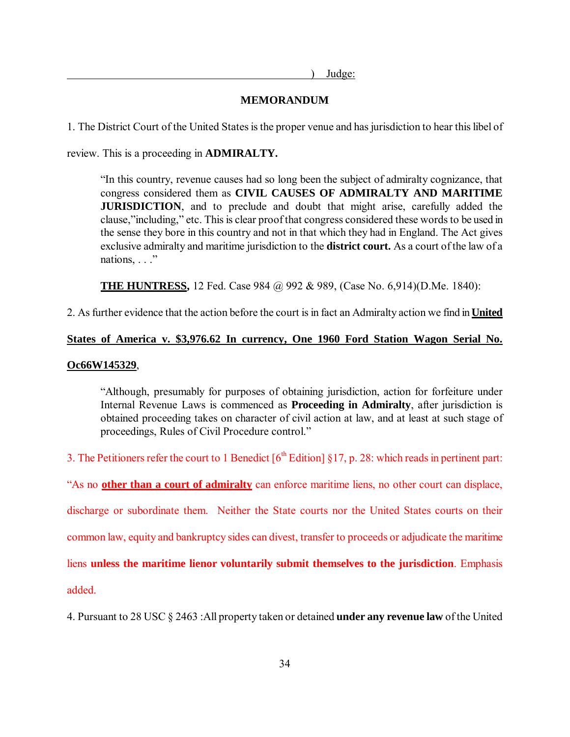) Judge:

**MEMORANDUM**

1. The District Court of the United States is the proper venue and has jurisdiction to hear this libel of review. This is a proceeding in **ADMIRALTY.**

> "In this country, revenue causes had so long been the subject of admiralty cognizance, that congress considered them as **CIVIL CAUSES OF ADMIRALTY AND MARITIME JURISDICTION**, and to preclude and doubt that might arise, carefully added the clause,"including," etc. This is clear proof that congress considered these words to be used in the sense they bore in this country and not in that which they had in England. The Act gives exclusive admiralty and maritime jurisdiction to the **district court.** As a court of the law of a nations, . . ."
>
> **THE HUNTRESS,** 12 Fed. Case 984 @ 992 & 989, (Case No. 6,914)(D.Me. 1840):

2. As further evidence that the action before the court is in fact an Admiralty action we find in **United States of America v. $3,976.62 In currency, One 1960 Ford Station Wagon Serial No. Oc66W145329**,

> "Although, presumably for purposes of obtaining jurisdiction, action for forfeiture under Internal Revenue Laws is commenced as **Proceeding in Admiralty**, after jurisdiction is obtained proceeding takes on character of civil action at law, and at least at such stage of proceedings, Rules of Civil Procedure control."

3. The Petitioners refer the court to 1 Benedict [6th Edition] §17, p. 28: which reads in pertinent part: "As no **other than a court of admiralty** can enforce maritime liens, no other court can displace, discharge or subordinate them. Neither the State courts nor the United States courts on their common law, equity and bankruptcy sides can divest, transfer to proceeds or adjudicate the maritime liens **unless the maritime lienor voluntarily submit themselves to the jurisdiction**. Emphasis added.

4. Pursuant to 28 USC § 2463 :All property taken or detained **under any revenue law** of the United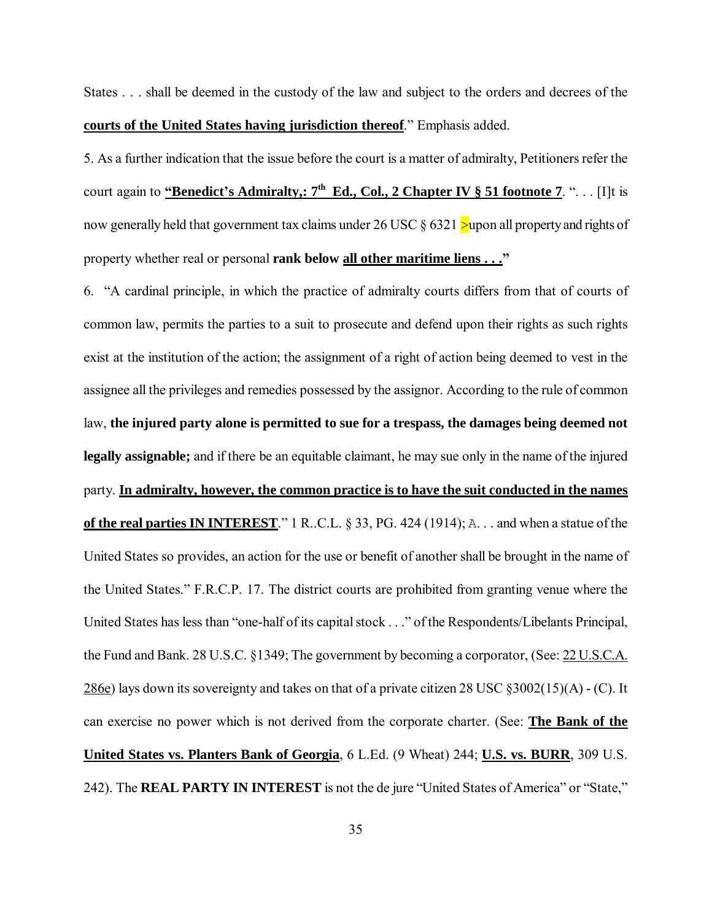States . . . shall be deemed in the custody of the law and subject to the orders and decrees of the **courts of the United States having jurisdiction thereof**." Emphasis added.

5. As a further indication that the issue before the court is a matter of admiralty, Petitioners refer the court again to **"Benedict's Admiralty,: 7th Ed., Col., 2 Chapter IV § 51 footnote 7**. ". . . [I]t is now generally held that government tax claims under 26 USC § 6321 >upon all property and rights of property whether real or personal **rank below all other maritime liens . . ."**

6. "A cardinal principle, in which the practice of admiralty courts differs from that of courts of common law, permits the parties to a suit to prosecute and defend upon their rights as such rights exist at the institution of the action; the assignment of a right of action being deemed to vest in the assignee all the privileges and remedies possessed by the assignor. According to the rule of common law, **the injured party alone is permitted to sue for a trespass, the damages being deemed not legally assignable;** and if there be an equitable claimant, he may sue only in the name of the injured party. **In admiralty, however, the common practice is to have the suit conducted in the names of the real parties IN INTEREST**." 1 R..C.L. § 33, PG. 424 (1914); A. . . and when a statue of the United States so provides, an action for the use or benefit of another shall be brought in the name of the United States." F.R.C.P. 17. The district courts are prohibited from granting venue where the United States has less than "one-half of its capital stock . . ." of the Respondents/Libelants Principal, the Fund and Bank. 28 U.S.C. §1349; The government by becoming a corporator, (See: 22 U.S.C.A. 286e) lays down its sovereignty and takes on that of a private citizen 28 USC §3002(15)(A) - (C). It can exercise no power which is not derived from the corporate charter. (See: **The Bank of the United States vs. Planters Bank of Georgia**, 6 L.Ed. (9 Wheat) 244; **U.S. vs. BURR**, 309 U.S. 242). The **REAL PARTY IN INTEREST** is not the de jure "United States of America" or "State,"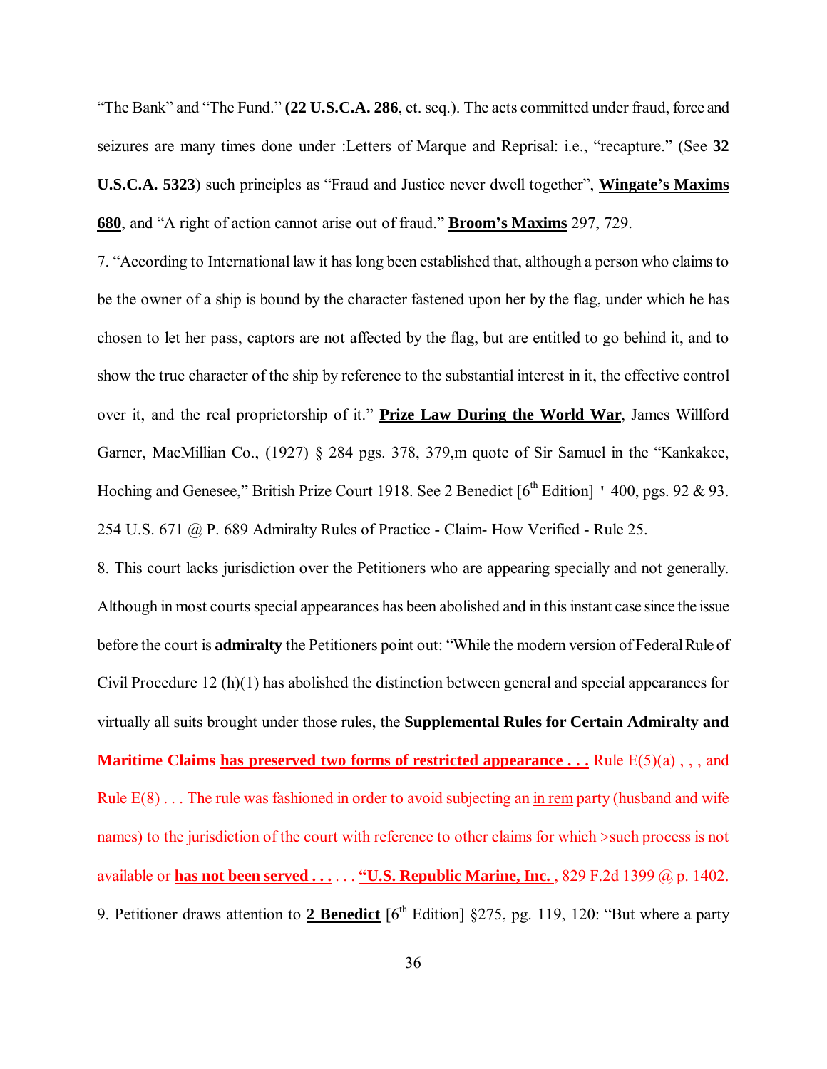"The Bank" and "The Fund." **(22 U.S.C.A. 286**, et. seq.). The acts committed under fraud, force and seizures are many times done under :Letters of Marque and Reprisal: i.e., "recapture." (See **32 U.S.C.A. 5323**) such principles as "Fraud and Justice never dwell together", **Wingate's Maxims 680**, and "A right of action cannot arise out of fraud." **Broom's Maxims** 297, 729.

7. "According to International law it has long been established that, although a person who claims to be the owner of a ship is bound by the character fastened upon her by the flag, under which he has chosen to let her pass, captors are not affected by the flag, but are entitled to go behind it, and to show the true character of the ship by reference to the substantial interest in it, the effective control over it, and the real proprietorship of it." **Prize Law During the World War**, James Willford Garner, MacMillian Co., (1927) § 284 pgs. 378, 379,m quote of Sir Samuel in the "Kankakee, Hoching and Genesee," British Prize Court 1918. See 2 Benedict [6th Edition] ' 400, pgs. 92 & 93. 254 U.S. 671 @ P. 689 Admiralty Rules of Practice - Claim- How Verified - Rule 25.

8. This court lacks jurisdiction over the Petitioners who are appearing specially and not generally. Although in most courts special appearances has been abolished and in this instant case since the issue before the court is **admiralty** the Petitioners point out: "While the modern version of Federal Rule of Civil Procedure 12 (h)(1) has abolished the distinction between general and special appearances for virtually all suits brought under those rules, the **Supplemental Rules for Certain Admiralty and Maritime Claims has preserved two forms of restricted appearance . . .** Rule E(5)(a) , , , and Rule E(8) . . . The rule was fashioned in order to avoid subjecting an in rem party (husband and wife names) to the jurisdiction of the court with reference to other claims for which >such process is not available or **has not been served . . .** . . . **"U.S. Republic Marine, Inc.** , 829 F.2d 1399 @ p. 1402.

9. Petitioner draws attention to **2 Benedict** [6th Edition] §275, pg. 119, 120: "But where a party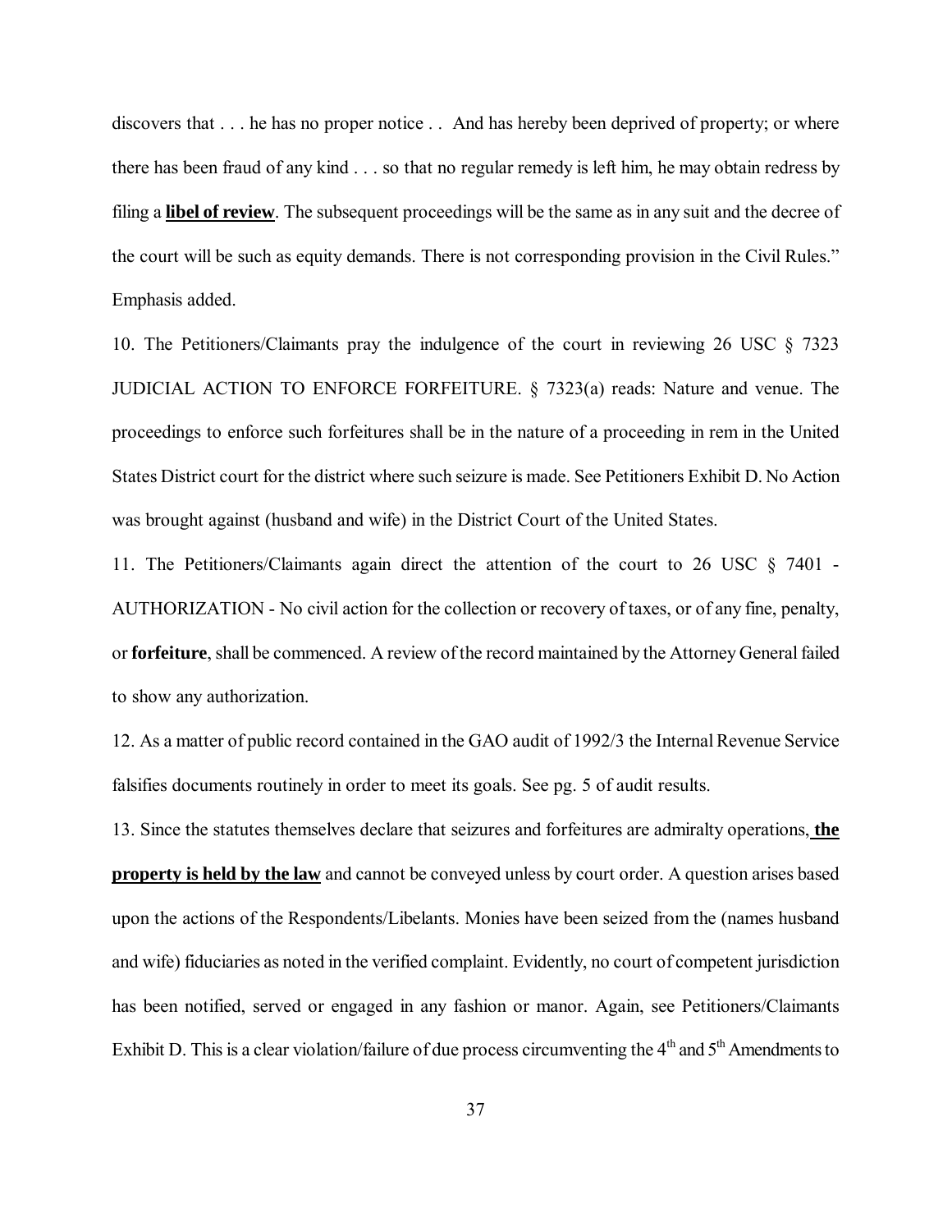discovers that . . . he has no proper notice . . And has hereby been deprived of property; or where there has been fraud of any kind . . . so that no regular remedy is left him, he may obtain redress by filing a **<u>libel of review</u>**. The subsequent proceedings will be the same as in any suit and the decree of the court will be such as equity demands. There is not corresponding provision in the Civil Rules." Emphasis added.

10. The Petitioners/Claimants pray the indulgence of the court in reviewing 26 USC § 7323 JUDICIAL ACTION TO ENFORCE FORFEITURE. § 7323(a) reads: Nature and venue. The proceedings to enforce such forfeitures shall be in the nature of a proceeding in rem in the United States District court for the district where such seizure is made. See Petitioners Exhibit D. No Action was brought against (husband and wife) in the District Court of the United States.

11. The Petitioners/Claimants again direct the attention of the court to 26 USC § 7401 - AUTHORIZATION - No civil action for the collection or recovery of taxes, or of any fine, penalty, or **forfeiture**, shall be commenced. A review of the record maintained by the Attorney General failed to show any authorization.

12. As a matter of public record contained in the GAO audit of 1992/3 the Internal Revenue Service falsifies documents routinely in order to meet its goals. See pg. 5 of audit results.

13. Since the statutes themselves declare that seizures and forfeitures are admiralty operations, **<u>the property is held by the law</u>** and cannot be conveyed unless by court order. A question arises based upon the actions of the Respondents/Libelants. Monies have been seized from the (names husband and wife) fiduciaries as noted in the verified complaint. Evidently, no court of competent jurisdiction has been notified, served or engaged in any fashion or manor. Again, see Petitioners/Claimants Exhibit D. This is a clear violation/failure of due process circumventing the 4th and 5th Amendments to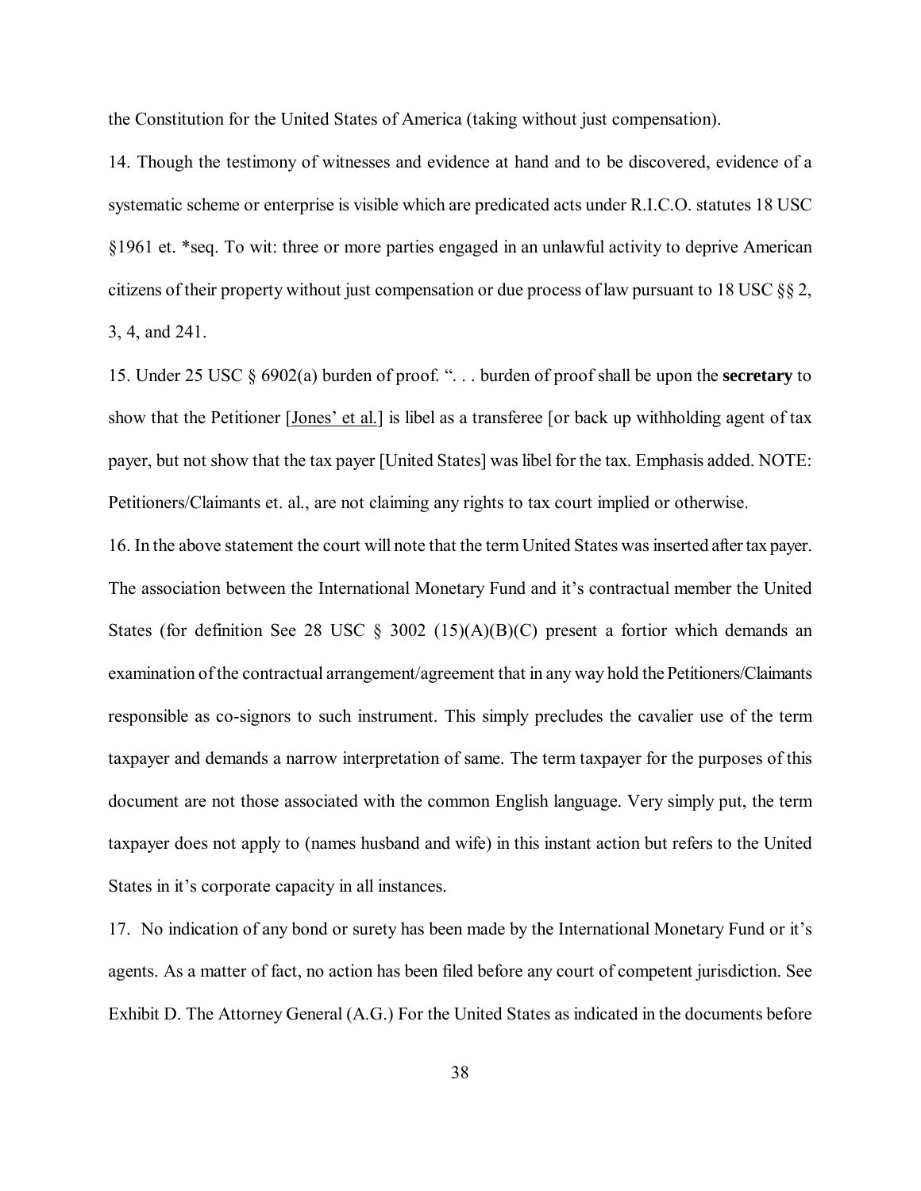the Constitution for the United States of America (taking without just compensation).

14. Though the testimony of witnesses and evidence at hand and to be discovered, evidence of a systematic scheme or enterprise is visible which are predicated acts under R.I.C.O. statutes 18 USC §1961 et. *seq. To wit: three or more parties engaged in an unlawful activity to deprive American citizens of their property without just compensation or due process of law pursuant to 18 USC §§ 2, 3, 4, and 241.

15. Under 25 USC § 6902(a) burden of proof. ". . . burden of proof shall be upon the **secretary** to show that the Petitioner [Jones' et al.] is libel as a transferee [or back up withholding agent of tax payer, but not show that the tax payer [United States] was libel for the tax. Emphasis added. NOTE: Petitioners/Claimants et. al., are not claiming any rights to tax court implied or otherwise.

16. In the above statement the court will note that the term United States was inserted after tax payer. The association between the International Monetary Fund and it's contractual member the United States (for definition See 28 USC § 3002 (15)(A)(B)(C) present a fortior which demands an examination of the contractual arrangement/agreement that in any way hold the Petitioners/Claimants responsible as co-signors to such instrument. This simply precludes the cavalier use of the term taxpayer and demands a narrow interpretation of same. The term taxpayer for the purposes of this document are not those associated with the common English language. Very simply put, the term taxpayer does not apply to (names husband and wife) in this instant action but refers to the United States in it's corporate capacity in all instances.

17. No indication of any bond or surety has been made by the International Monetary Fund or it's agents. As a matter of fact, no action has been filed before any court of competent jurisdiction. See Exhibit D. The Attorney General (A.G.) For the United States as indicated in the documents before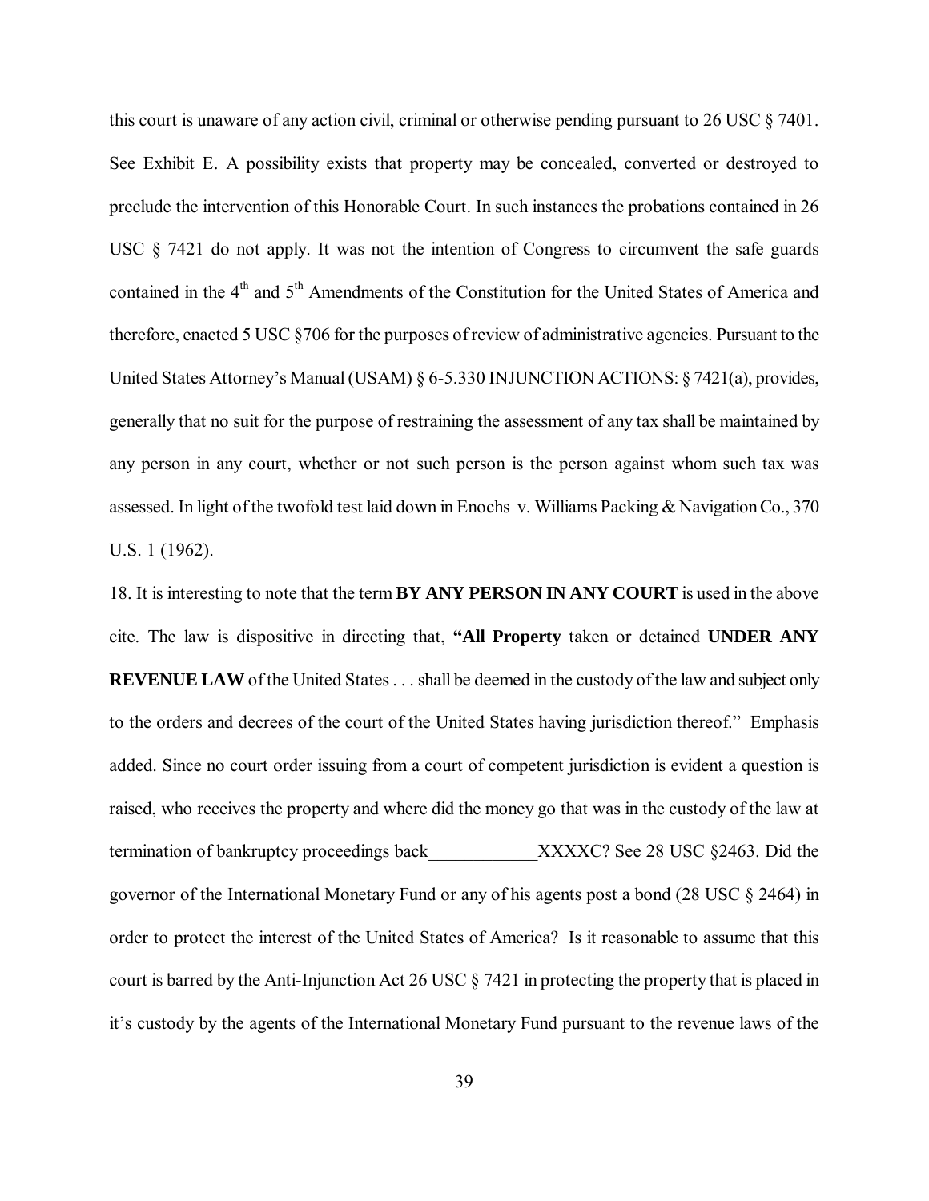this court is unaware of any action civil, criminal or otherwise pending pursuant to 26 USC § 7401. See Exhibit E. A possibility exists that property may be concealed, converted or destroyed to preclude the intervention of this Honorable Court. In such instances the probations contained in 26 USC § 7421 do not apply. It was not the intention of Congress to circumvent the safe guards contained in the 4th and 5th Amendments of the Constitution for the United States of America and therefore, enacted 5 USC §706 for the purposes of review of administrative agencies. Pursuant to the United States Attorney's Manual (USAM) § 6-5.330 INJUNCTION ACTIONS: § 7421(a), provides, generally that no suit for the purpose of restraining the assessment of any tax shall be maintained by any person in any court, whether or not such person is the person against whom such tax was assessed. In light of the twofold test laid down in Enochs v. Williams Packing & Navigation Co., 370 U.S. 1 (1962).

18. It is interesting to note that the term **BY ANY PERSON IN ANY COURT** is used in the above cite. The law is dispositive in directing that, **"All Property** taken or detained **UNDER ANY REVENUE LAW** of the United States . . . shall be deemed in the custody of the law and subject only to the orders and decrees of the court of the United States having jurisdiction thereof." Emphasis added. Since no court order issuing from a court of competent jurisdiction is evident a question is raised, who receives the property and where did the money go that was in the custody of the law at termination of bankruptcy proceedings back____________XXXXC? See 28 USC §2463. Did the governor of the International Monetary Fund or any of his agents post a bond (28 USC § 2464) in order to protect the interest of the United States of America? Is it reasonable to assume that this court is barred by the Anti-Injunction Act 26 USC § 7421 in protecting the property that is placed in it's custody by the agents of the International Monetary Fund pursuant to the revenue laws of the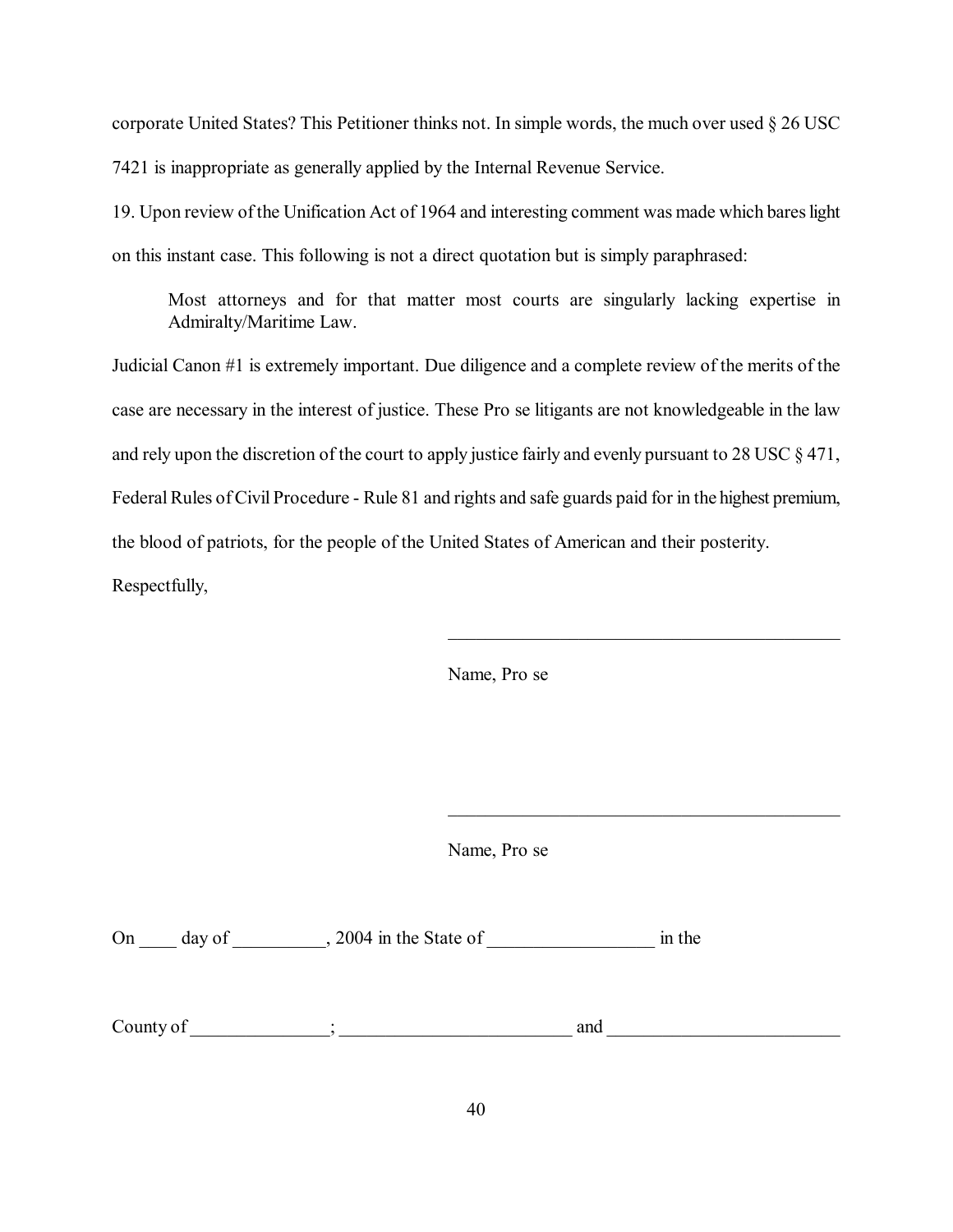corporate United States? This Petitioner thinks not. In simple words, the much over used § 26 USC 7421 is inappropriate as generally applied by the Internal Revenue Service.

19. Upon review of the Unification Act of 1964 and interesting comment was made which bares light on this instant case. This following is not a direct quotation but is simply paraphrased:

> Most attorneys and for that matter most courts are singularly lacking expertise in Admiralty/Maritime Law.

Judicial Canon #1 is extremely important. Due diligence and a complete review of the merits of the case are necessary in the interest of justice. These Pro se litigants are not knowledgeable in the law and rely upon the discretion of the court to apply justice fairly and evenly pursuant to 28 USC § 471, Federal Rules of Civil Procedure - Rule 81 and rights and safe guards paid for in the highest premium, the blood of patriots, for the people of the United States of American and their posterity.

Respectfully,

\_\_\_\_\_\_\_\_\_\_\_\_\_\_\_\_\_\_\_\_\_\_\_\_\_\_\_\_\_\_\_\_\_\_\_\_\_\_\_\_\_\_

Name, Pro se

\_\_\_\_\_\_\_\_\_\_\_\_\_\_\_\_\_\_\_\_\_\_\_\_\_\_\_\_\_\_\_\_\_\_\_\_\_\_\_\_\_\_

Name, Pro se

On \_\_\_\_ day of \_\_\_\_\_\_\_\_\_\_, 2004 in the State of \_\_\_\_\_\_\_\_\_\_\_\_\_\_\_\_\_\_ in the

County of \_\_\_\_\_\_\_\_\_\_\_\_\_\_\_; \_\_\_\_\_\_\_\_\_\_\_\_\_\_\_\_\_\_\_\_\_\_\_\_\_ and \_\_\_\_\_\_\_\_\_\_\_\_\_\_\_\_\_\_\_\_\_\_\_\_\_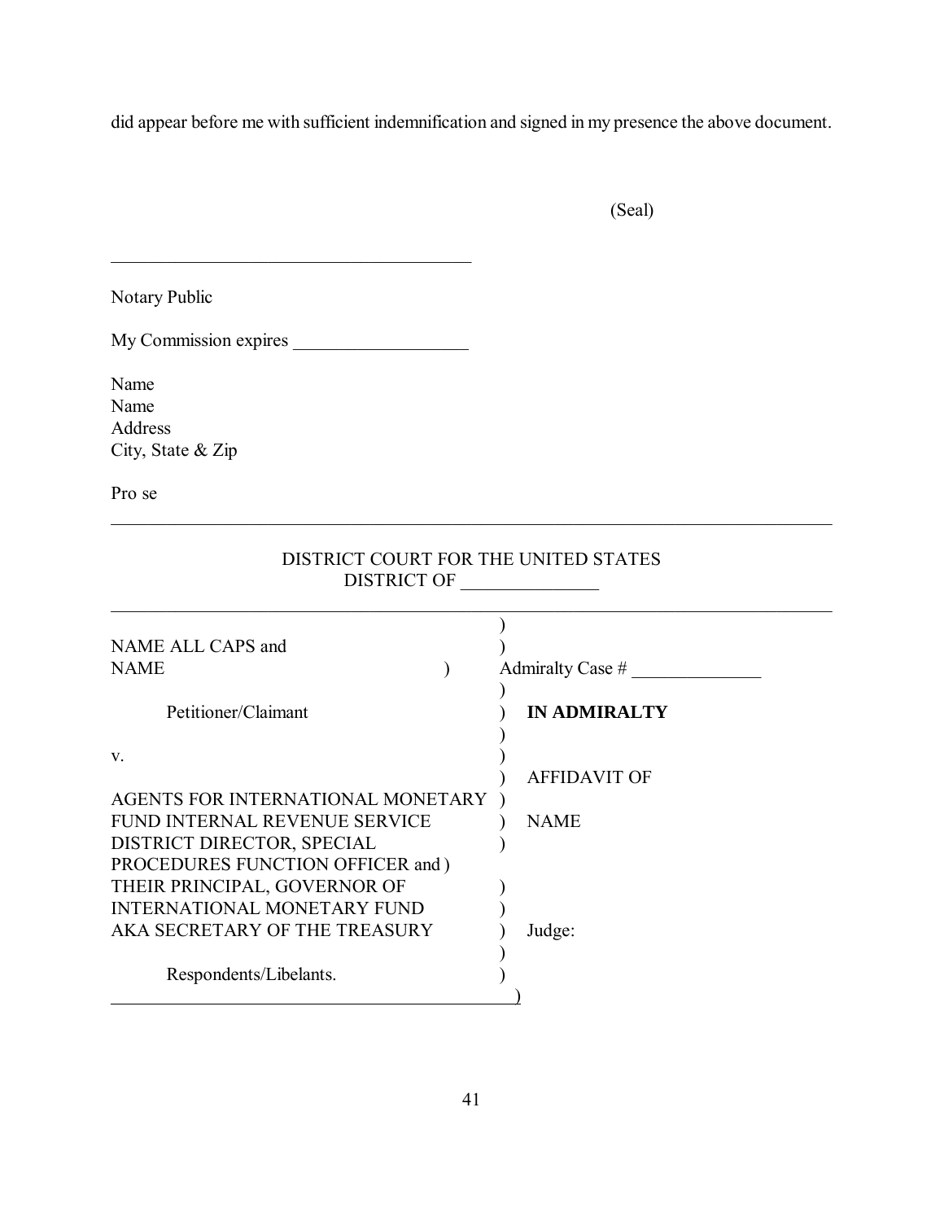did appear before me with sufficient indemnification and signed in my presence the above document.

(Seal)

_______________________________________

Notary Public

My Commission expires ___________________

Name
Name
Address
City, State & Zip

Pro se

---

DISTRICT COURT FOR THE UNITED STATES
DISTRICT OF _______________

---

| | |
|---|---|
| NAME ALL CAPS and NAME | Admiralty Case # ______________ |
| Petitioner/Claimant | **IN ADMIRALTY** |
| v. | |
| AGENTS FOR INTERNATIONAL MONETARY FUND INTERNAL REVENUE SERVICE DISTRICT DIRECTOR, SPECIAL PROCEDURES FUNCTION OFFICER and THEIR PRINCIPAL, GOVERNOR OF INTERNATIONAL MONETARY FUND AKA SECRETARY OF THE TREASURY | AFFIDAVIT OF NAME |
| | Judge: |
| Respondents/Libelants. | |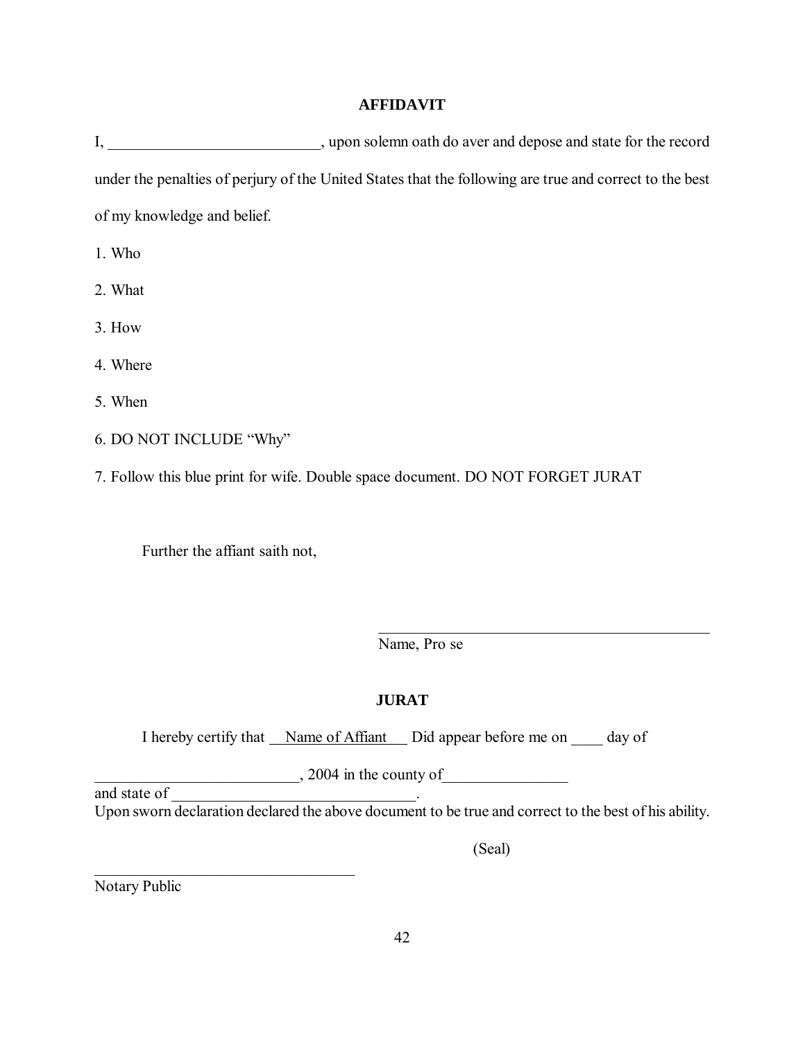## AFFIDAVIT

I, ___________________________, upon solemn oath do aver and depose and state for the record under the penalties of perjury of the United States that the following are true and correct to the best of my knowledge and belief.

1. Who
2. What
3. How
4. Where
5. When
6. DO NOT INCLUDE "Why"
7. Follow this blue print for wife. Double space document. DO NOT FORGET JURAT

Further the affiant saith not,

_____________________________________________
Name, Pro se

## JURAT

I hereby certify that Name of Affiant Did appear before me on ____ day of

__________________________, 2004 in the county of________________
and state of _______________________________.
Upon sworn declaration declared the above document to be true and correct to the best of his ability.

(Seal)

__________________________________
Notary Public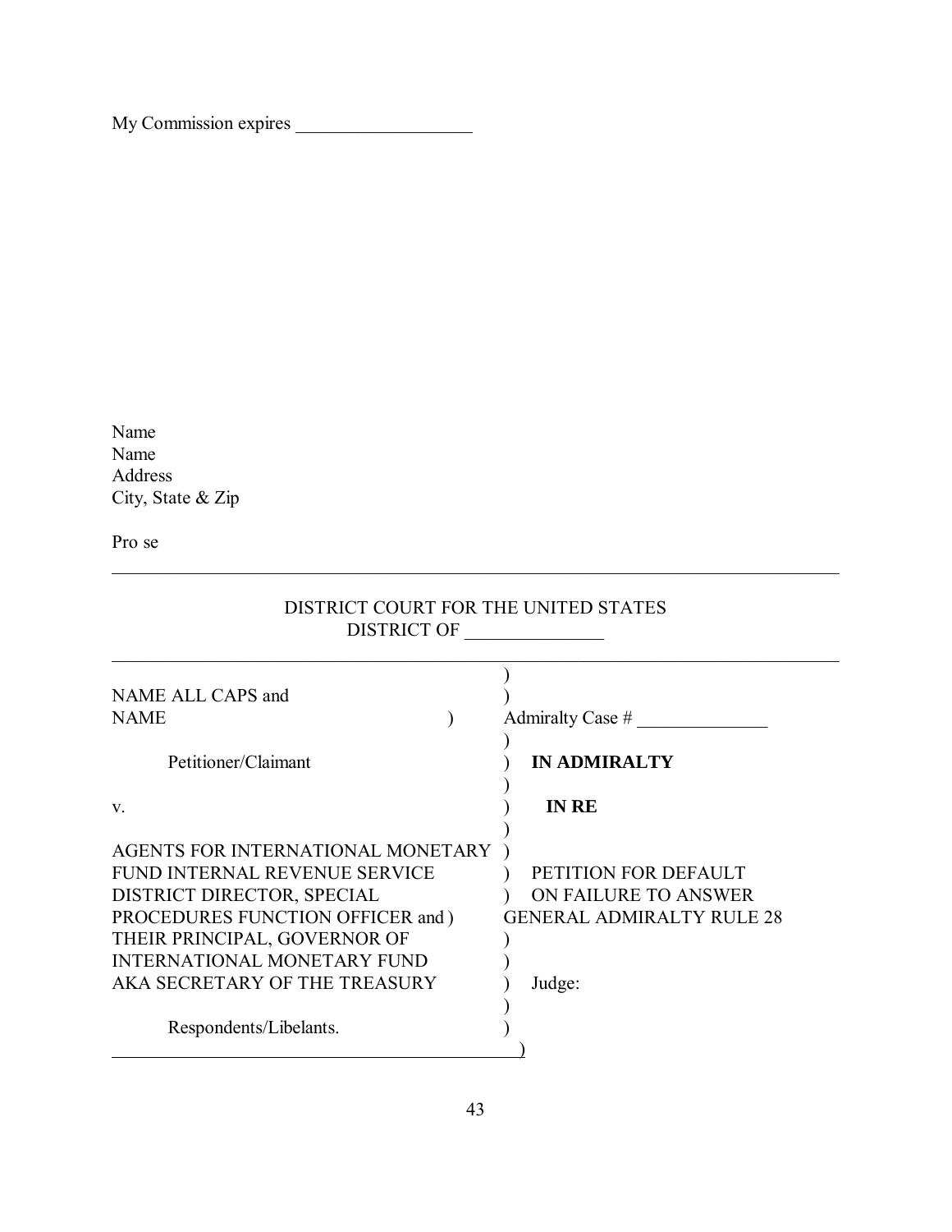My Commission expires ___________________

Name
Name
Address
City, State & Zip

Pro se

---

DISTRICT COURT FOR THE UNITED STATES
DISTRICT OF _______________

---

| | |
|---|---|
| NAME ALL CAPS and NAME | Admiralty Case # ______________ |
| Petitioner/Claimant | **IN ADMIRALTY** |
| v. | **IN RE** |
| AGENTS FOR INTERNATIONAL MONETARY FUND INTERNAL REVENUE SERVICE DISTRICT DIRECTOR, SPECIAL PROCEDURES FUNCTION OFFICER and THEIR PRINCIPAL, GOVERNOR OF INTERNATIONAL MONETARY FUND AKA SECRETARY OF THE TREASURY | PETITION FOR DEFAULT ON FAILURE TO ANSWER GENERAL ADMIRALTY RULE 28 |
| | Judge: |
| Respondents/Libelants. | |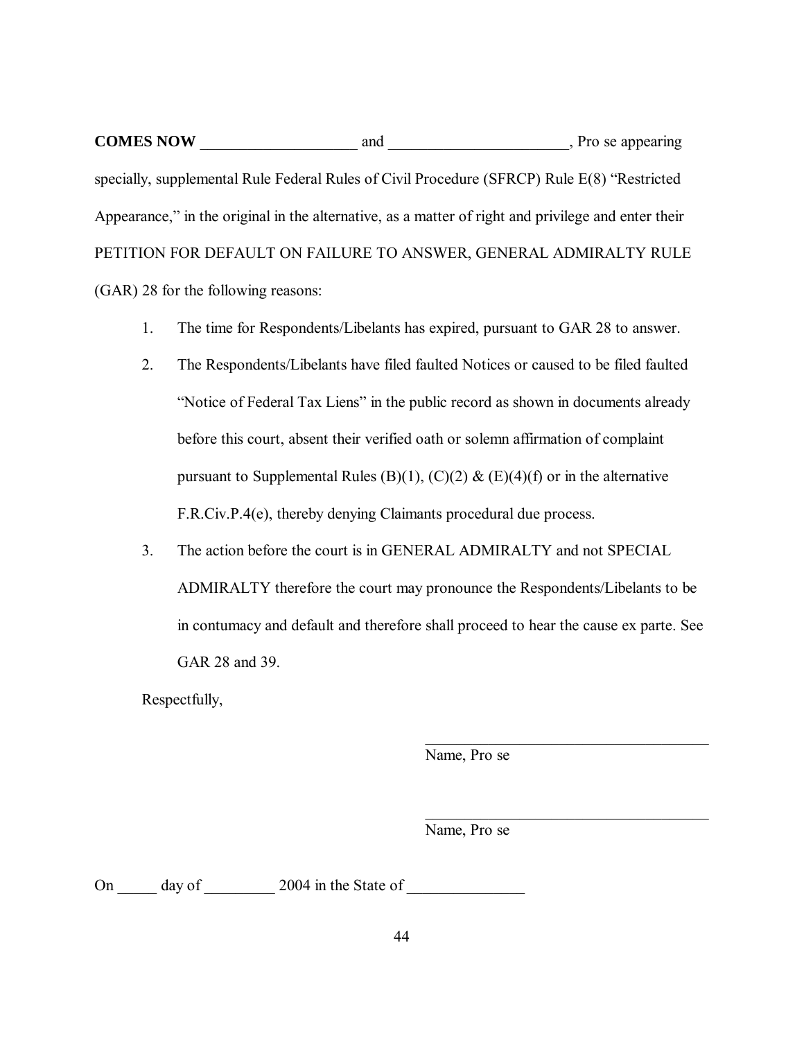**COMES NOW** ____________________ and _______________________, Pro se appearing specially, supplemental Rule Federal Rules of Civil Procedure (SFRCP) Rule E(8) "Restricted Appearance," in the original in the alternative, as a matter of right and privilege and enter their PETITION FOR DEFAULT ON FAILURE TO ANSWER, GENERAL ADMIRALTY RULE (GAR) 28 for the following reasons:

1. The time for Respondents/Libelants has expired, pursuant to GAR 28 to answer.
2. The Respondents/Libelants have filed faulted Notices or caused to be filed faulted "Notice of Federal Tax Liens" in the public record as shown in documents already before this court, absent their verified oath or solemn affirmation of complaint pursuant to Supplemental Rules (B)(1), (C)(2) & (E)(4)(f) or in the alternative F.R.Civ.P.4(e), thereby denying Claimants procedural due process.
3. The action before the court is in GENERAL ADMIRALTY and not SPECIAL ADMIRALTY therefore the court may pronounce the Respondents/Libelants to be in contumacy and default and therefore shall proceed to hear the cause ex parte. See GAR 28 and 39.

Respectfully,

_____________________________________
Name, Pro se

_____________________________________
Name, Pro se

On _____ day of _________ 2004 in the State of _______________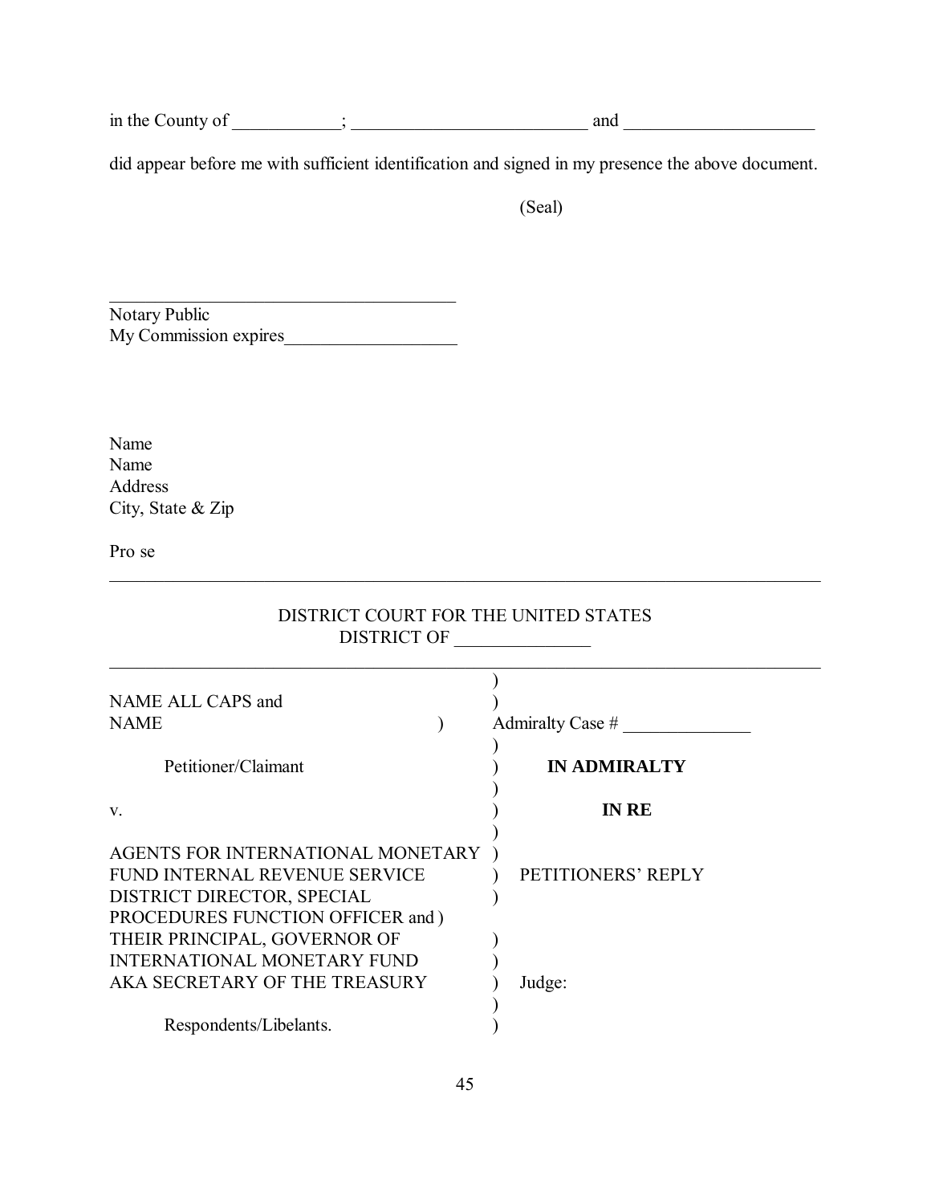in the County of ____________; __________________________ and _____________________

did appear before me with sufficient identification and signed in my presence the above document.

(Seal)

______________________________________
Notary Public
My Commission expires___________________

Name
Name
Address
City, State & Zip

Pro se

---

DISTRICT COURT FOR THE UNITED STATES
DISTRICT OF _______________

---

| | |
|---|---|
| NAME ALL CAPS and | ) |
| NAME ) | ) Admiralty Case # ______________ |
| | ) |
| Petitioner/Claimant | ) **IN ADMIRALTY** |
| | ) |
| v. | ) **IN RE** |
| | ) |
| AGENTS FOR INTERNATIONAL MONETARY | ) |
| FUND INTERNAL REVENUE SERVICE | ) PETITIONERS' REPLY |
| DISTRICT DIRECTOR, SPECIAL | ) |
| PROCEDURES FUNCTION OFFICER and ) | |
| THEIR PRINCIPAL, GOVERNOR OF | ) |
| INTERNATIONAL MONETARY FUND | ) |
| AKA SECRETARY OF THE TREASURY | ) Judge: |
| | ) |
| Respondents/Libelants. | ) |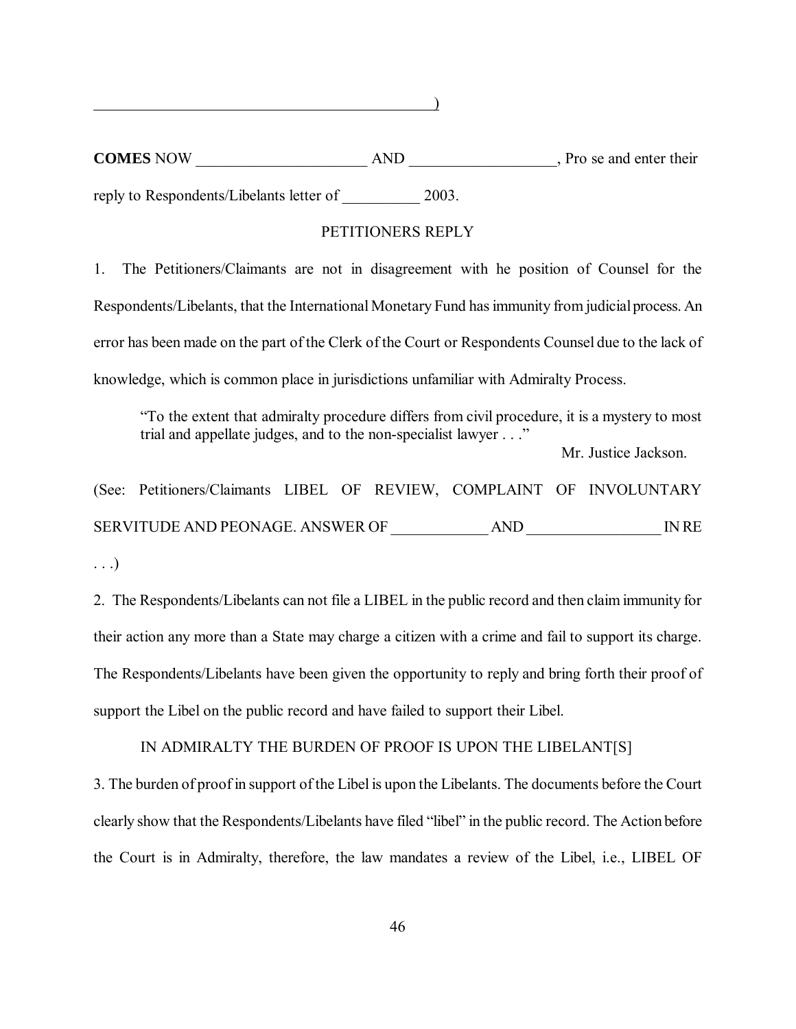______________________________________________)

**COMES** NOW ______________________ AND ___________________, Pro se and enter their reply to Respondents/Libelants letter of __________ 2003.

PETITIONERS REPLY

1. The Petitioners/Claimants are not in disagreement with he position of Counsel for the Respondents/Libelants, that the International Monetary Fund has immunity from judicial process. An error has been made on the part of the Clerk of the Court or Respondents Counsel due to the lack of knowledge, which is common place in jurisdictions unfamiliar with Admiralty Process.

> "To the extent that admiralty procedure differs from civil procedure, it is a mystery to most trial and appellate judges, and to the non-specialist lawyer . . ."
>
> Mr. Justice Jackson.

(See: Petitioners/Claimants LIBEL OF REVIEW, COMPLAINT OF INVOLUNTARY SERVITUDE AND PEONAGE. ANSWER OF ____________ AND _________________ IN RE . . .)

2. The Respondents/Libelants can not file a LIBEL in the public record and then claim immunity for their action any more than a State may charge a citizen with a crime and fail to support its charge. The Respondents/Libelants have been given the opportunity to reply and bring forth their proof of support the Libel on the public record and have failed to support their Libel.

IN ADMIRALTY THE BURDEN OF PROOF IS UPON THE LIBELANT[S]

3. The burden of proof in support of the Libel is upon the Libelants. The documents before the Court clearly show that the Respondents/Libelants have filed "libel" in the public record. The Action before the Court is in Admiralty, therefore, the law mandates a review of the Libel, i.e., LIBEL OF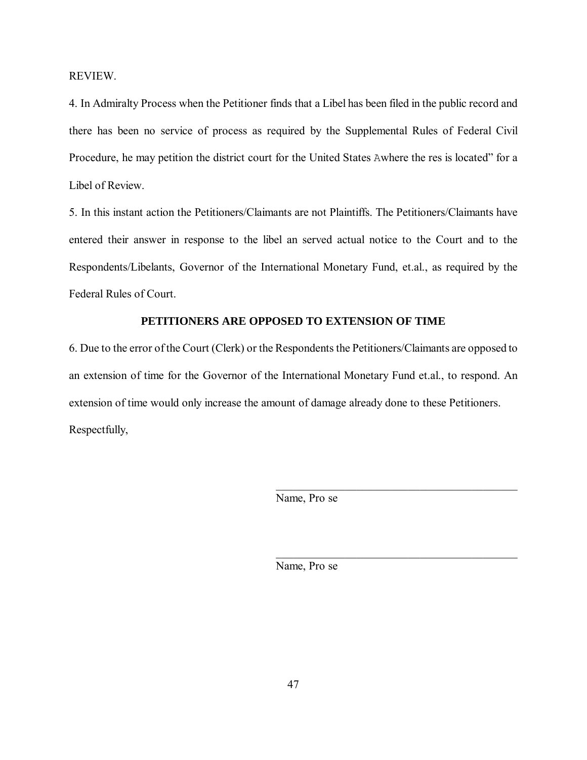REVIEW.

4. In Admiralty Process when the Petitioner finds that a Libel has been filed in the public record and there has been no service of process as required by the Supplemental Rules of Federal Civil Procedure, he may petition the district court for the United States Awhere the res is located" for a Libel of Review.

5. In this instant action the Petitioners/Claimants are not Plaintiffs. The Petitioners/Claimants have entered their answer in response to the libel an served actual notice to the Court and to the Respondents/Libelants, Governor of the International Monetary Fund, et.al., as required by the Federal Rules of Court.

**PETITIONERS ARE OPPOSED TO EXTENSION OF TIME**

6. Due to the error of the Court (Clerk) or the Respondents the Petitioners/Claimants are opposed to an extension of time for the Governor of the International Monetary Fund et.al., to respond. An extension of time would only increase the amount of damage already done to these Petitioners.

Respectfully,

\_\_\_\_\_\_\_\_\_\_\_\_\_\_\_\_\_\_\_\_\_\_\_\_\_\_\_\_\_\_\_\_\_\_\_\_\_\_\_\_
Name, Pro se

\_\_\_\_\_\_\_\_\_\_\_\_\_\_\_\_\_\_\_\_\_\_\_\_\_\_\_\_\_\_\_\_\_\_\_\_\_\_\_\_
Name, Pro se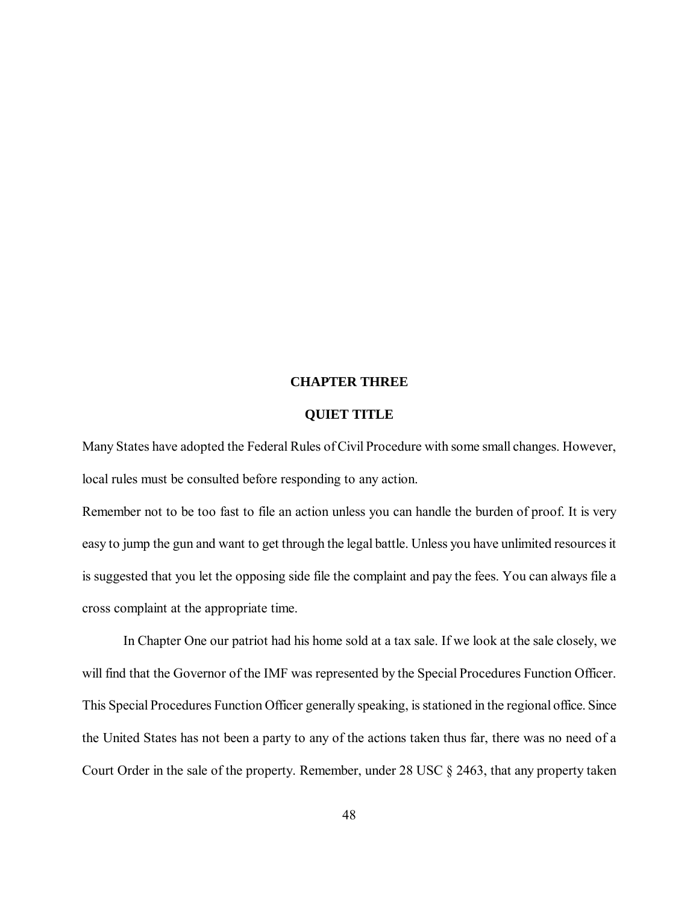## CHAPTER THREE

## QUIET TITLE

Many States have adopted the Federal Rules of Civil Procedure with some small changes. However, local rules must be consulted before responding to any action.

Remember not to be too fast to file an action unless you can handle the burden of proof. It is very easy to jump the gun and want to get through the legal battle. Unless you have unlimited resources it is suggested that you let the opposing side file the complaint and pay the fees. You can always file a cross complaint at the appropriate time.

In Chapter One our patriot had his home sold at a tax sale. If we look at the sale closely, we will find that the Governor of the IMF was represented by the Special Procedures Function Officer. This Special Procedures Function Officer generally speaking, is stationed in the regional office. Since the United States has not been a party to any of the actions taken thus far, there was no need of a Court Order in the sale of the property. Remember, under 28 USC § 2463, that any property taken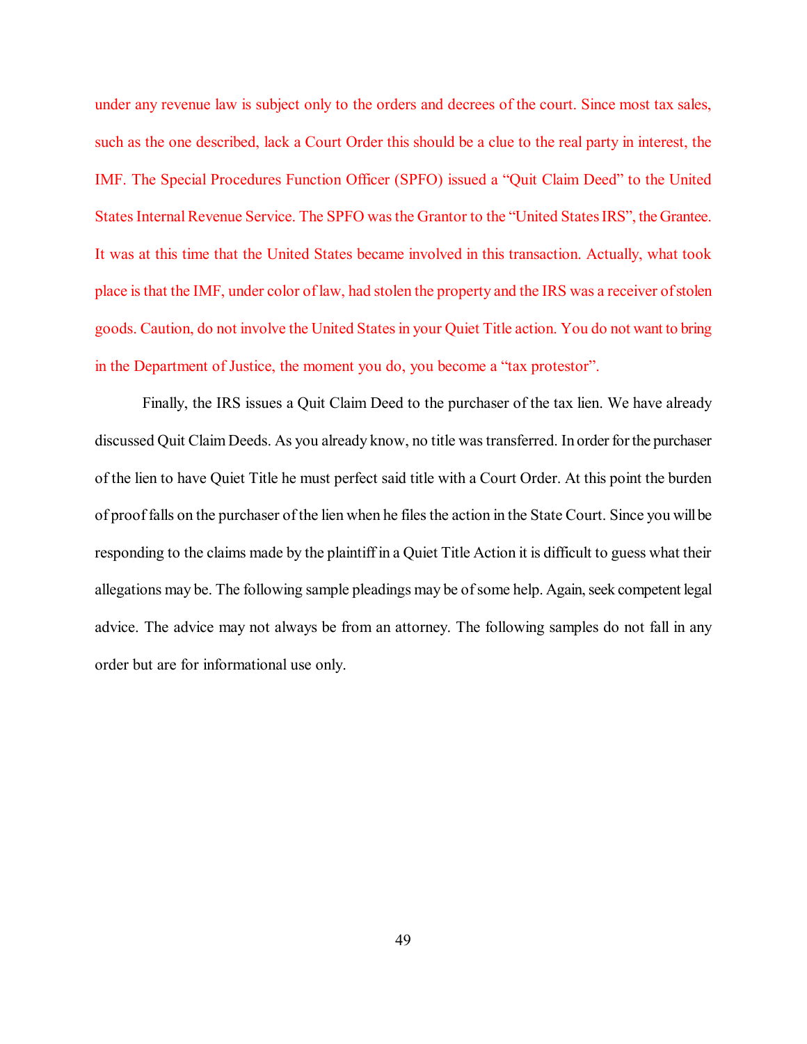under any revenue law is subject only to the orders and decrees of the court. Since most tax sales, such as the one described, lack a Court Order this should be a clue to the real party in interest, the IMF. The Special Procedures Function Officer (SPFO) issued a "Quit Claim Deed" to the United States Internal Revenue Service. The SPFO was the Grantor to the "United States IRS", the Grantee. It was at this time that the United States became involved in this transaction. Actually, what took place is that the IMF, under color of law, had stolen the property and the IRS was a receiver of stolen goods. Caution, do not involve the United States in your Quiet Title action. You do not want to bring in the Department of Justice, the moment you do, you become a "tax protestor".

Finally, the IRS issues a Quit Claim Deed to the purchaser of the tax lien. We have already discussed Quit Claim Deeds. As you already know, no title was transferred. In order for the purchaser of the lien to have Quiet Title he must perfect said title with a Court Order. At this point the burden of proof falls on the purchaser of the lien when he files the action in the State Court. Since you will be responding to the claims made by the plaintiff in a Quiet Title Action it is difficult to guess what their allegations may be. The following sample pleadings may be of some help. Again, seek competent legal advice. The advice may not always be from an attorney. The following samples do not fall in any order but are for informational use only.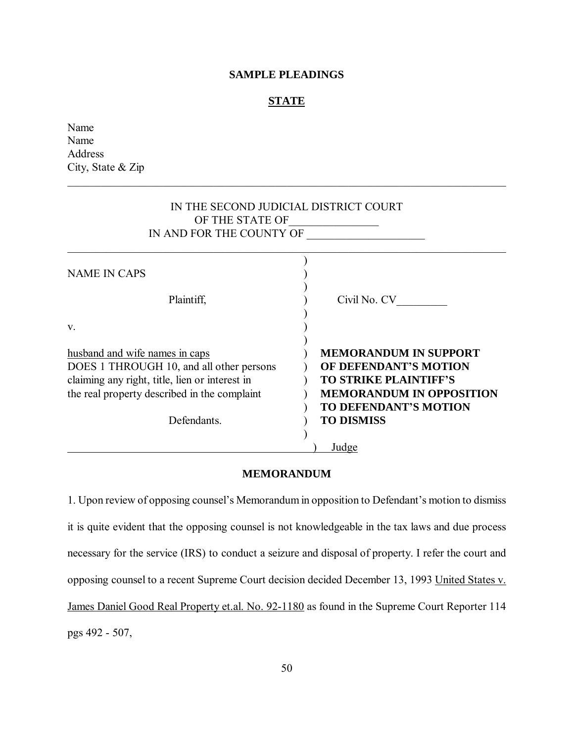**SAMPLE PLEADINGS**

**STATE**

Name
Name
Address
City, State & Zip

IN THE SECOND JUDICIAL DISTRICT COURT
OF THE STATE OF________________
IN AND FOR THE COUNTY OF _____________________

| | |
|---|---|
| NAME IN CAPS | |
| Plaintiff, | Civil No. CV_________ |
| v. | |
| husband and wife names in caps<br>DOES 1 THROUGH 10, and all other persons claiming any right, title, lien or interest in the real property described in the complaint | **MEMORANDUM IN SUPPORT OF DEFENDANT'S MOTION TO STRIKE PLAINTIFF'S MEMORANDUM IN OPPOSITION TO DEFENDANT'S MOTION TO DISMISS** |
| Defendants. | |
| | Judge |

**MEMORANDUM**

1. Upon review of opposing counsel's Memorandum in opposition to Defendant's motion to dismiss it is quite evident that the opposing counsel is not knowledgeable in the tax laws and due process necessary for the service (IRS) to conduct a seizure and disposal of property. I refer the court and opposing counsel to a recent Supreme Court decision decided December 13, 1993 United States v. James Daniel Good Real Property et.al. No. 92-1180 as found in the Supreme Court Reporter 114 pgs 492 - 507,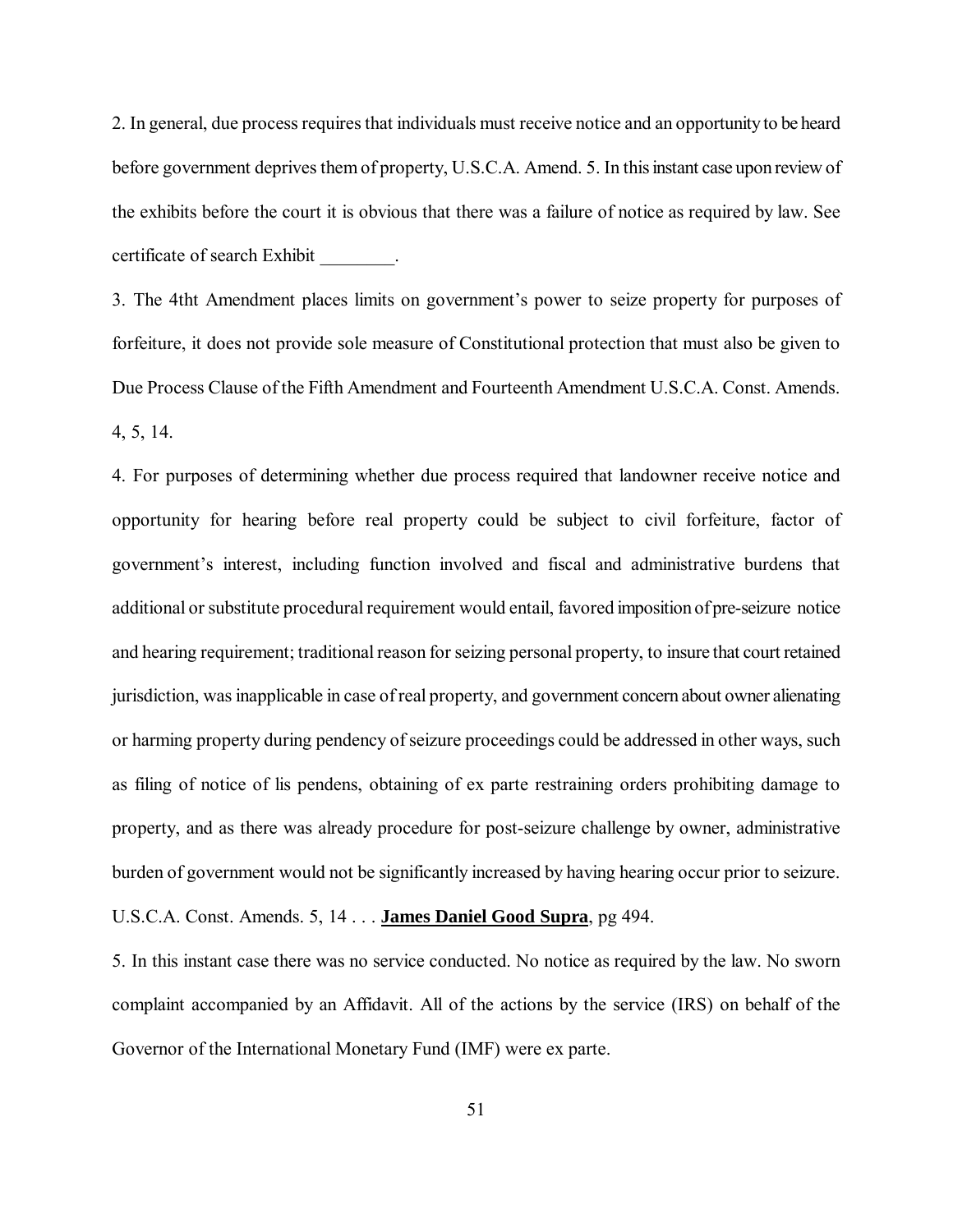2. In general, due process requires that individuals must receive notice and an opportunity to be heard before government deprives them of property, U.S.C.A. Amend. 5. In this instant case upon review of the exhibits before the court it is obvious that there was a failure of notice as required by law. See certificate of search Exhibit ________.

3. The 4tht Amendment places limits on government's power to seize property for purposes of forfeiture, it does not provide sole measure of Constitutional protection that must also be given to Due Process Clause of the Fifth Amendment and Fourteenth Amendment U.S.C.A. Const. Amends. 4, 5, 14.

4. For purposes of determining whether due process required that landowner receive notice and opportunity for hearing before real property could be subject to civil forfeiture, factor of government's interest, including function involved and fiscal and administrative burdens that additional or substitute procedural requirement would entail, favored imposition of pre-seizure notice and hearing requirement; traditional reason for seizing personal property, to insure that court retained jurisdiction, was inapplicable in case of real property, and government concern about owner alienating or harming property during pendency of seizure proceedings could be addressed in other ways, such as filing of notice of lis pendens, obtaining of ex parte restraining orders prohibiting damage to property, and as there was already procedure for post-seizure challenge by owner, administrative burden of government would not be significantly increased by having hearing occur prior to seizure. U.S.C.A. Const. Amends. 5, 14 . . . **James Daniel Good Supra**, pg 494.

5. In this instant case there was no service conducted. No notice as required by the law. No sworn complaint accompanied by an Affidavit. All of the actions by the service (IRS) on behalf of the Governor of the International Monetary Fund (IMF) were ex parte.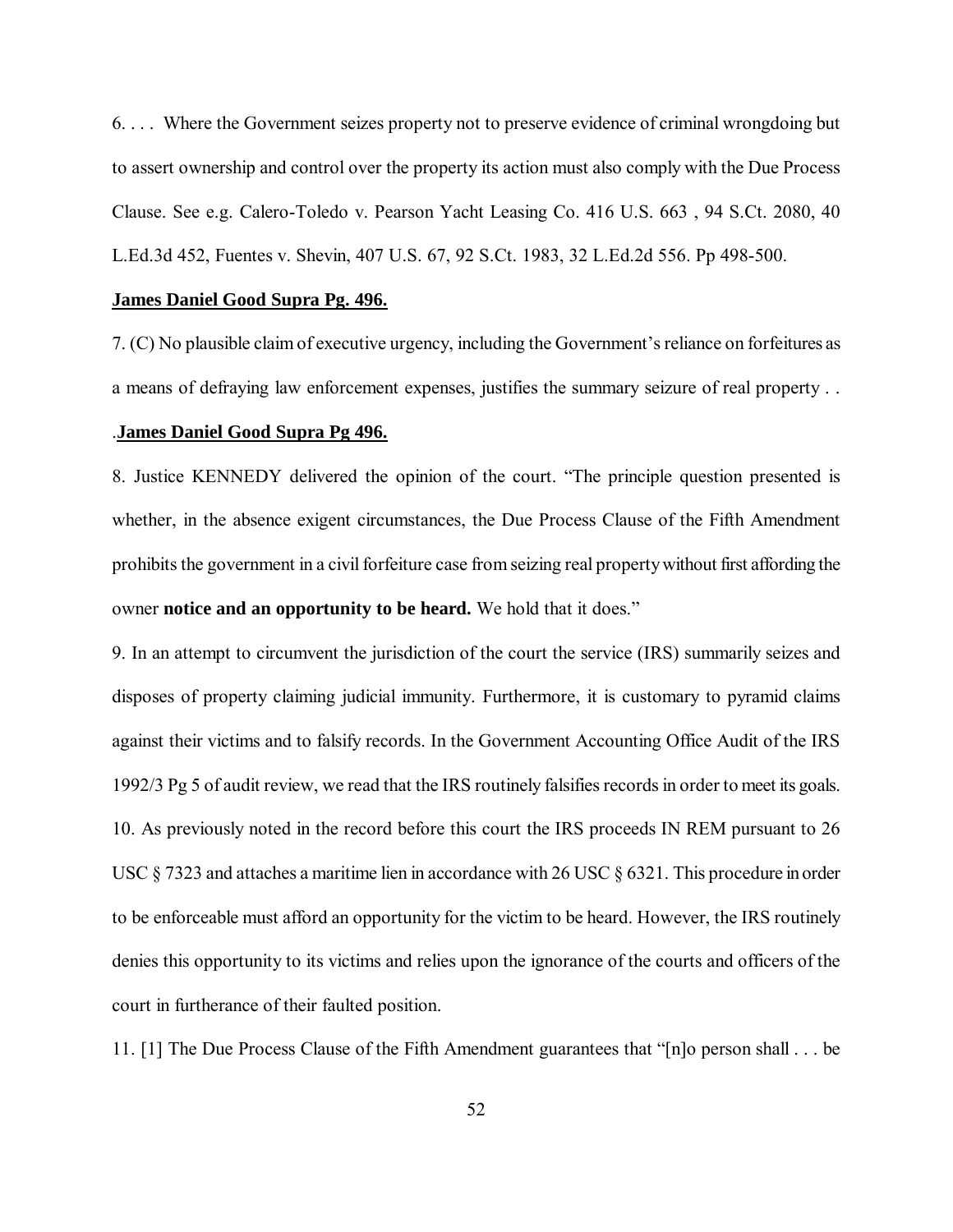6\. . . . Where the Government seizes property not to preserve evidence of criminal wrongdoing but to assert ownership and control over the property its action must also comply with the Due Process Clause. See e.g. Calero-Toledo v. Pearson Yacht Leasing Co. 416 U.S. 663 , 94 S.Ct. 2080, 40 L.Ed.3d 452, Fuentes v. Shevin, 407 U.S. 67, 92 S.Ct. 1983, 32 L.Ed.2d 556. Pp 498-500.

**James Daniel Good Supra Pg. 496.**

7\. (C) No plausible claim of executive urgency, including the Government's reliance on forfeitures as a means of defraying law enforcement expenses, justifies the summary seizure of real property . . .**James Daniel Good Supra Pg 496.**

8\. Justice KENNEDY delivered the opinion of the court. "The principle question presented is whether, in the absence exigent circumstances, the Due Process Clause of the Fifth Amendment prohibits the government in a civil forfeiture case from seizing real property without first affording the owner **notice and an opportunity to be heard.** We hold that it does."

9\. In an attempt to circumvent the jurisdiction of the court the service (IRS) summarily seizes and disposes of property claiming judicial immunity. Furthermore, it is customary to pyramid claims against their victims and to falsify records. In the Government Accounting Office Audit of the IRS 1992/3 Pg 5 of audit review, we read that the IRS routinely falsifies records in order to meet its goals.

10\. As previously noted in the record before this court the IRS proceeds IN REM pursuant to 26 USC § 7323 and attaches a maritime lien in accordance with 26 USC § 6321. This procedure in order to be enforceable must afford an opportunity for the victim to be heard. However, the IRS routinely denies this opportunity to its victims and relies upon the ignorance of the courts and officers of the court in furtherance of their faulted position.

11\. [1] The Due Process Clause of the Fifth Amendment guarantees that "[n]o person shall . . . be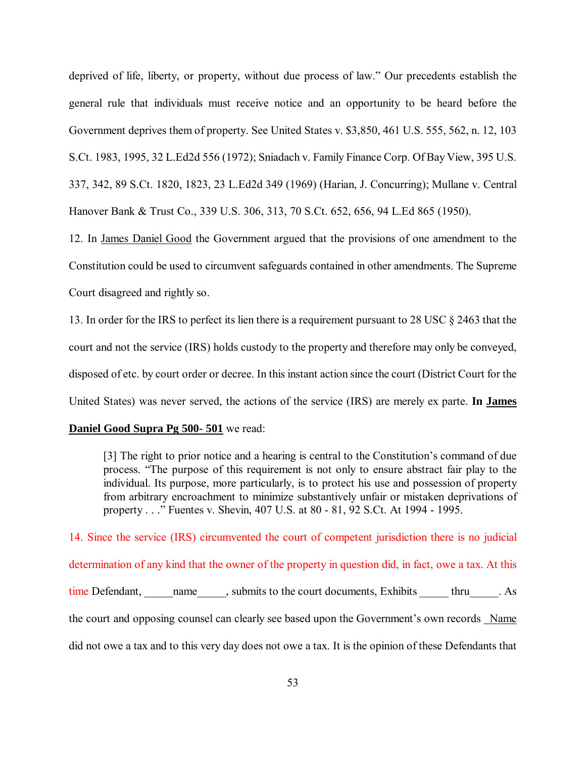deprived of life, liberty, or property, without due process of law." Our precedents establish the general rule that individuals must receive notice and an opportunity to be heard before the Government deprives them of property. See United States v. $3,850, 461 U.S. 555, 562, n. 12, 103 S.Ct. 1983, 1995, 32 L.Ed2d 556 (1972); Sniadach v. Family Finance Corp. Of Bay View, 395 U.S. 337, 342, 89 S.Ct. 1820, 1823, 23 L.Ed2d 349 (1969) (Harian, J. Concurring); Mullane v. Central Hanover Bank & Trust Co., 339 U.S. 306, 313, 70 S.Ct. 652, 656, 94 L.Ed 865 (1950).

12. In <u>James Daniel Good</u> the Government argued that the provisions of one amendment to the Constitution could be used to circumvent safeguards contained in other amendments. The Supreme Court disagreed and rightly so.

13. In order for the IRS to perfect its lien there is a requirement pursuant to 28 USC § 2463 that the court and not the service (IRS) holds custody to the property and therefore may only be conveyed, disposed of etc. by court order or decree. In this instant action since the court (District Court for the United States) was never served, the actions of the service (IRS) are merely ex parte. **In <u>James Daniel Good Supra Pg 500- 501</u>** we read:

> [3] The right to prior notice and a hearing is central to the Constitution's command of due process. "The purpose of this requirement is not only to ensure abstract fair play to the individual. Its purpose, more particularly, is to protect his use and possession of property from arbitrary encroachment to minimize substantively unfair or mistaken deprivations of property . . ." Fuentes v. Shevin, 407 U.S. at 80 - 81, 92 S.Ct. At 1994 - 1995.

14. Since the service (IRS) circumvented the court of competent jurisdiction there is no judicial determination of any kind that the owner of the property in question did, in fact, owe a tax. At this time Defendant, \_\_\_\_\_name\_\_\_\_\_, submits to the court documents, Exhibits \_\_\_\_\_ thru\_\_\_\_\_. As the court and opposing counsel can clearly see based upon the Government's own records <u>Name</u> did not owe a tax and to this very day does not owe a tax. It is the opinion of these Defendants that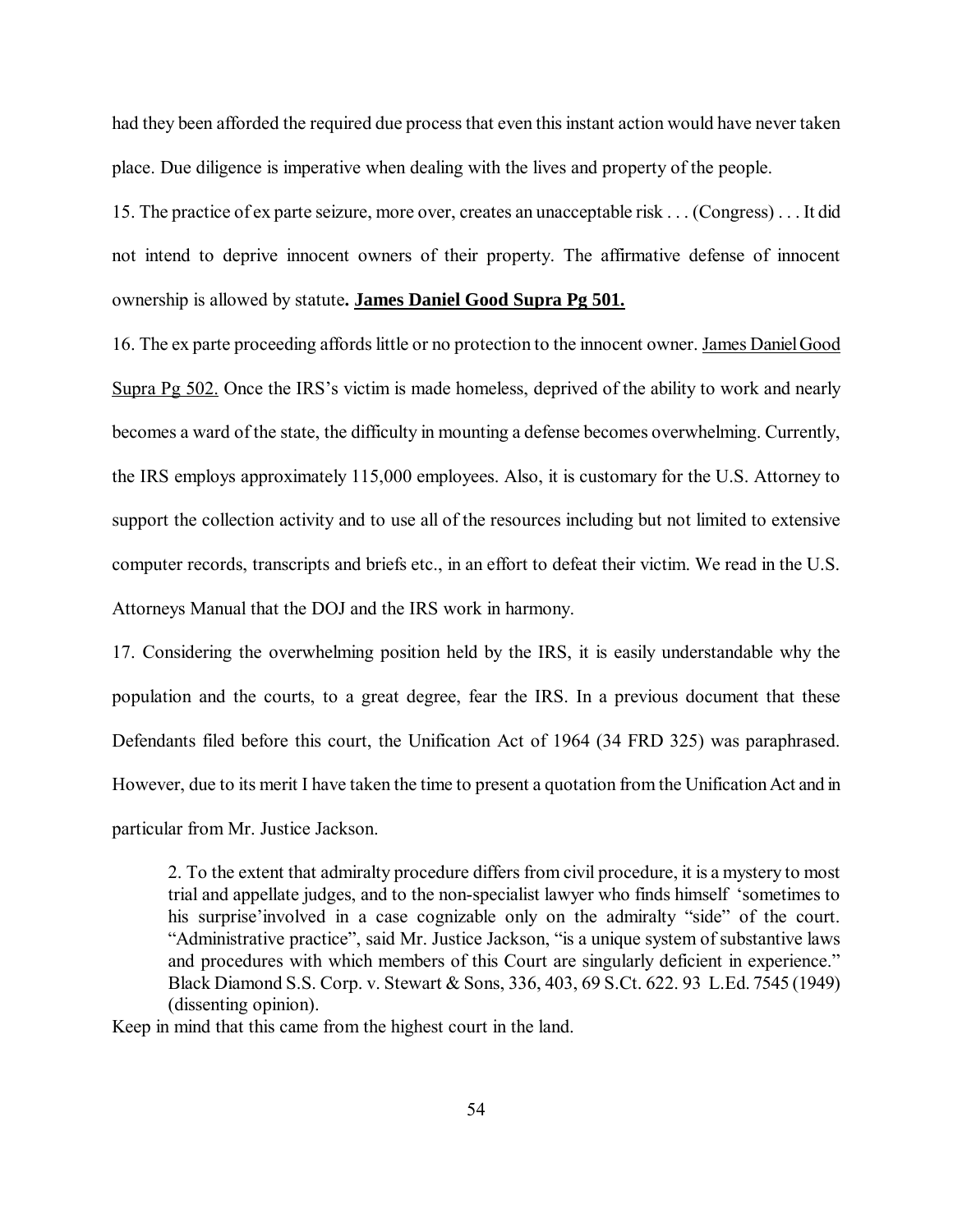had they been afforded the required due process that even this instant action would have never taken place. Due diligence is imperative when dealing with the lives and property of the people.

15. The practice of ex parte seizure, more over, creates an unacceptable risk . . . (Congress) . . . It did not intend to deprive innocent owners of their property. The affirmative defense of innocent ownership is allowed by statute**. <u>James Daniel Good Supra Pg 501.</u>**

16. The ex parte proceeding affords little or no protection to the innocent owner. <u>James Daniel Good Supra Pg 502.</u> Once the IRS's victim is made homeless, deprived of the ability to work and nearly becomes a ward of the state, the difficulty in mounting a defense becomes overwhelming. Currently, the IRS employs approximately 115,000 employees. Also, it is customary for the U.S. Attorney to support the collection activity and to use all of the resources including but not limited to extensive computer records, transcripts and briefs etc., in an effort to defeat their victim. We read in the U.S. Attorneys Manual that the DOJ and the IRS work in harmony.

17. Considering the overwhelming position held by the IRS, it is easily understandable why the population and the courts, to a great degree, fear the IRS. In a previous document that these Defendants filed before this court, the Unification Act of 1964 (34 FRD 325) was paraphrased. However, due to its merit I have taken the time to present a quotation from the Unification Act and in particular from Mr. Justice Jackson.

> 2. To the extent that admiralty procedure differs from civil procedure, it is a mystery to most trial and appellate judges, and to the non-specialist lawyer who finds himself 'sometimes to his surprise'involved in a case cognizable only on the admiralty "side" of the court. "Administrative practice", said Mr. Justice Jackson, "is a unique system of substantive laws and procedures with which members of this Court are singularly deficient in experience." Black Diamond S.S. Corp. v. Stewart & Sons, 336, 403, 69 S.Ct. 622. 93 L.Ed. 7545 (1949) (dissenting opinion).

Keep in mind that this came from the highest court in the land.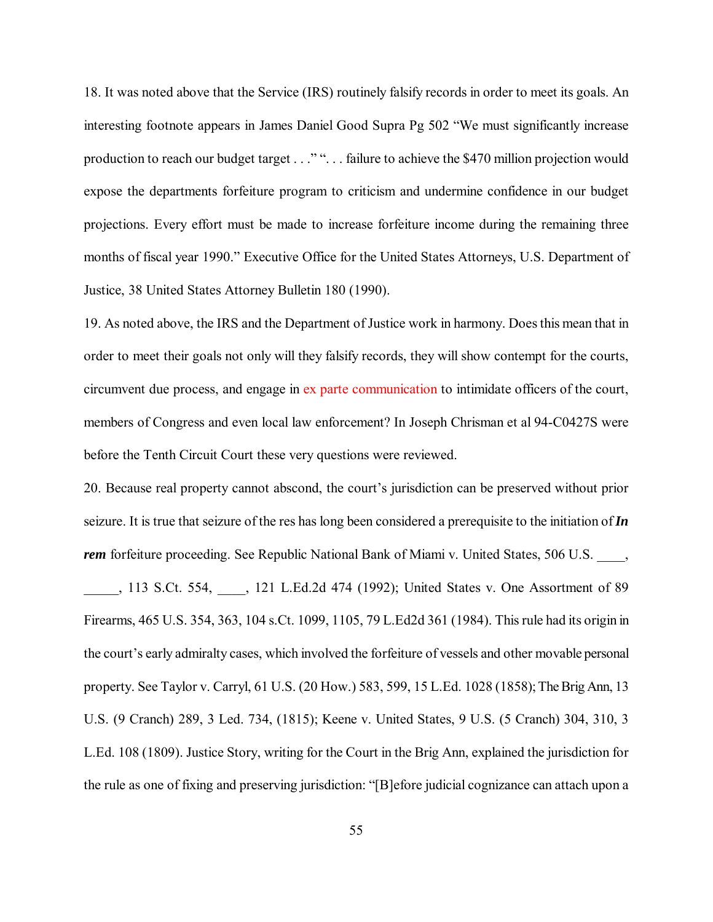18. It was noted above that the Service (IRS) routinely falsify records in order to meet its goals. An interesting footnote appears in James Daniel Good Supra Pg 502 "We must significantly increase production to reach our budget target . . ." ". . . failure to achieve the $470 million projection would expose the departments forfeiture program to criticism and undermine confidence in our budget projections. Every effort must be made to increase forfeiture income during the remaining three months of fiscal year 1990." Executive Office for the United States Attorneys, U.S. Department of Justice, 38 United States Attorney Bulletin 180 (1990).

19. As noted above, the IRS and the Department of Justice work in harmony. Does this mean that in order to meet their goals not only will they falsify records, they will show contempt for the courts, circumvent due process, and engage in ex parte communication to intimidate officers of the court, members of Congress and even local law enforcement? In Joseph Chrisman et al 94-C0427S were before the Tenth Circuit Court these very questions were reviewed.

20. Because real property cannot abscond, the court's jurisdiction can be preserved without prior seizure. It is true that seizure of the res has long been considered a prerequisite to the initiation of ***In rem*** forfeiture proceeding. See Republic National Bank of Miami v. United States, 506 U.S. ____, _____, 113 S.Ct. 554, ____, 121 L.Ed.2d 474 (1992); United States v. One Assortment of 89 Firearms, 465 U.S. 354, 363, 104 s.Ct. 1099, 1105, 79 L.Ed2d 361 (1984). This rule had its origin in the court's early admiralty cases, which involved the forfeiture of vessels and other movable personal property. See Taylor v. Carryl, 61 U.S. (20 How.) 583, 599, 15 L.Ed. 1028 (1858); The Brig Ann, 13 U.S. (9 Cranch) 289, 3 Led. 734, (1815); Keene v. United States, 9 U.S. (5 Cranch) 304, 310, 3 L.Ed. 108 (1809). Justice Story, writing for the Court in the Brig Ann, explained the jurisdiction for the rule as one of fixing and preserving jurisdiction: "[B]efore judicial cognizance can attach upon a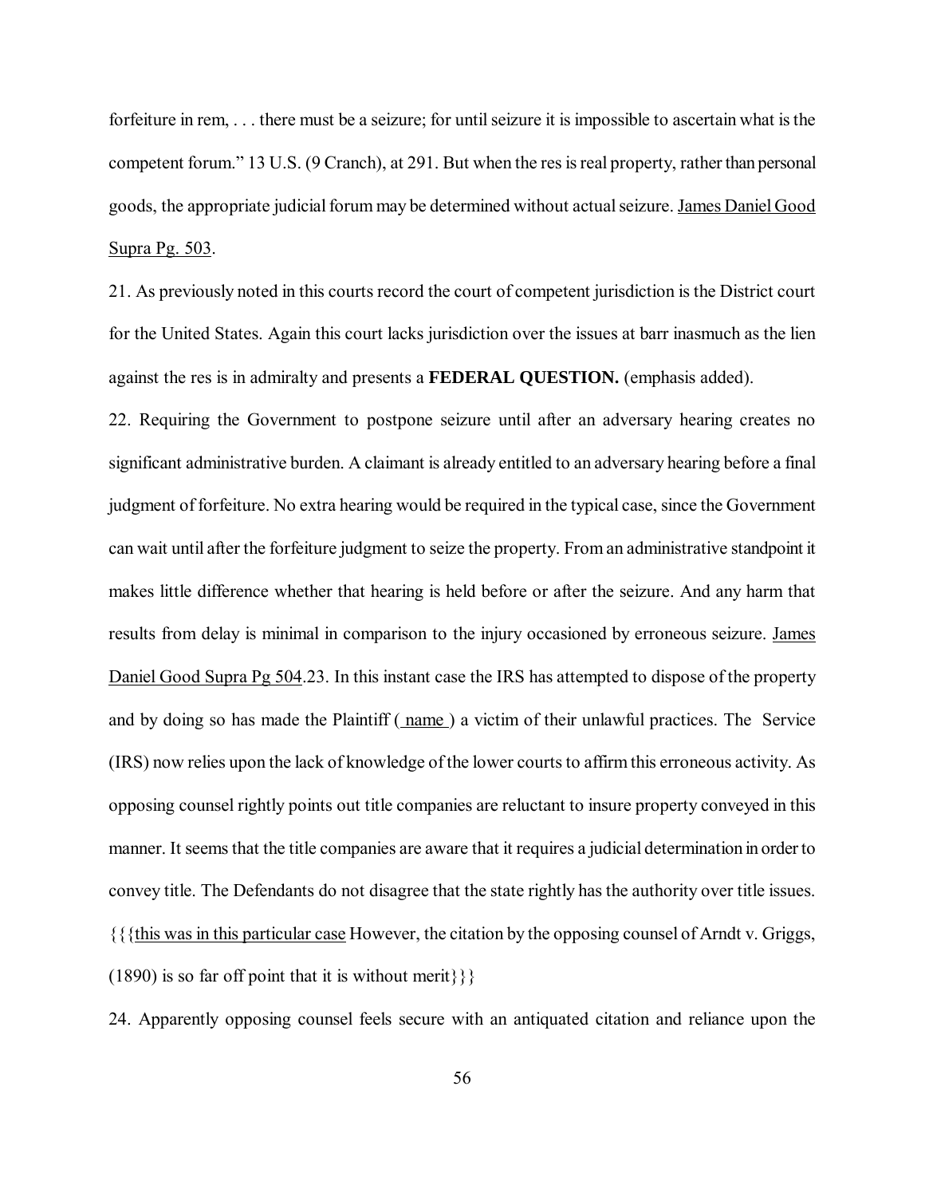forfeiture in rem, . . . there must be a seizure; for until seizure it is impossible to ascertain what is the competent forum." 13 U.S. (9 Cranch), at 291. But when the res is real property, rather than personal goods, the appropriate judicial forum may be determined without actual seizure. James Daniel Good Supra Pg. 503.

21. As previously noted in this courts record the court of competent jurisdiction is the District court for the United States. Again this court lacks jurisdiction over the issues at barr inasmuch as the lien against the res is in admiralty and presents a **FEDERAL QUESTION.** (emphasis added).

22. Requiring the Government to postpone seizure until after an adversary hearing creates no significant administrative burden. A claimant is already entitled to an adversary hearing before a final judgment of forfeiture. No extra hearing would be required in the typical case, since the Government can wait until after the forfeiture judgment to seize the property. From an administrative standpoint it makes little difference whether that hearing is held before or after the seizure. And any harm that results from delay is minimal in comparison to the injury occasioned by erroneous seizure. James Daniel Good Supra Pg 504.23. In this instant case the IRS has attempted to dispose of the property and by doing so has made the Plaintiff ( name ) a victim of their unlawful practices. The Service (IRS) now relies upon the lack of knowledge of the lower courts to affirm this erroneous activity. As opposing counsel rightly points out title companies are reluctant to insure property conveyed in this manner. It seems that the title companies are aware that it requires a judicial determination in order to convey title. The Defendants do not disagree that the state rightly has the authority over title issues. {{{this was in this particular case However, the citation by the opposing counsel of Arndt v. Griggs, (1890) is so far off point that it is without merit}}}

24. Apparently opposing counsel feels secure with an antiquated citation and reliance upon the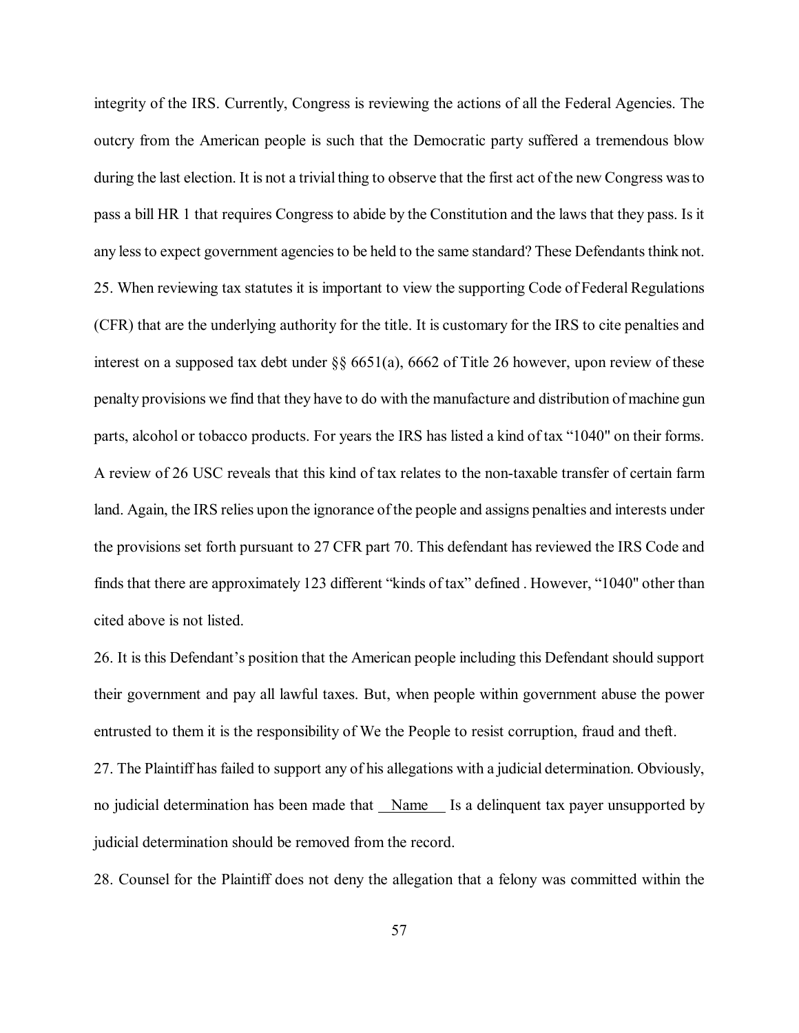integrity of the IRS. Currently, Congress is reviewing the actions of all the Federal Agencies. The outcry from the American people is such that the Democratic party suffered a tremendous blow during the last election. It is not a trivial thing to observe that the first act of the new Congress was to pass a bill HR 1 that requires Congress to abide by the Constitution and the laws that they pass. Is it any less to expect government agencies to be held to the same standard? These Defendants think not.

25. When reviewing tax statutes it is important to view the supporting Code of Federal Regulations (CFR) that are the underlying authority for the title. It is customary for the IRS to cite penalties and interest on a supposed tax debt under §§ 6651(a), 6662 of Title 26 however, upon review of these penalty provisions we find that they have to do with the manufacture and distribution of machine gun parts, alcohol or tobacco products. For years the IRS has listed a kind of tax "1040" on their forms. A review of 26 USC reveals that this kind of tax relates to the non-taxable transfer of certain farm land. Again, the IRS relies upon the ignorance of the people and assigns penalties and interests under the provisions set forth pursuant to 27 CFR part 70. This defendant has reviewed the IRS Code and finds that there are approximately 123 different "kinds of tax" defined . However, "1040" other than cited above is not listed.

26. It is this Defendant's position that the American people including this Defendant should support their government and pay all lawful taxes. But, when people within government abuse the power entrusted to them it is the responsibility of We the People to resist corruption, fraud and theft.

27. The Plaintiff has failed to support any of his allegations with a judicial determination. Obviously, no judicial determination has been made that __Name__ Is a delinquent tax payer unsupported by judicial determination should be removed from the record.

28. Counsel for the Plaintiff does not deny the allegation that a felony was committed within the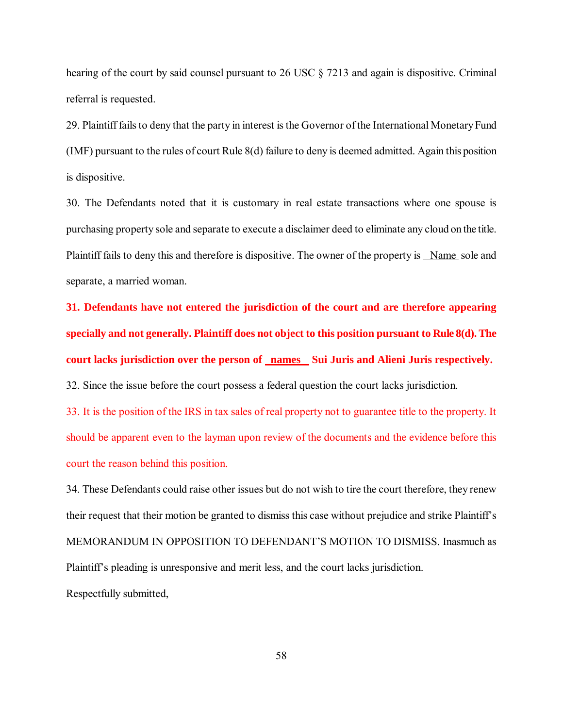hearing of the court by said counsel pursuant to 26 USC § 7213 and again is dispositive. Criminal referral is requested.

29. Plaintiff fails to deny that the party in interest is the Governor of the International Monetary Fund (IMF) pursuant to the rules of court Rule 8(d) failure to deny is deemed admitted. Again this position is dispositive.

30. The Defendants noted that it is customary in real estate transactions where one spouse is purchasing property sole and separate to execute a disclaimer deed to eliminate any cloud on the title. Plaintiff fails to deny this and therefore is dispositive. The owner of the property is __Name__ sole and separate, a married woman.

**31. Defendants have not entered the jurisdiction of the court and are therefore appearing specially and not generally. Plaintiff does not object to this position pursuant to Rule 8(d). The court lacks jurisdiction over the person of __names__ Sui Juris and Alieni Juris respectively.**

32. Since the issue before the court possess a federal question the court lacks jurisdiction.

33. It is the position of the IRS in tax sales of real property not to guarantee title to the property. It should be apparent even to the layman upon review of the documents and the evidence before this court the reason behind this position.

34. These Defendants could raise other issues but do not wish to tire the court therefore, they renew their request that their motion be granted to dismiss this case without prejudice and strike Plaintiff's MEMORANDUM IN OPPOSITION TO DEFENDANT'S MOTION TO DISMISS. Inasmuch as Plaintiff's pleading is unresponsive and merit less, and the court lacks jurisdiction.

Respectfully submitted,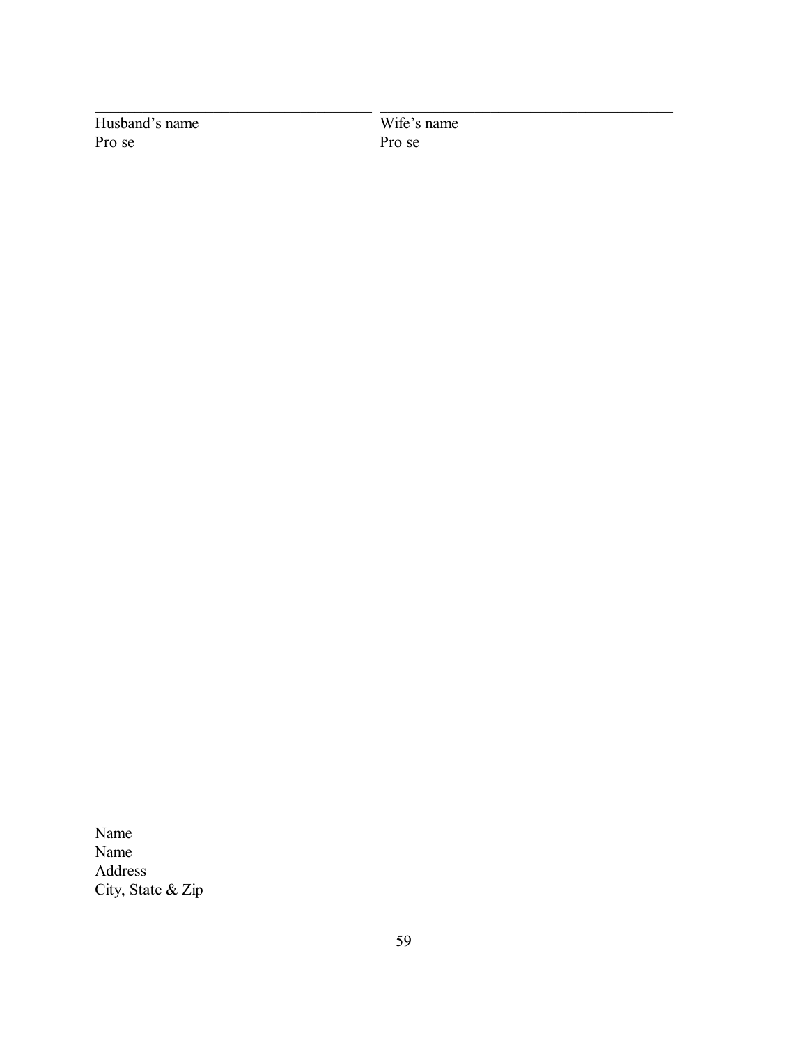\_\_\_\_\_\_\_\_\_\_\_\_\_\_\_\_\_\_\_\_\_\_\_\_\_\_\_\_\_\_\_\_\_\_\_\_\_\_

Husband's name
Pro se

\_\_\_\_\_\_\_\_\_\_\_\_\_\_\_\_\_\_\_\_\_\_\_\_\_\_\_\_\_\_\_\_\_\_\_\_\_\_

Wife's name
Pro se

Name
Name
Address
City, State & Zip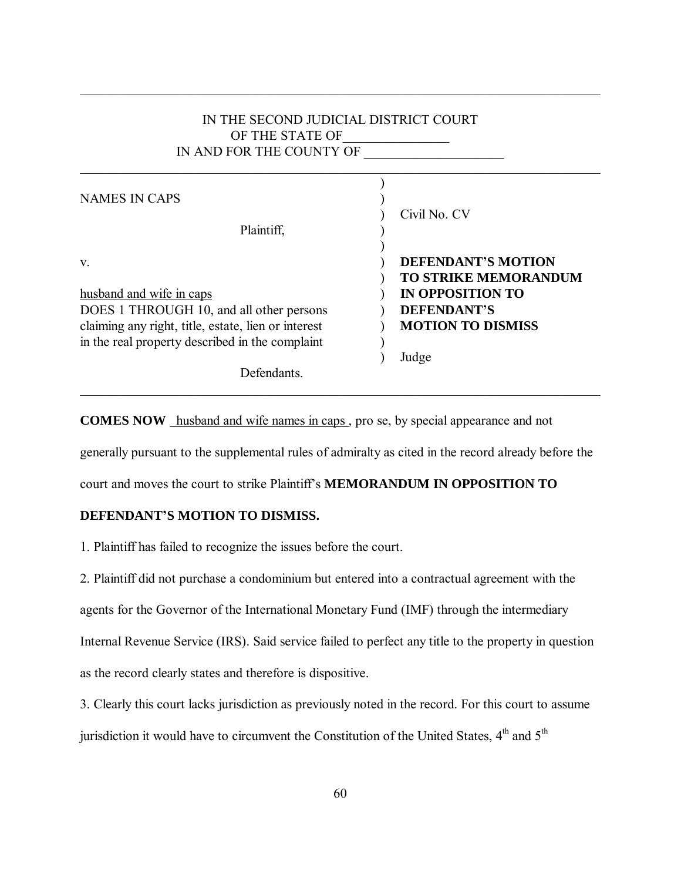IN THE SECOND JUDICIAL DISTRICT COURT
OF THE STATE OF________________
IN AND FOR THE COUNTY OF ______________________

| | |
|---|---|
| NAMES IN CAPS | |
| Plaintiff, | Civil No. CV |
| v. | **DEFENDANT'S MOTION TO STRIKE MEMORANDUM IN OPPOSITION TO DEFENDANT'S MOTION TO DISMISS** |
| husband and wife in caps<br>DOES 1 THROUGH 10, and all other persons claiming any right, title, estate, lien or interest in the real property described in the complaint | |
| Defendants. | Judge |

**COMES NOW** husband and wife names in caps , pro se, by special appearance and not generally pursuant to the supplemental rules of admiralty as cited in the record already before the court and moves the court to strike Plaintiff's **MEMORANDUM IN OPPOSITION TO DEFENDANT'S MOTION TO DISMISS.**

1. Plaintiff has failed to recognize the issues before the court.

2. Plaintiff did not purchase a condominium but entered into a contractual agreement with the agents for the Governor of the International Monetary Fund (IMF) through the intermediary Internal Revenue Service (IRS). Said service failed to perfect any title to the property in question as the record clearly states and therefore is dispositive.

3. Clearly this court lacks jurisdiction as previously noted in the record. For this court to assume jurisdiction it would have to circumvent the Constitution of the United States, 4th and 5th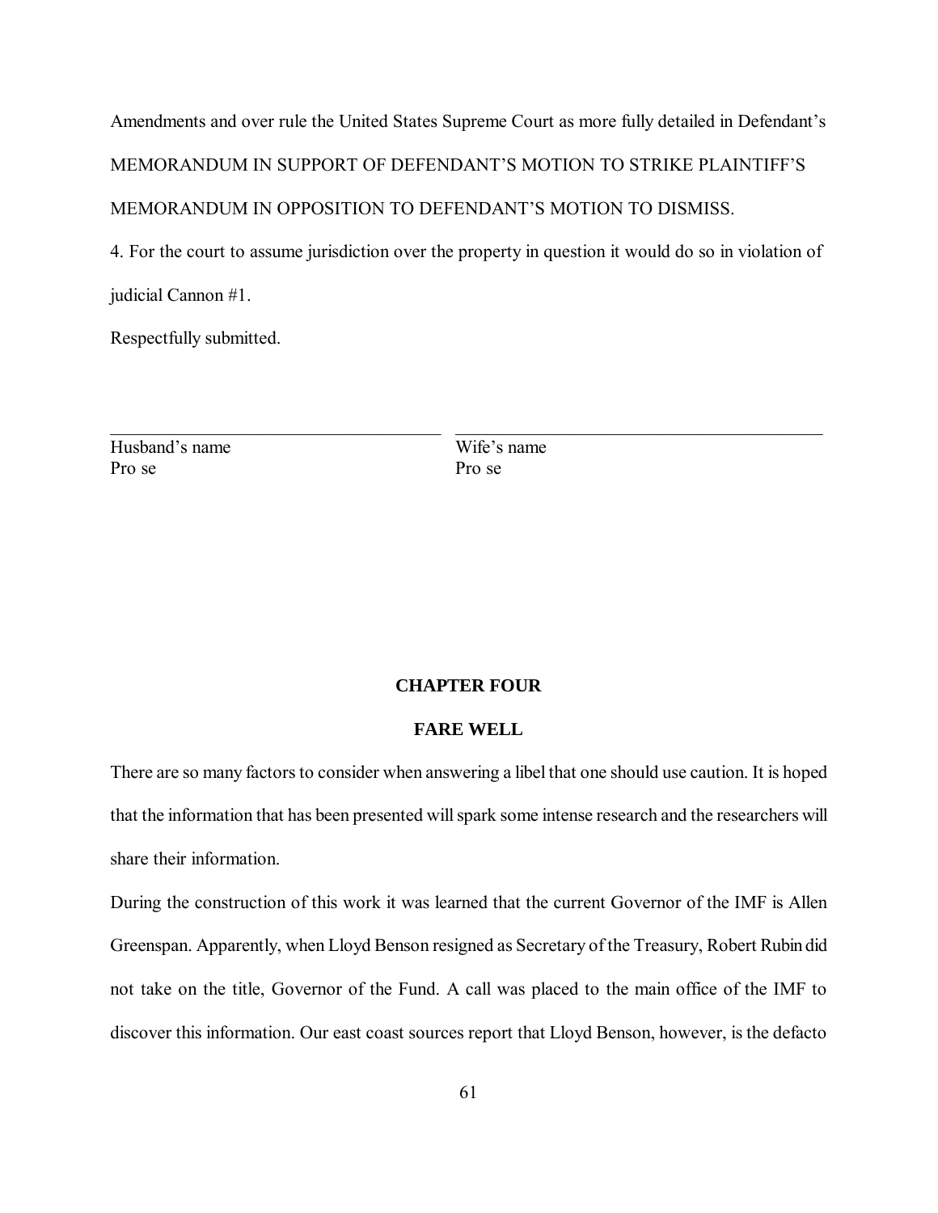Amendments and over rule the United States Supreme Court as more fully detailed in Defendant's MEMORANDUM IN SUPPORT OF DEFENDANT'S MOTION TO STRIKE PLAINTIFF'S MEMORANDUM IN OPPOSITION TO DEFENDANT'S MOTION TO DISMISS.

4. For the court to assume jurisdiction over the property in question it would do so in violation of judicial Cannon #1.

Respectfully submitted.

| \_\_\_\_\_\_\_\_\_\_\_\_\_\_\_\_\_\_\_\_\_\_\_\_\_\_\_\_\_\_\_\_ | \_\_\_\_\_\_\_\_\_\_\_\_\_\_\_\_\_\_\_\_\_\_\_\_\_\_\_\_\_\_\_\_ |
|---|---|
| Husband's name | Wife's name |
| Pro se | Pro se |

## CHAPTER FOUR

## FARE WELL

There are so many factors to consider when answering a libel that one should use caution. It is hoped that the information that has been presented will spark some intense research and the researchers will share their information.

During the construction of this work it was learned that the current Governor of the IMF is Allen Greenspan. Apparently, when Lloyd Benson resigned as Secretary of the Treasury, Robert Rubin did not take on the title, Governor of the Fund. A call was placed to the main office of the IMF to discover this information. Our east coast sources report that Lloyd Benson, however, is the defacto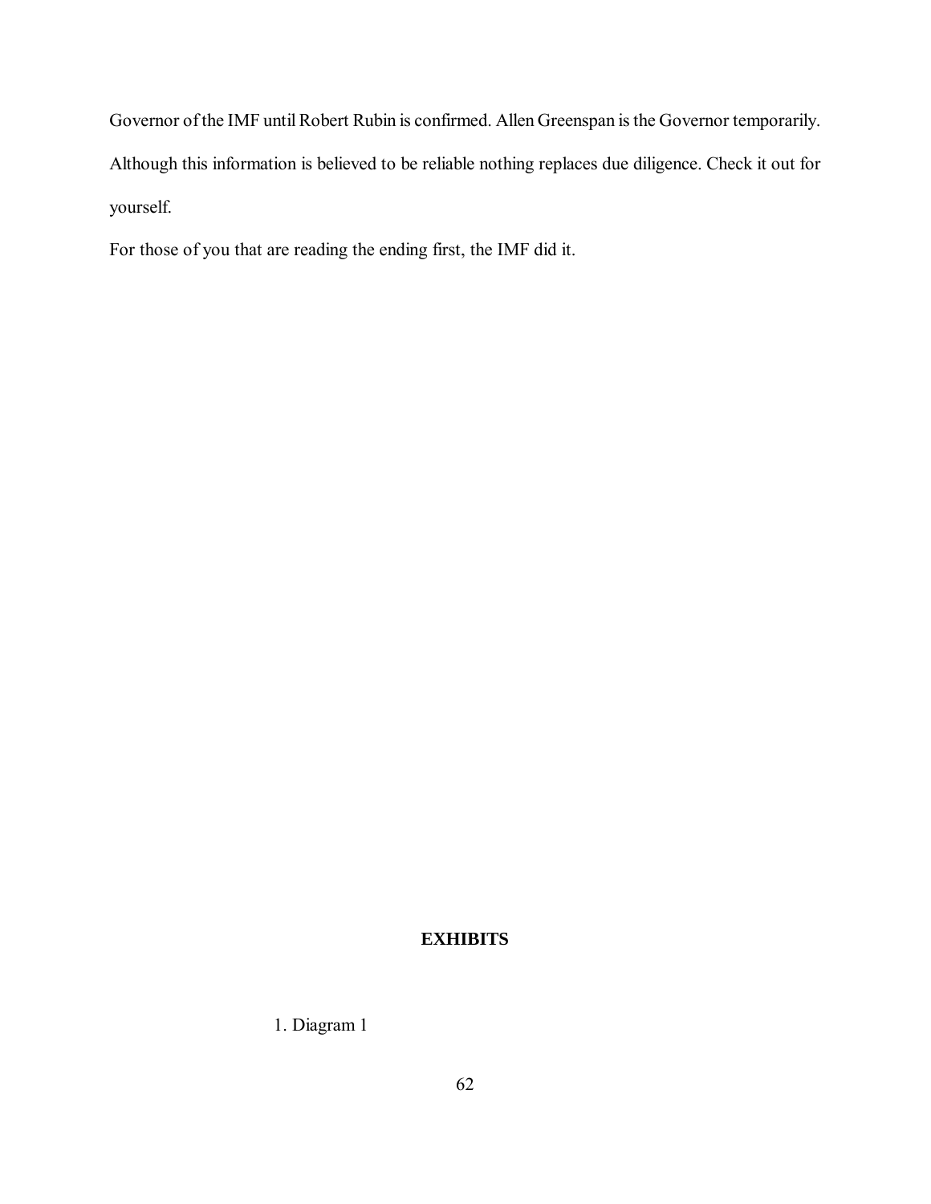Governor of the IMF until Robert Rubin is confirmed. Allen Greenspan is the Governor temporarily. Although this information is believed to be reliable nothing replaces due diligence. Check it out for yourself.

For those of you that are reading the ending first, the IMF did it.

**EXHIBITS**

1. Diagram 1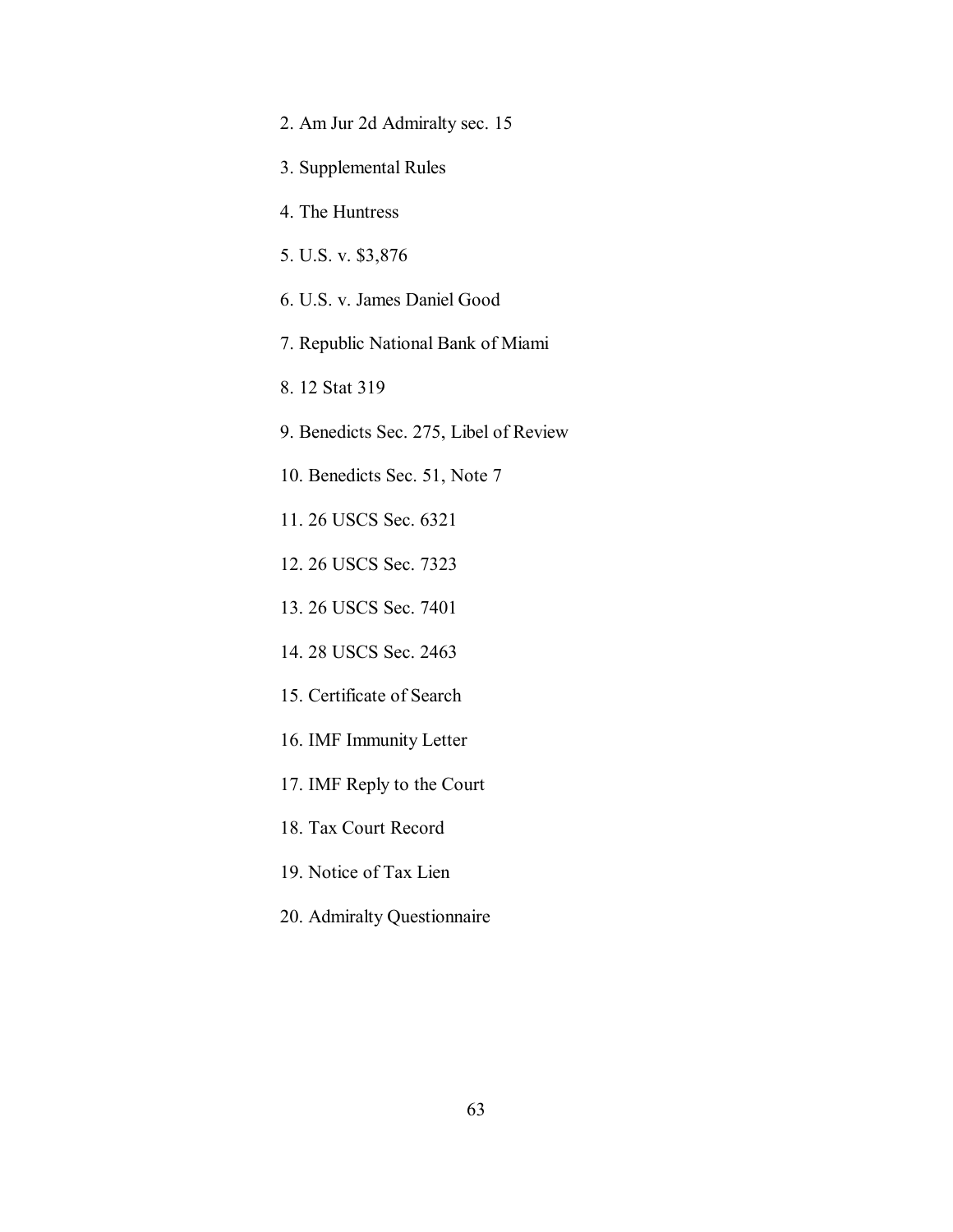2. Am Jur 2d Admiralty sec. 15

3. Supplemental Rules

4. The Huntress

5. U.S. v. $3,876

6. U.S. v. James Daniel Good

7. Republic National Bank of Miami

8. 12 Stat 319

9. Benedicts Sec. 275, Libel of Review

10. Benedicts Sec. 51, Note 7

11. 26 USCS Sec. 6321

12. 26 USCS Sec. 7323

13. 26 USCS Sec. 7401

14. 28 USCS Sec. 2463

15. Certificate of Search

16. IMF Immunity Letter

17. IMF Reply to the Court

18. Tax Court Record

19. Notice of Tax Lien

20. Admiralty Questionnaire